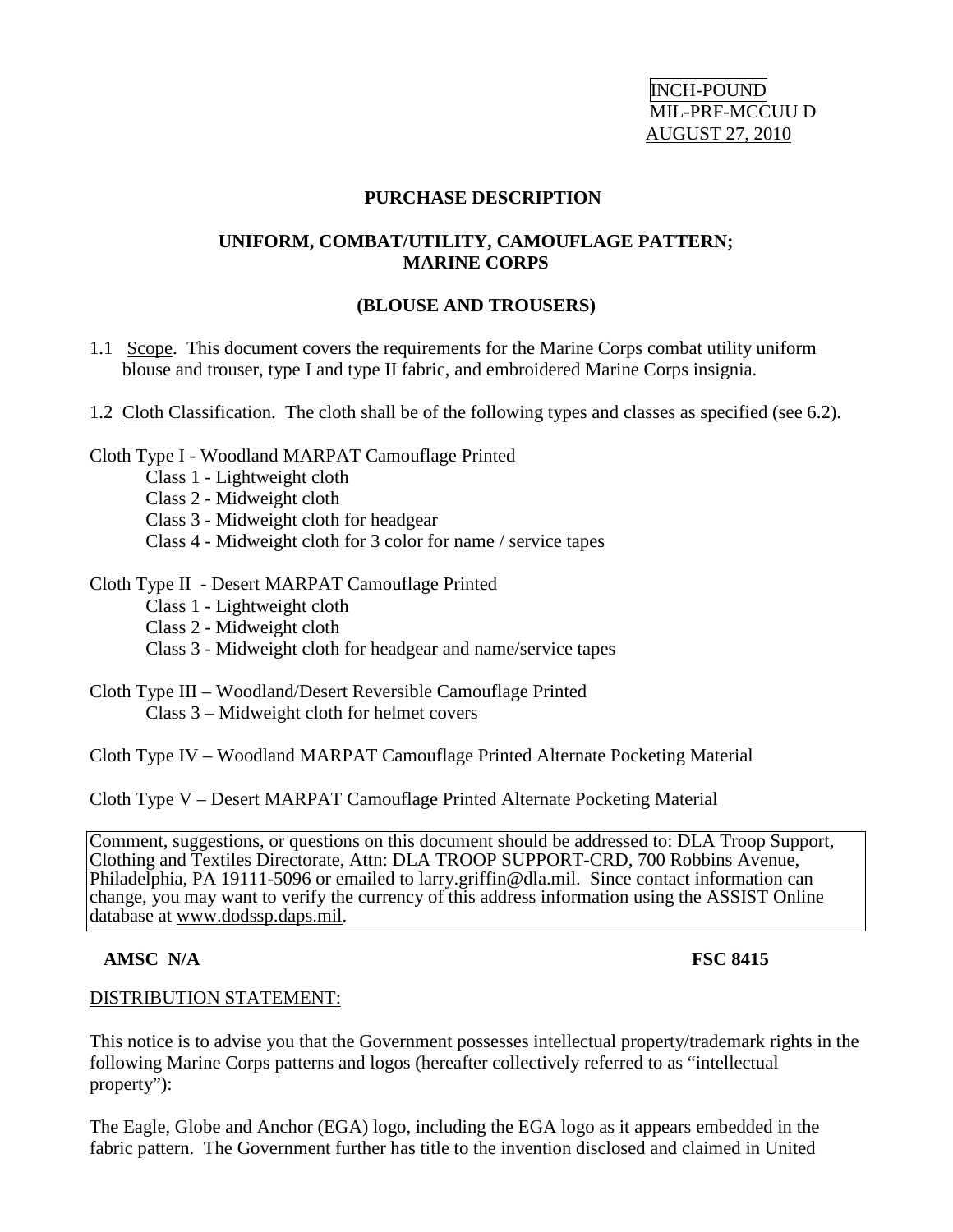INCH-POUND
MIL-PRF-MCCUU D
AUGUST 27, 2010

# PURCHASE DESCRIPTION

## UNIFORM, COMBAT/UTILITY, CAMOUFLAGE PATTERN; MARINE CORPS

## (BLOUSE AND TROUSERS)

1.1 Scope. This document covers the requirements for the Marine Corps combat utility uniform blouse and trouser, type I and type II fabric, and embroidered Marine Corps insignia.

1.2 Cloth Classification. The cloth shall be of the following types and classes as specified (see 6.2).

Cloth Type I - Woodland MARPAT Camouflage Printed
- Class 1 - Lightweight cloth
- Class 2 - Midweight cloth
- Class 3 - Midweight cloth for headgear
- Class 4 - Midweight cloth for 3 color for name / service tapes

Cloth Type II - Desert MARPAT Camouflage Printed
- Class 1 - Lightweight cloth
- Class 2 - Midweight cloth
- Class 3 - Midweight cloth for headgear and name/service tapes

Cloth Type III – Woodland/Desert Reversible Camouflage Printed
- Class 3 – Midweight cloth for helmet covers

Cloth Type IV – Woodland MARPAT Camouflage Printed Alternate Pocketing Material

Cloth Type V – Desert MARPAT Camouflage Printed Alternate Pocketing Material

Comment, suggestions, or questions on this document should be addressed to: DLA Troop Support, Clothing and Textiles Directorate, Attn: DLA TROOP SUPPORT-CRD, 700 Robbins Avenue, Philadelphia, PA 19111-5096 or emailed to larry.griffin@dla.mil. Since contact information can change, you may want to verify the currency of this address information using the ASSIST Online database at www.dodssp.daps.mil.

**AMSC N/A** **FSC 8415**

DISTRIBUTION STATEMENT:

This notice is to advise you that the Government possesses intellectual property/trademark rights in the following Marine Corps patterns and logos (hereafter collectively referred to as "intellectual property"):

The Eagle, Globe and Anchor (EGA) logo, including the EGA logo as it appears embedded in the fabric pattern. The Government further has title to the invention disclosed and claimed in United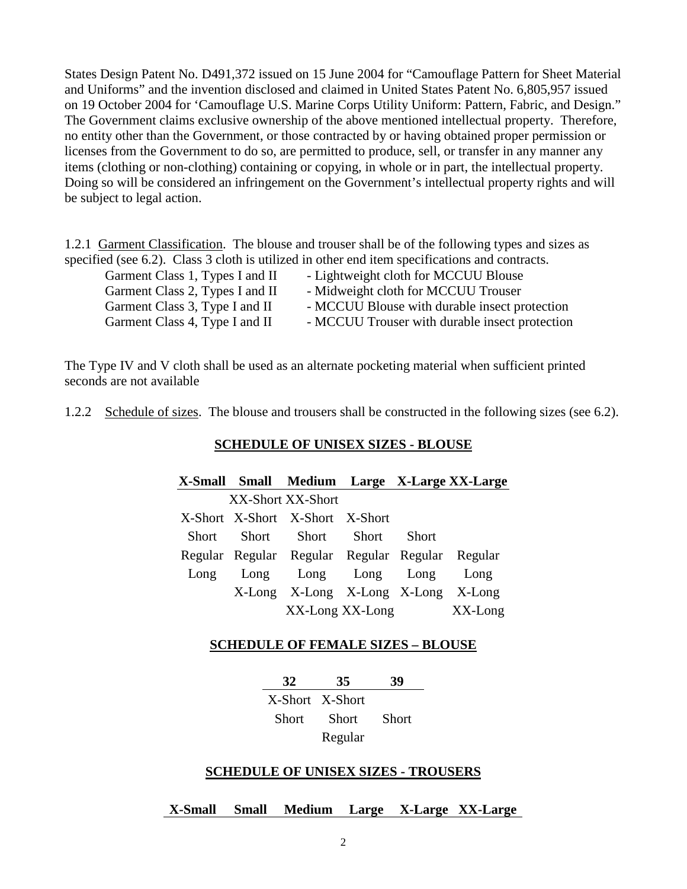States Design Patent No. D491,372 issued on 15 June 2004 for "Camouflage Pattern for Sheet Material and Uniforms" and the invention disclosed and claimed in United States Patent No. 6,805,957 issued on 19 October 2004 for 'Camouflage U.S. Marine Corps Utility Uniform: Pattern, Fabric, and Design." The Government claims exclusive ownership of the above mentioned intellectual property. Therefore, no entity other than the Government, or those contracted by or having obtained proper permission or licenses from the Government to do so, are permitted to produce, sell, or transfer in any manner any items (clothing or non-clothing) containing or copying, in whole or in part, the intellectual property. Doing so will be considered an infringement on the Government's intellectual property rights and will be subject to legal action.

1.2.1 Garment Classification. The blouse and trouser shall be of the following types and sizes as specified (see 6.2). Class 3 cloth is utilized in other end item specifications and contracts.

Garment Class 1, Types I and II - Lightweight cloth for MCCUU Blouse
Garment Class 2, Types I and II - Midweight cloth for MCCUU Trouser
Garment Class 3, Type I and II - MCCUU Blouse with durable insect protection
Garment Class 4, Type I and II - MCCUU Trouser with durable insect protection

The Type IV and V cloth shall be used as an alternate pocketing material when sufficient printed seconds are not available

1.2.2 Schedule of sizes. The blouse and trousers shall be constructed in the following sizes (see 6.2).

**SCHEDULE OF UNISEX SIZES - BLOUSE**

| X-Small | Small | Medium | Large | X-Large | XX-Large |
|---|---|---|---|---|---|
| | XX-Short | XX-Short | | | |
| X-Short | X-Short | X-Short | X-Short | | |
| Short | Short | Short | Short | Short | |
| Regular | Regular | Regular | Regular | Regular | Regular |
| Long | Long | Long | Long | Long | Long |
| | X-Long | X-Long | X-Long | X-Long | X-Long |
| | | XX-Long | XX-Long | | XX-Long |

**SCHEDULE OF FEMALE SIZES – BLOUSE**

| 32 | 35 | 39 |
|---|---|---|
| X-Short | X-Short | |
| Short | Short | Short |
| | Regular | |

**SCHEDULE OF UNISEX SIZES - TROUSERS**

| X-Small | Small | Medium | Large | X-Large | XX-Large |
|---|---|---|---|---|---|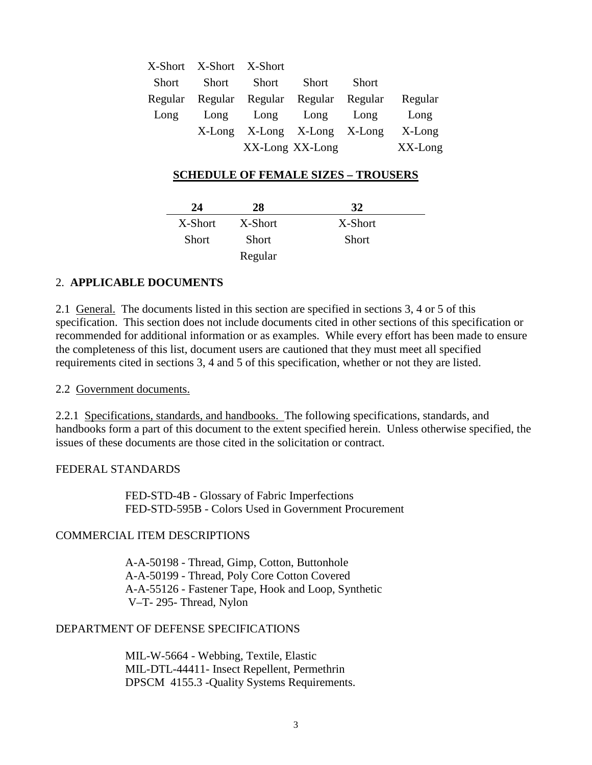| | | | | | |
|---|---|---|---|---|---|
| X-Short | X-Short | X-Short | | | |
| Short | Short | Short | Short | Short | |
| Regular | Regular | Regular | Regular | Regular | Regular |
| Long | Long | Long | Long | Long | Long |
| | X-Long | X-Long | X-Long | X-Long | X-Long |
| | | XX-Long | XX-Long | | XX-Long |

**SCHEDULE OF FEMALE SIZES – TROUSERS**

| 24 | 28 | 32 |
|---|---|---|
| X-Short | X-Short | X-Short |
| Short | Short | Short |
| | Regular | |

## 2. APPLICABLE DOCUMENTS

2.1 General. The documents listed in this section are specified in sections 3, 4 or 5 of this specification. This section does not include documents cited in other sections of this specification or recommended for additional information or as examples. While every effort has been made to ensure the completeness of this list, document users are cautioned that they must meet all specified requirements cited in sections 3, 4 and 5 of this specification, whether or not they are listed.

2.2 Government documents.

2.2.1 Specifications, standards, and handbooks. The following specifications, standards, and handbooks form a part of this document to the extent specified herein. Unless otherwise specified, the issues of these documents are those cited in the solicitation or contract.

FEDERAL STANDARDS

FED-STD-4B - Glossary of Fabric Imperfections
FED-STD-595B - Colors Used in Government Procurement

COMMERCIAL ITEM DESCRIPTIONS

A-A-50198 - Thread, Gimp, Cotton, Buttonhole
A-A-50199 - Thread, Poly Core Cotton Covered
A-A-55126 - Fastener Tape, Hook and Loop, Synthetic
V–T- 295- Thread, Nylon

DEPARTMENT OF DEFENSE SPECIFICATIONS

MIL-W-5664 - Webbing, Textile, Elastic
MIL-DTL-44411- Insect Repellent, Permethrin
DPSCM 4155.3 -Quality Systems Requirements.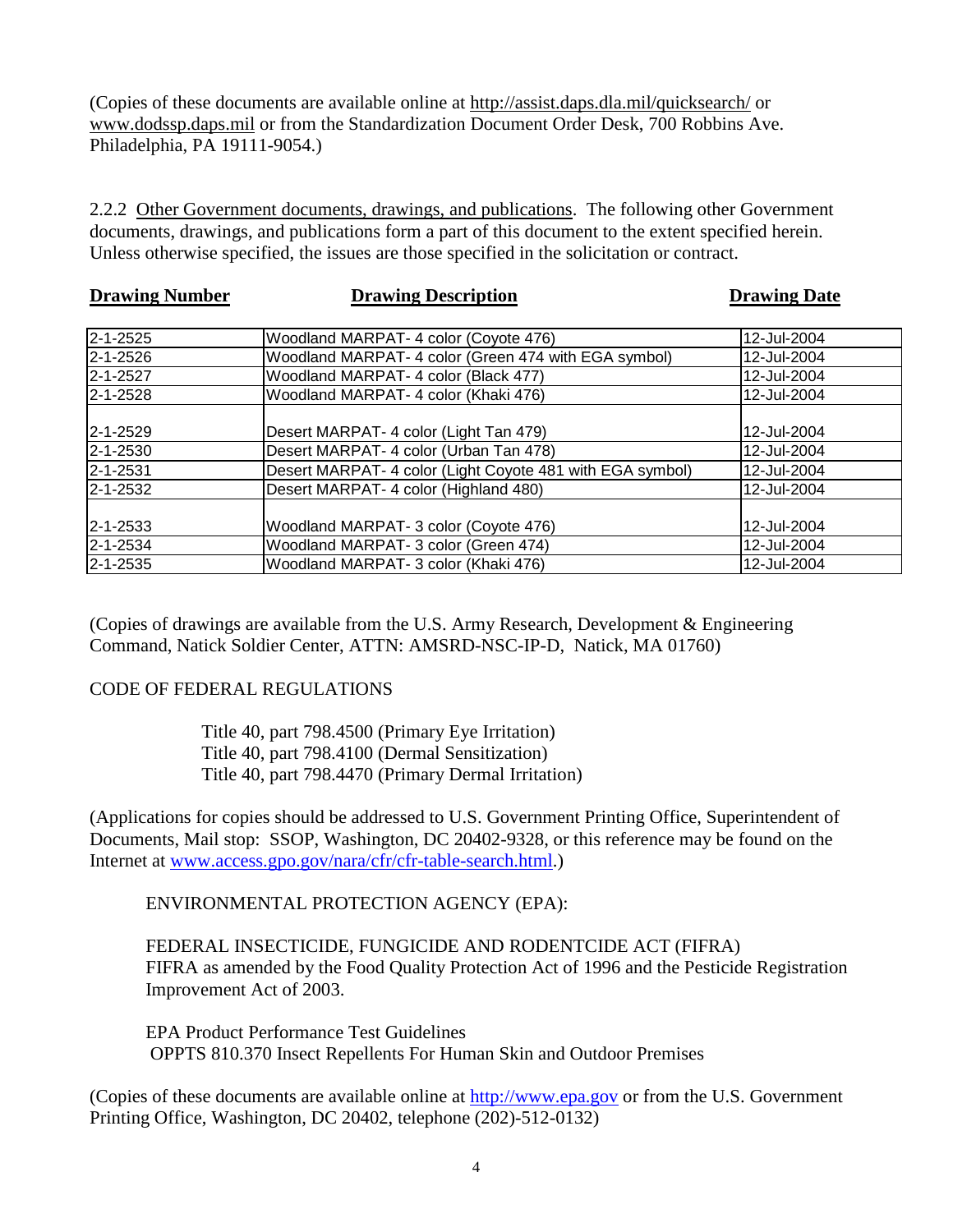(Copies of these documents are available online at http://assist.daps.dla.mil/quicksearch/ or www.dodssp.daps.mil or from the Standardization Document Order Desk, 700 Robbins Ave. Philadelphia, PA 19111-9054.)

2.2.2 Other Government documents, drawings, and publications. The following other Government documents, drawings, and publications form a part of this document to the extent specified herein. Unless otherwise specified, the issues are those specified in the solicitation or contract.

| **Drawing Number** | **Drawing Description** | **Drawing Date** |
|---|---|---|
| 2-1-2525 | Woodland MARPAT- 4 color (Coyote 476) | 12-Jul-2004 |
| 2-1-2526 | Woodland MARPAT- 4 color (Green 474 with EGA symbol) | 12-Jul-2004 |
| 2-1-2527 | Woodland MARPAT- 4 color (Black 477) | 12-Jul-2004 |
| 2-1-2528 | Woodland MARPAT- 4 color (Khaki 476) | 12-Jul-2004 |
| 2-1-2529 | Desert MARPAT- 4 color (Light Tan 479) | 12-Jul-2004 |
| 2-1-2530 | Desert MARPAT- 4 color (Urban Tan 478) | 12-Jul-2004 |
| 2-1-2531 | Desert MARPAT- 4 color (Light Coyote 481 with EGA symbol) | 12-Jul-2004 |
| 2-1-2532 | Desert MARPAT- 4 color (Highland 480) | 12-Jul-2004 |
| 2-1-2533 | Woodland MARPAT- 3 color (Coyote 476) | 12-Jul-2004 |
| 2-1-2534 | Woodland MARPAT- 3 color (Green 474) | 12-Jul-2004 |
| 2-1-2535 | Woodland MARPAT- 3 color (Khaki 476) | 12-Jul-2004 |

(Copies of drawings are available from the U.S. Army Research, Development & Engineering Command, Natick Soldier Center, ATTN: AMSRD-NSC-IP-D, Natick, MA 01760)

CODE OF FEDERAL REGULATIONS

Title 40, part 798.4500 (Primary Eye Irritation)
Title 40, part 798.4100 (Dermal Sensitization)
Title 40, part 798.4470 (Primary Dermal Irritation)

(Applications for copies should be addressed to U.S. Government Printing Office, Superintendent of Documents, Mail stop: SSOP, Washington, DC 20402-9328, or this reference may be found on the Internet at www.access.gpo.gov/nara/cfr/cfr-table-search.html.)

ENVIRONMENTAL PROTECTION AGENCY (EPA):

FEDERAL INSECTICIDE, FUNGICIDE AND RODENTCIDE ACT (FIFRA)
FIFRA as amended by the Food Quality Protection Act of 1996 and the Pesticide Registration Improvement Act of 2003.

EPA Product Performance Test Guidelines
OPPTS 810.370 Insect Repellents For Human Skin and Outdoor Premises

(Copies of these documents are available online at http://www.epa.gov or from the U.S. Government Printing Office, Washington, DC 20402, telephone (202)-512-0132)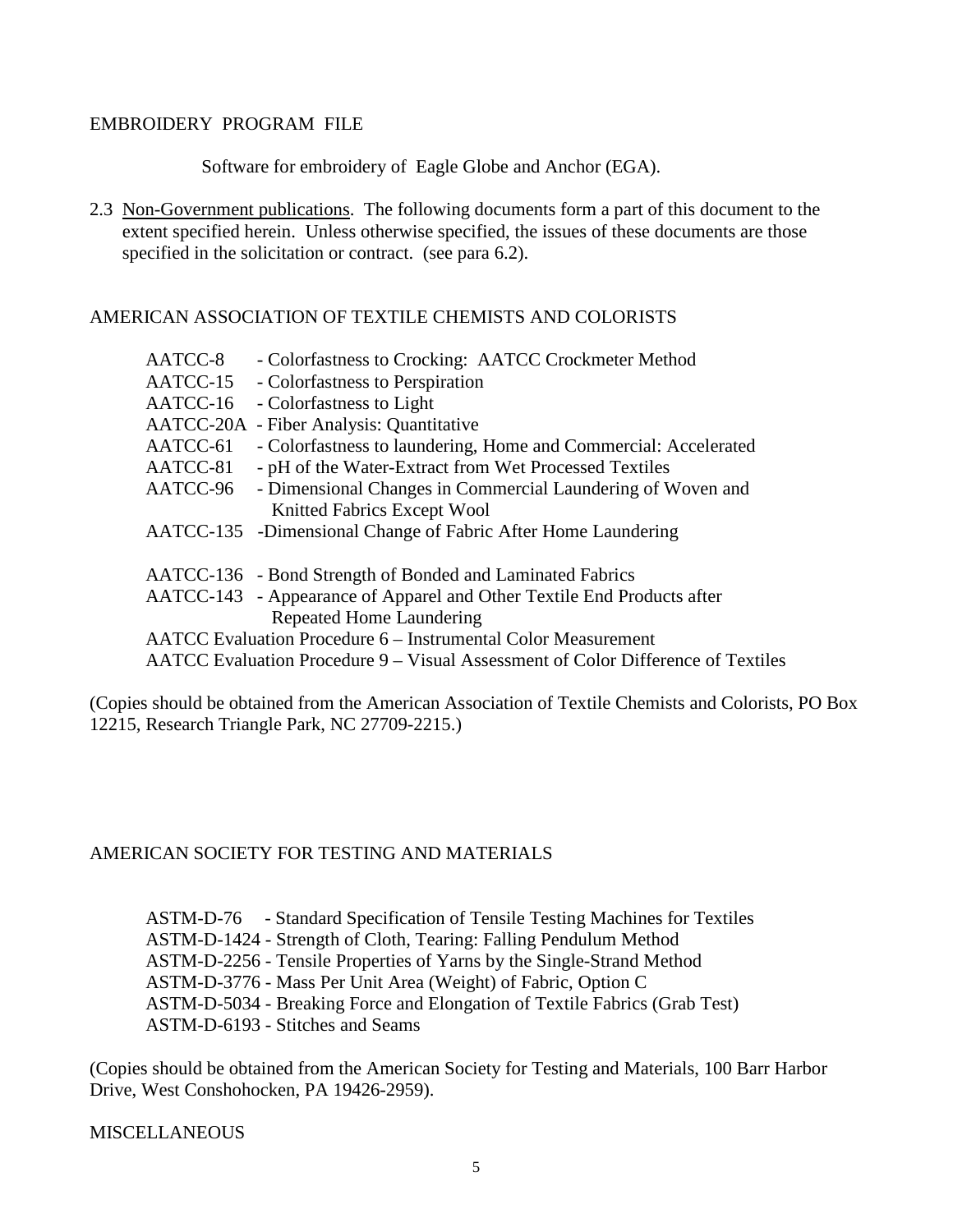EMBROIDERY PROGRAM FILE

Software for embroidery of Eagle Globe and Anchor (EGA).

2.3 Non-Government publications. The following documents form a part of this document to the extent specified herein. Unless otherwise specified, the issues of these documents are those specified in the solicitation or contract. (see para 6.2).

AMERICAN ASSOCIATION OF TEXTILE CHEMISTS AND COLORISTS

- AATCC-8 - Colorfastness to Crocking: AATCC Crockmeter Method
- AATCC-15 - Colorfastness to Perspiration
- AATCC-16 - Colorfastness to Light
- AATCC-20A - Fiber Analysis: Quantitative
- AATCC-61 - Colorfastness to laundering, Home and Commercial: Accelerated
- AATCC-81 - pH of the Water-Extract from Wet Processed Textiles
- AATCC-96 - Dimensional Changes in Commercial Laundering of Woven and Knitted Fabrics Except Wool
- AATCC-135 - Dimensional Change of Fabric After Home Laundering
- AATCC-136 - Bond Strength of Bonded and Laminated Fabrics
- AATCC-143 - Appearance of Apparel and Other Textile End Products after Repeated Home Laundering
- AATCC Evaluation Procedure 6 – Instrumental Color Measurement
- AATCC Evaluation Procedure 9 – Visual Assessment of Color Difference of Textiles

(Copies should be obtained from the American Association of Textile Chemists and Colorists, PO Box 12215, Research Triangle Park, NC 27709-2215.)

AMERICAN SOCIETY FOR TESTING AND MATERIALS

- ASTM-D-76 - Standard Specification of Tensile Testing Machines for Textiles
- ASTM-D-1424 - Strength of Cloth, Tearing: Falling Pendulum Method
- ASTM-D-2256 - Tensile Properties of Yarns by the Single-Strand Method
- ASTM-D-3776 - Mass Per Unit Area (Weight) of Fabric, Option C
- ASTM-D-5034 - Breaking Force and Elongation of Textile Fabrics (Grab Test)
- ASTM-D-6193 - Stitches and Seams

(Copies should be obtained from the American Society for Testing and Materials, 100 Barr Harbor Drive, West Conshohocken, PA 19426-2959).

MISCELLANEOUS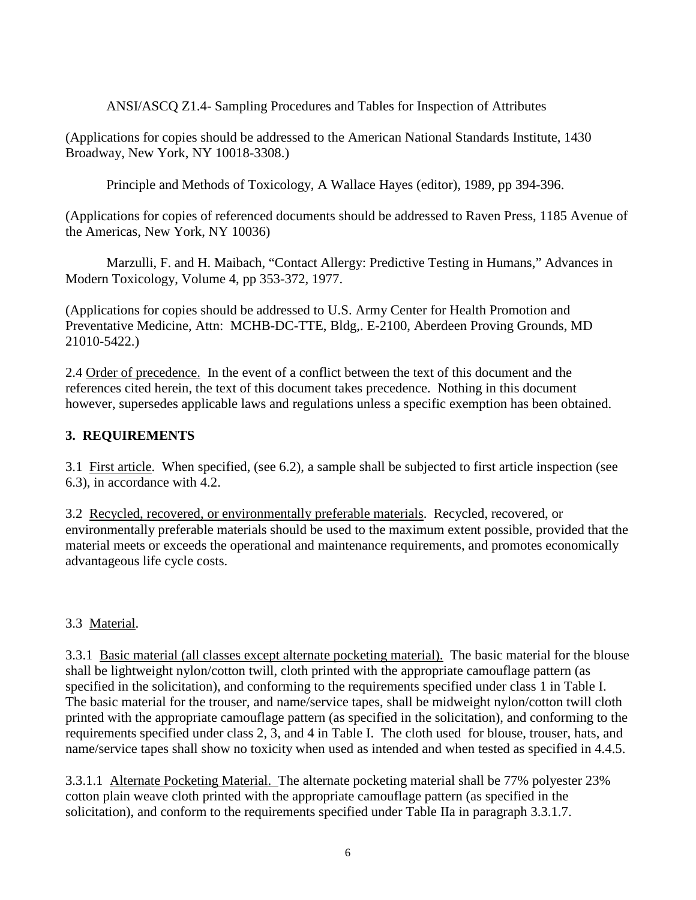ANSI/ASCQ Z1.4- Sampling Procedures and Tables for Inspection of Attributes

(Applications for copies should be addressed to the American National Standards Institute, 1430 Broadway, New York, NY 10018-3308.)

Principle and Methods of Toxicology, A Wallace Hayes (editor), 1989, pp 394-396.

(Applications for copies of referenced documents should be addressed to Raven Press, 1185 Avenue of the Americas, New York, NY 10036)

Marzulli, F. and H. Maibach, "Contact Allergy: Predictive Testing in Humans," Advances in Modern Toxicology, Volume 4, pp 353-372, 1977.

(Applications for copies should be addressed to U.S. Army Center for Health Promotion and Preventative Medicine, Attn: MCHB-DC-TTE, Bldg,. E-2100, Aberdeen Proving Grounds, MD 21010-5422.)

2.4 Order of precedence. In the event of a conflict between the text of this document and the references cited herein, the text of this document takes precedence. Nothing in this document however, supersedes applicable laws and regulations unless a specific exemption has been obtained.

## 3. REQUIREMENTS

3.1 First article. When specified, (see 6.2), a sample shall be subjected to first article inspection (see 6.3), in accordance with 4.2.

3.2 Recycled, recovered, or environmentally preferable materials. Recycled, recovered, or environmentally preferable materials should be used to the maximum extent possible, provided that the material meets or exceeds the operational and maintenance requirements, and promotes economically advantageous life cycle costs.

3.3 Material.

3.3.1 Basic material (all classes except alternate pocketing material). The basic material for the blouse shall be lightweight nylon/cotton twill, cloth printed with the appropriate camouflage pattern (as specified in the solicitation), and conforming to the requirements specified under class 1 in Table I. The basic material for the trouser, and name/service tapes, shall be midweight nylon/cotton twill cloth printed with the appropriate camouflage pattern (as specified in the solicitation), and conforming to the requirements specified under class 2, 3, and 4 in Table I. The cloth used for blouse, trouser, hats, and name/service tapes shall show no toxicity when used as intended and when tested as specified in 4.4.5.

3.3.1.1 Alternate Pocketing Material. The alternate pocketing material shall be 77% polyester 23% cotton plain weave cloth printed with the appropriate camouflage pattern (as specified in the solicitation), and conform to the requirements specified under Table IIa in paragraph 3.3.1.7.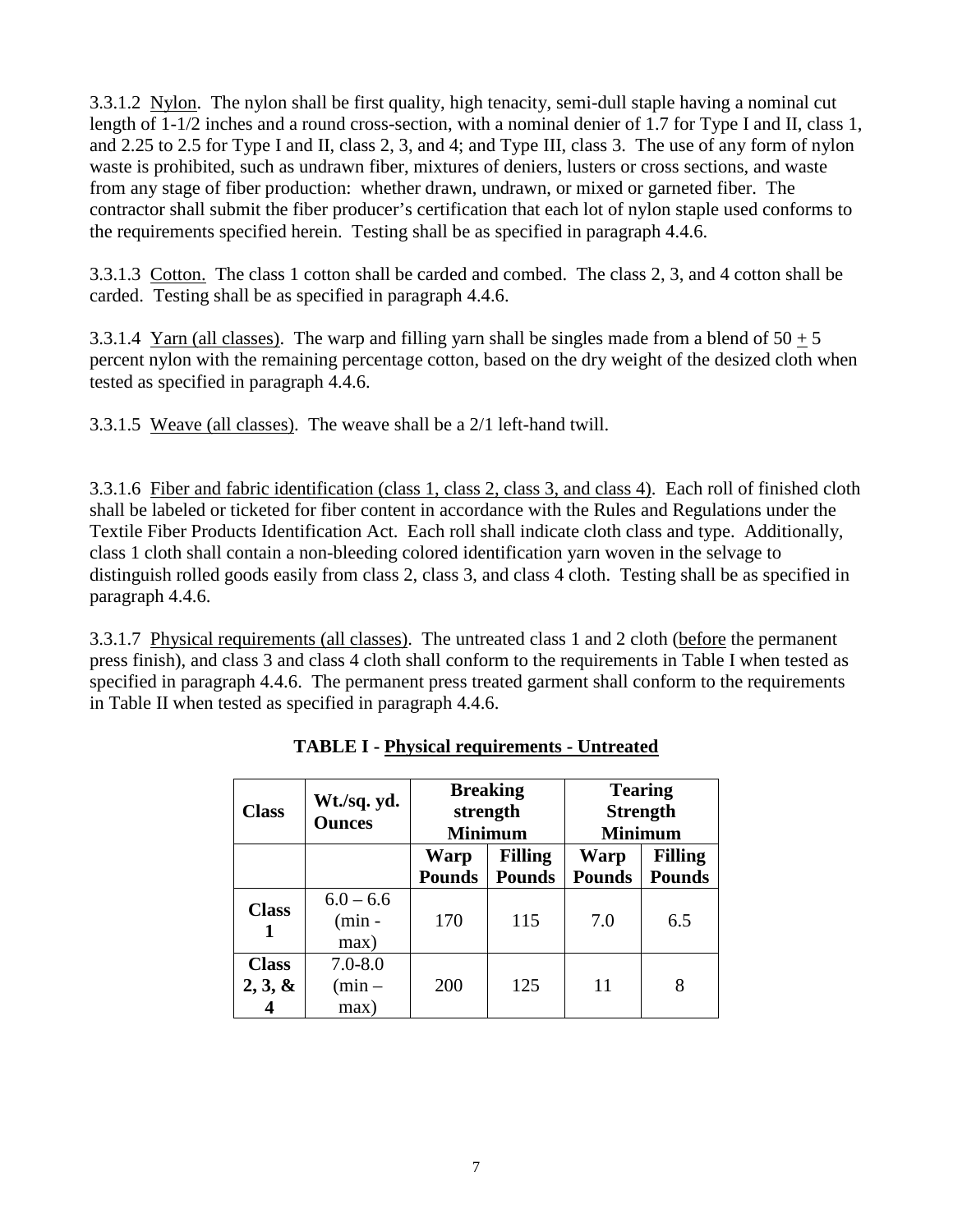3.3.1.2 Nylon. The nylon shall be first quality, high tenacity, semi-dull staple having a nominal cut length of 1-1/2 inches and a round cross-section, with a nominal denier of 1.7 for Type I and II, class 1, and 2.25 to 2.5 for Type I and II, class 2, 3, and 4; and Type III, class 3. The use of any form of nylon waste is prohibited, such as undrawn fiber, mixtures of deniers, lusters or cross sections, and waste from any stage of fiber production: whether drawn, undrawn, or mixed or garneted fiber. The contractor shall submit the fiber producer's certification that each lot of nylon staple used conforms to the requirements specified herein. Testing shall be as specified in paragraph 4.4.6.

3.3.1.3 Cotton. The class 1 cotton shall be carded and combed. The class 2, 3, and 4 cotton shall be carded. Testing shall be as specified in paragraph 4.4.6.

3.3.1.4 Yarn (all classes). The warp and filling yarn shall be singles made from a blend of 50 $\pm$ 5 percent nylon with the remaining percentage cotton, based on the dry weight of the desized cloth when tested as specified in paragraph 4.4.6.

3.3.1.5 Weave (all classes). The weave shall be a 2/1 left-hand twill.

3.3.1.6 Fiber and fabric identification (class 1, class 2, class 3, and class 4). Each roll of finished cloth shall be labeled or ticketed for fiber content in accordance with the Rules and Regulations under the Textile Fiber Products Identification Act. Each roll shall indicate cloth class and type. Additionally, class 1 cloth shall contain a non-bleeding colored identification yarn woven in the selvage to distinguish rolled goods easily from class 2, class 3, and class 4 cloth. Testing shall be as specified in paragraph 4.4.6.

3.3.1.7 Physical requirements (all classes). The untreated class 1 and 2 cloth (before the permanent press finish), and class 3 and class 4 cloth shall conform to the requirements in Table I when tested as specified in paragraph 4.4.6. The permanent press treated garment shall conform to the requirements in Table II when tested as specified in paragraph 4.4.6.

**TABLE I - Physical requirements - Untreated**

| Class | Wt./sq. yd. Ounces | Breaking strength Minimum | | Tearing Strength Minimum | |
|---|---|---|---|---|---|
| | | Warp Pounds | Filling Pounds | Warp Pounds | Filling Pounds |
| **Class 1** | 6.0 – 6.6 (min - max) | 170 | 115 | 7.0 | 6.5 |
| **Class 2, 3, & 4** | 7.0-8.0 (min – max) | 200 | 125 | 11 | 8 |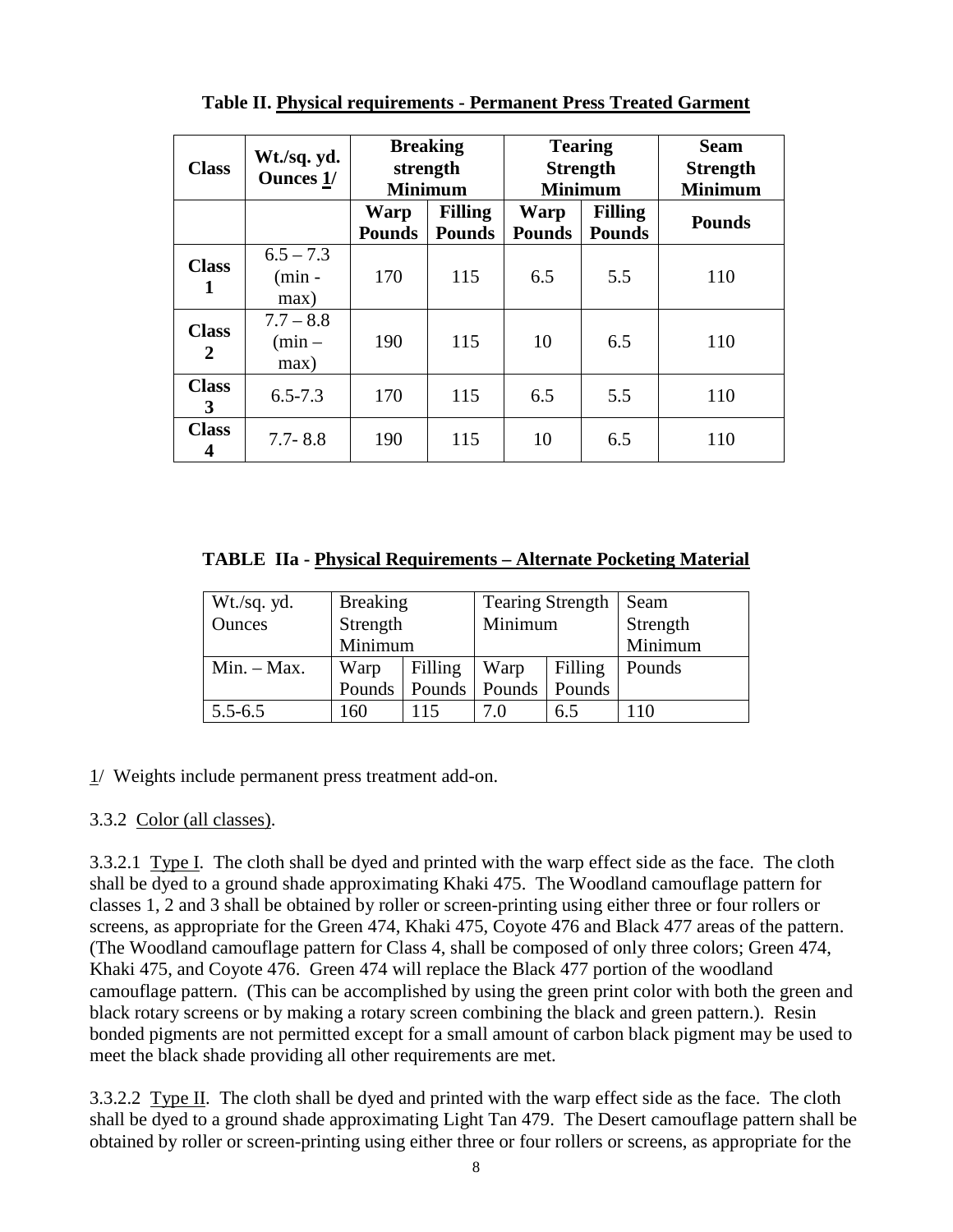**Table II. Physical requirements - Permanent Press Treated Garment**

| Class | Wt./sq. yd. Ounces 1/ | Breaking strength Minimum | | Tearing Strength Minimum | | Seam Strength Minimum |
|---|---|---|---|---|---|---|
| | | Warp Pounds | Filling Pounds | Warp Pounds | Filling Pounds | Pounds |
| Class 1 | 6.5 – 7.3 (min - max) | 170 | 115 | 6.5 | 5.5 | 110 |
| Class 2 | 7.7 – 8.8 (min – max) | 190 | 115 | 10 | 6.5 | 110 |
| Class 3 | 6.5-7.3 | 170 | 115 | 6.5 | 5.5 | 110 |
| Class 4 | 7.7- 8.8 | 190 | 115 | 10 | 6.5 | 110 |

**TABLE IIa - Physical Requirements – Alternate Pocketing Material**

| Wt./sq. yd. Ounces | Breaking Strength Minimum | | Tearing Strength Minimum | | Seam Strength Minimum |
|---|---|---|---|---|---|
| Min. – Max. | Warp Pounds | Filling Pounds | Warp Pounds | Filling Pounds | Pounds |
| 5.5-6.5 | 160 | 115 | 7.0 | 6.5 | 110 |

1/ Weights include permanent press treatment add-on.

3.3.2 Color (all classes).

3.3.2.1 Type I. The cloth shall be dyed and printed with the warp effect side as the face. The cloth shall be dyed to a ground shade approximating Khaki 475. The Woodland camouflage pattern for classes 1, 2 and 3 shall be obtained by roller or screen-printing using either three or four rollers or screens, as appropriate for the Green 474, Khaki 475, Coyote 476 and Black 477 areas of the pattern. (The Woodland camouflage pattern for Class 4, shall be composed of only three colors; Green 474, Khaki 475, and Coyote 476. Green 474 will replace the Black 477 portion of the woodland camouflage pattern. (This can be accomplished by using the green print color with both the green and black rotary screens or by making a rotary screen combining the black and green pattern.). Resin bonded pigments are not permitted except for a small amount of carbon black pigment may be used to meet the black shade providing all other requirements are met.

3.3.2.2 Type II. The cloth shall be dyed and printed with the warp effect side as the face. The cloth shall be dyed to a ground shade approximating Light Tan 479. The Desert camouflage pattern shall be obtained by roller or screen-printing using either three or four rollers or screens, as appropriate for the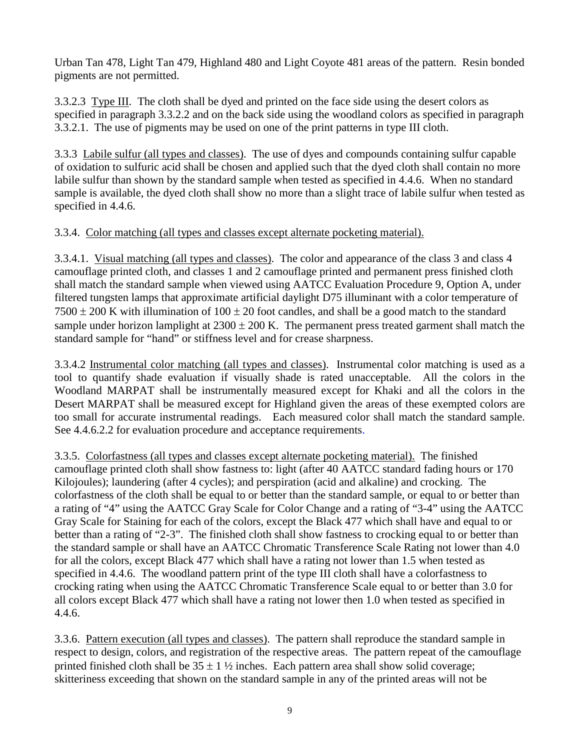Urban Tan 478, Light Tan 479, Highland 480 and Light Coyote 481 areas of the pattern. Resin bonded pigments are not permitted.

3.3.2.3 Type III. The cloth shall be dyed and printed on the face side using the desert colors as specified in paragraph 3.3.2.2 and on the back side using the woodland colors as specified in paragraph 3.3.2.1. The use of pigments may be used on one of the print patterns in type III cloth.

3.3.3 Labile sulfur (all types and classes). The use of dyes and compounds containing sulfur capable of oxidation to sulfuric acid shall be chosen and applied such that the dyed cloth shall contain no more labile sulfur than shown by the standard sample when tested as specified in 4.4.6. When no standard sample is available, the dyed cloth shall show no more than a slight trace of labile sulfur when tested as specified in 4.4.6.

3.3.4. Color matching (all types and classes except alternate pocketing material).

3.3.4.1. Visual matching (all types and classes). The color and appearance of the class 3 and class 4 camouflage printed cloth, and classes 1 and 2 camouflage printed and permanent press finished cloth shall match the standard sample when viewed using AATCC Evaluation Procedure 9, Option A, under filtered tungsten lamps that approximate artificial daylight D75 illuminant with a color temperature of $7500 \pm 200$ K with illumination of $100 \pm 20$ foot candles, and shall be a good match to the standard sample under horizon lamplight at $2300 \pm 200$ K. The permanent press treated garment shall match the standard sample for "hand" or stiffness level and for crease sharpness.

3.3.4.2 Instrumental color matching (all types and classes). Instrumental color matching is used as a tool to quantify shade evaluation if visually shade is rated unacceptable. All the colors in the Woodland MARPAT shall be instrumentally measured except for Khaki and all the colors in the Desert MARPAT shall be measured except for Highland given the areas of these exempted colors are too small for accurate instrumental readings. Each measured color shall match the standard sample. See 4.4.6.2.2 for evaluation procedure and acceptance requirements.

3.3.5. Colorfastness (all types and classes except alternate pocketing material). The finished camouflage printed cloth shall show fastness to: light (after 40 AATCC standard fading hours or 170 Kilojoules); laundering (after 4 cycles); and perspiration (acid and alkaline) and crocking. The colorfastness of the cloth shall be equal to or better than the standard sample, or equal to or better than a rating of "4" using the AATCC Gray Scale for Color Change and a rating of "3-4" using the AATCC Gray Scale for Staining for each of the colors, except the Black 477 which shall have and equal to or better than a rating of "2-3". The finished cloth shall show fastness to crocking equal to or better than the standard sample or shall have an AATCC Chromatic Transference Scale Rating not lower than 4.0 for all the colors, except Black 477 which shall have a rating not lower than 1.5 when tested as specified in 4.4.6. The woodland pattern print of the type III cloth shall have a colorfastness to crocking rating when using the AATCC Chromatic Transference Scale equal to or better than 3.0 for all colors except Black 477 which shall have a rating not lower then 1.0 when tested as specified in 4.4.6.

3.3.6. Pattern execution (all types and classes). The pattern shall reproduce the standard sample in respect to design, colors, and registration of the respective areas. The pattern repeat of the camouflage printed finished cloth shall be $35 \pm 1 \frac{1}{2}$ inches. Each pattern area shall show solid coverage; skitteriness exceeding that shown on the standard sample in any of the printed areas will not be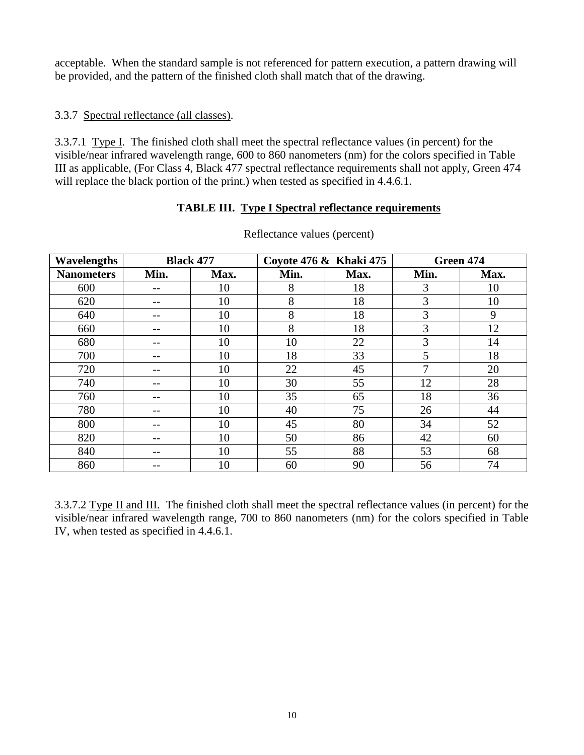acceptable. When the standard sample is not referenced for pattern execution, a pattern drawing will be provided, and the pattern of the finished cloth shall match that of the drawing.

3.3.7 Spectral reflectance (all classes).

3.3.7.1 Type I. The finished cloth shall meet the spectral reflectance values (in percent) for the visible/near infrared wavelength range, 600 to 860 nanometers (nm) for the colors specified in Table III as applicable, (For Class 4, Black 477 spectral reflectance requirements shall not apply, Green 474 will replace the black portion of the print.) when tested as specified in 4.4.6.1.

**TABLE III. Type I Spectral reflectance requirements**

Reflectance values (percent)

| Wavelengths | Black 477 | | Coyote 476 & Khaki 475 | | Green 474 | |
|---|---|---|---|---|---|---|
| Nanometers | Min. | Max. | Min. | Max. | Min. | Max. |
| 600 | -- | 10 | 8 | 18 | 3 | 10 |
| 620 | -- | 10 | 8 | 18 | 3 | 10 |
| 640 | -- | 10 | 8 | 18 | 3 | 9 |
| 660 | -- | 10 | 8 | 18 | 3 | 12 |
| 680 | -- | 10 | 10 | 22 | 3 | 14 |
| 700 | -- | 10 | 18 | 33 | 5 | 18 |
| 720 | -- | 10 | 22 | 45 | 7 | 20 |
| 740 | -- | 10 | 30 | 55 | 12 | 28 |
| 760 | -- | 10 | 35 | 65 | 18 | 36 |
| 780 | -- | 10 | 40 | 75 | 26 | 44 |
| 800 | -- | 10 | 45 | 80 | 34 | 52 |
| 820 | -- | 10 | 50 | 86 | 42 | 60 |
| 840 | -- | 10 | 55 | 88 | 53 | 68 |
| 860 | -- | 10 | 60 | 90 | 56 | 74 |

3.3.7.2 Type II and III. The finished cloth shall meet the spectral reflectance values (in percent) for the visible/near infrared wavelength range, 700 to 860 nanometers (nm) for the colors specified in Table IV, when tested as specified in 4.4.6.1.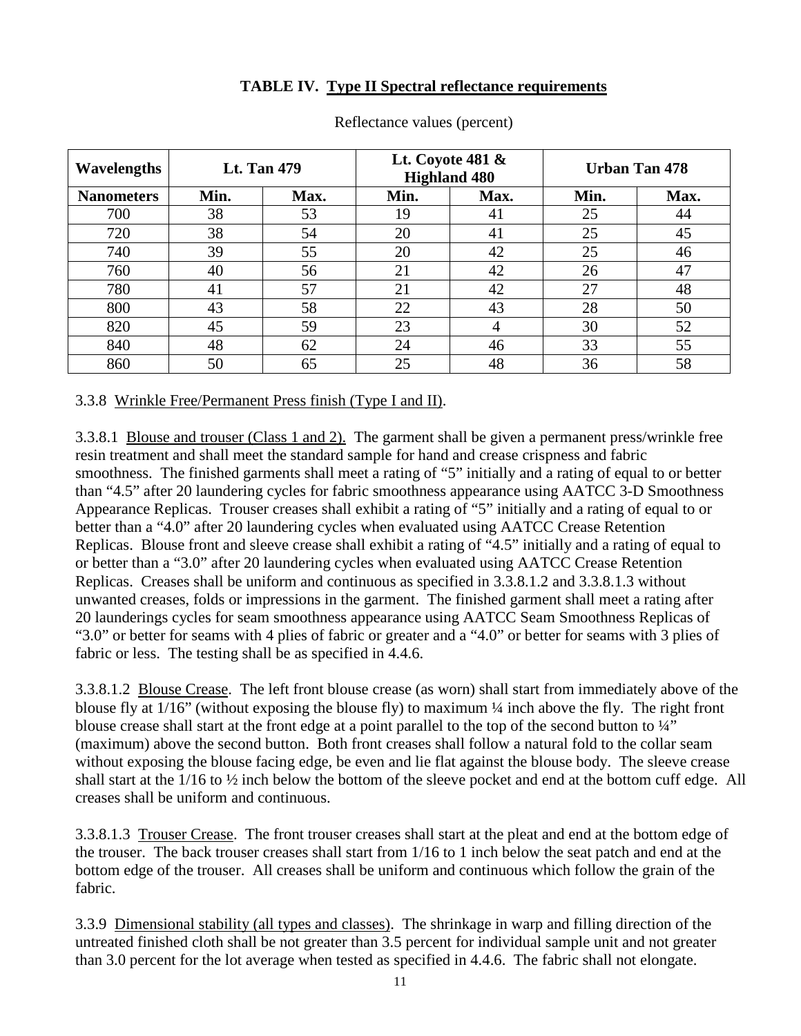**TABLE IV. Type II Spectral reflectance requirements**

Reflectance values (percent)

| Wavelengths | Lt. Tan 479 | | Lt. Coyote 481 & Highland 480 | | Urban Tan 478 | |
|---|---|---|---|---|---|---|
| Nanometers | Min. | Max. | Min. | Max. | Min. | Max. |
| 700 | 38 | 53 | 19 | 41 | 25 | 44 |
| 720 | 38 | 54 | 20 | 41 | 25 | 45 |
| 740 | 39 | 55 | 20 | 42 | 25 | 46 |
| 760 | 40 | 56 | 21 | 42 | 26 | 47 |
| 780 | 41 | 57 | 21 | 42 | 27 | 48 |
| 800 | 43 | 58 | 22 | 43 | 28 | 50 |
| 820 | 45 | 59 | 23 | 4 | 30 | 52 |
| 840 | 48 | 62 | 24 | 46 | 33 | 55 |
| 860 | 50 | 65 | 25 | 48 | 36 | 58 |

3.3.8 Wrinkle Free/Permanent Press finish (Type I and II).

3.3.8.1 Blouse and trouser (Class 1 and 2). The garment shall be given a permanent press/wrinkle free resin treatment and shall meet the standard sample for hand and crease crispness and fabric smoothness. The finished garments shall meet a rating of "5" initially and a rating of equal to or better than "4.5" after 20 laundering cycles for fabric smoothness appearance using AATCC 3-D Smoothness Appearance Replicas. Trouser creases shall exhibit a rating of "5" initially and a rating of equal to or better than a "4.0" after 20 laundering cycles when evaluated using AATCC Crease Retention Replicas. Blouse front and sleeve crease shall exhibit a rating of "4.5" initially and a rating of equal to or better than a "3.0" after 20 laundering cycles when evaluated using AATCC Crease Retention Replicas. Creases shall be uniform and continuous as specified in 3.3.8.1.2 and 3.3.8.1.3 without unwanted creases, folds or impressions in the garment. The finished garment shall meet a rating after 20 launderings cycles for seam smoothness appearance using AATCC Seam Smoothness Replicas of "3.0" or better for seams with 4 plies of fabric or greater and a "4.0" or better for seams with 3 plies of fabric or less. The testing shall be as specified in 4.4.6.

3.3.8.1.2 Blouse Crease. The left front blouse crease (as worn) shall start from immediately above of the blouse fly at 1/16" (without exposing the blouse fly) to maximum ¼ inch above the fly. The right front blouse crease shall start at the front edge at a point parallel to the top of the second button to ¼" (maximum) above the second button. Both front creases shall follow a natural fold to the collar seam without exposing the blouse facing edge, be even and lie flat against the blouse body. The sleeve crease shall start at the 1/16 to ½ inch below the bottom of the sleeve pocket and end at the bottom cuff edge. All creases shall be uniform and continuous.

3.3.8.1.3 Trouser Crease. The front trouser creases shall start at the pleat and end at the bottom edge of the trouser. The back trouser creases shall start from 1/16 to 1 inch below the seat patch and end at the bottom edge of the trouser. All creases shall be uniform and continuous which follow the grain of the fabric.

3.3.9 Dimensional stability (all types and classes). The shrinkage in warp and filling direction of the untreated finished cloth shall be not greater than 3.5 percent for individual sample unit and not greater than 3.0 percent for the lot average when tested as specified in 4.4.6. The fabric shall not elongate.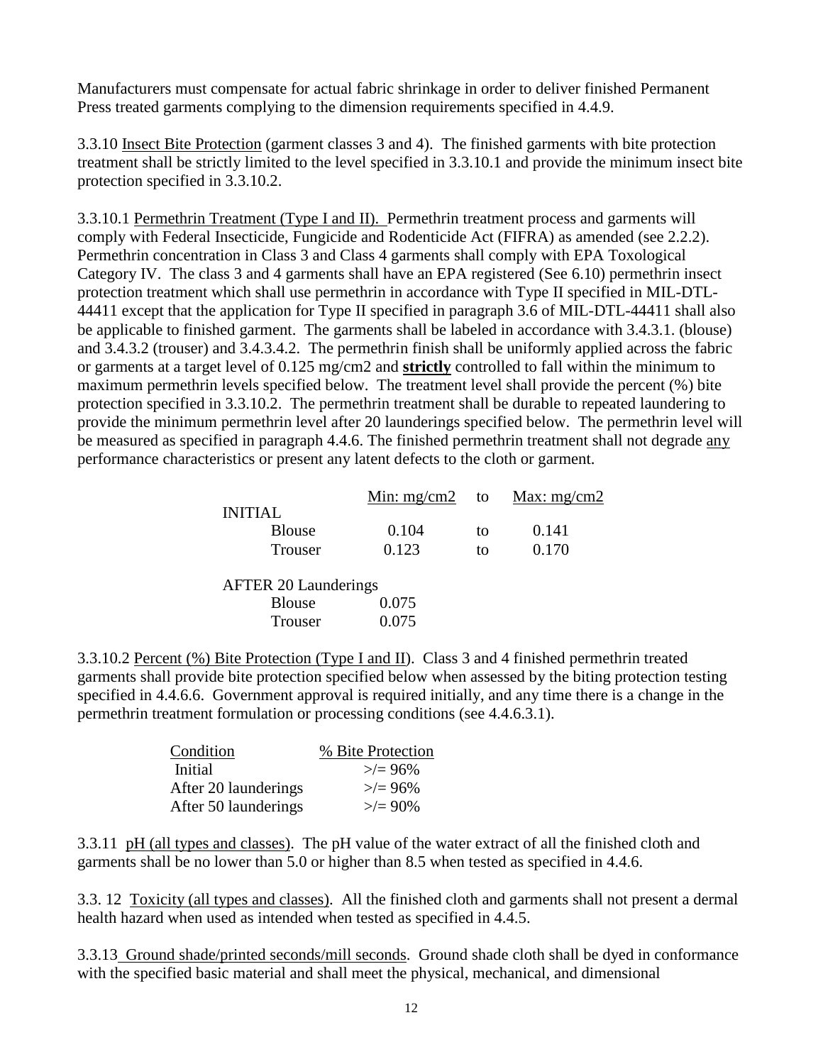Manufacturers must compensate for actual fabric shrinkage in order to deliver finished Permanent Press treated garments complying to the dimension requirements specified in 4.4.9.

3.3.10 <u>Insect Bite Protection</u> (garment classes 3 and 4). The finished garments with bite protection treatment shall be strictly limited to the level specified in 3.3.10.1 and provide the minimum insect bite protection specified in 3.3.10.2.

3.3.10.1 <u>Permethrin Treatment (Type I and II).</u> Permethrin treatment process and garments will comply with Federal Insecticide, Fungicide and Rodenticide Act (FIFRA) as amended (see 2.2.2). Permethrin concentration in Class 3 and Class 4 garments shall comply with EPA Toxological Category IV. The class 3 and 4 garments shall have an EPA registered (See 6.10) permethrin insect protection treatment which shall use permethrin in accordance with Type II specified in MIL-DTL-44411 except that the application for Type II specified in paragraph 3.6 of MIL-DTL-44411 shall also be applicable to finished garment. The garments shall be labeled in accordance with 3.4.3.1. (blouse) and 3.4.3.2 (trouser) and 3.4.3.4.2. The permethrin finish shall be uniformly applied across the fabric or garments at a target level of 0.125 mg/cm2 and **<u>strictly</u>** controlled to fall within the minimum to maximum permethrin levels specified below. The treatment level shall provide the percent (%) bite protection specified in 3.3.10.2. The permethrin treatment shall be durable to repeated laundering to provide the minimum permethrin level after 20 launderings specified below. The permethrin level will be measured as specified in paragraph 4.4.6. The finished permethrin treatment shall not degrade <u>any</u> performance characteristics or present any latent defects to the cloth or garment.

| | Min: mg/cm2 | to | Max: mg/cm2 |
|---|---|---|---|
| INITIAL | | | |
| Blouse | 0.104 | to | 0.141 |
| Trouser | 0.123 | to | 0.170 |
| AFTER 20 Launderings | | | |
| Blouse | 0.075 | | |
| Trouser | 0.075 | | |

3.3.10.2 <u>Percent (%) Bite Protection (Type I and II)</u>. Class 3 and 4 finished permethrin treated garments shall provide bite protection specified below when assessed by the biting protection testing specified in 4.4.6.6. Government approval is required initially, and any time there is a change in the permethrin treatment formulation or processing conditions (see 4.4.6.3.1).

| Condition | % Bite Protection |
|---|---|
| Initial | >/= 96% |
| After 20 launderings | >/= 96% |
| After 50 launderings | >/= 90% |

3.3.11 <u>pH (all types and classes)</u>. The pH value of the water extract of all the finished cloth and garments shall be no lower than 5.0 or higher than 8.5 when tested as specified in 4.4.6.

3.3. 12 <u>Toxicity (all types and classes)</u>. All the finished cloth and garments shall not present a dermal health hazard when used as intended when tested as specified in 4.4.5.

3.3.13 <u>Ground shade/printed seconds/mill seconds</u>. Ground shade cloth shall be dyed in conformance with the specified basic material and shall meet the physical, mechanical, and dimensional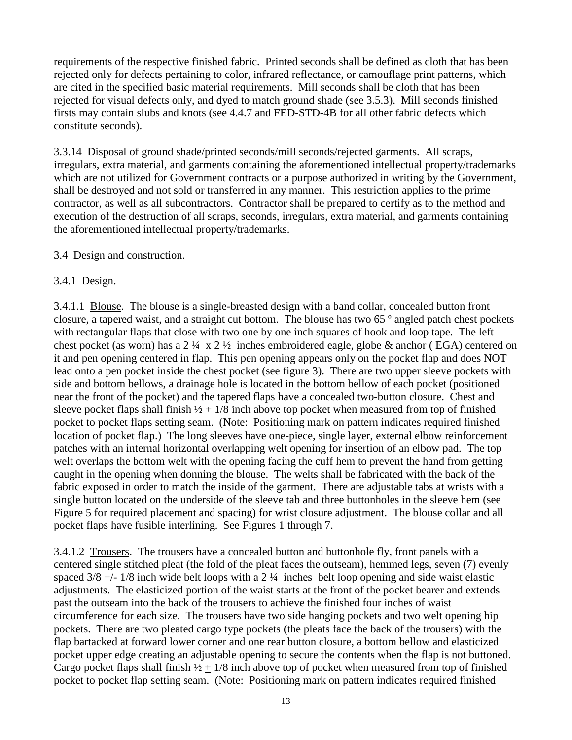requirements of the respective finished fabric. Printed seconds shall be defined as cloth that has been rejected only for defects pertaining to color, infrared reflectance, or camouflage print patterns, which are cited in the specified basic material requirements. Mill seconds shall be cloth that has been rejected for visual defects only, and dyed to match ground shade (see 3.5.3). Mill seconds finished firsts may contain slubs and knots (see 4.4.7 and FED-STD-4B for all other fabric defects which constitute seconds).

3.3.14 Disposal of ground shade/printed seconds/mill seconds/rejected garments. All scraps, irregulars, extra material, and garments containing the aforementioned intellectual property/trademarks which are not utilized for Government contracts or a purpose authorized in writing by the Government, shall be destroyed and not sold or transferred in any manner. This restriction applies to the prime contractor, as well as all subcontractors. Contractor shall be prepared to certify as to the method and execution of the destruction of all scraps, seconds, irregulars, extra material, and garments containing the aforementioned intellectual property/trademarks.

3.4 Design and construction.

3.4.1 Design.

3.4.1.1 Blouse. The blouse is a single-breasted design with a band collar, concealed button front closure, a tapered waist, and a straight cut bottom. The blouse has two 65 º angled patch chest pockets with rectangular flaps that close with two one by one inch squares of hook and loop tape. The left chest pocket (as worn) has a 2 ¼ x 2 ½ inches embroidered eagle, globe & anchor ( EGA) centered on it and pen opening centered in flap. This pen opening appears only on the pocket flap and does NOT lead onto a pen pocket inside the chest pocket (see figure 3). There are two upper sleeve pockets with side and bottom bellows, a drainage hole is located in the bottom bellow of each pocket (positioned near the front of the pocket) and the tapered flaps have a concealed two-button closure. Chest and sleeve pocket flaps shall finish ½ + 1/8 inch above top pocket when measured from top of finished pocket to pocket flaps setting seam. (Note: Positioning mark on pattern indicates required finished location of pocket flap.) The long sleeves have one-piece, single layer, external elbow reinforcement patches with an internal horizontal overlapping welt opening for insertion of an elbow pad. The top welt overlaps the bottom welt with the opening facing the cuff hem to prevent the hand from getting caught in the opening when donning the blouse. The welts shall be fabricated with the back of the fabric exposed in order to match the inside of the garment. There are adjustable tabs at wrists with a single button located on the underside of the sleeve tab and three buttonholes in the sleeve hem (see Figure 5 for required placement and spacing) for wrist closure adjustment. The blouse collar and all pocket flaps have fusible interlining. See Figures 1 through 7.

3.4.1.2 Trousers. The trousers have a concealed button and buttonhole fly, front panels with a centered single stitched pleat (the fold of the pleat faces the outseam), hemmed legs, seven (7) evenly spaced 3/8 +/- 1/8 inch wide belt loops with a 2 ¼ inches belt loop opening and side waist elastic adjustments. The elasticized portion of the waist starts at the front of the pocket bearer and extends past the outseam into the back of the trousers to achieve the finished four inches of waist circumference for each size. The trousers have two side hanging pockets and two welt opening hip pockets. There are two pleated cargo type pockets (the pleats face the back of the trousers) with the flap bartacked at forward lower corner and one rear button closure, a bottom bellow and elasticized pocket upper edge creating an adjustable opening to secure the contents when the flap is not buttoned. Cargo pocket flaps shall finish ½ ± 1/8 inch above top of pocket when measured from top of finished pocket to pocket flap setting seam. (Note: Positioning mark on pattern indicates required finished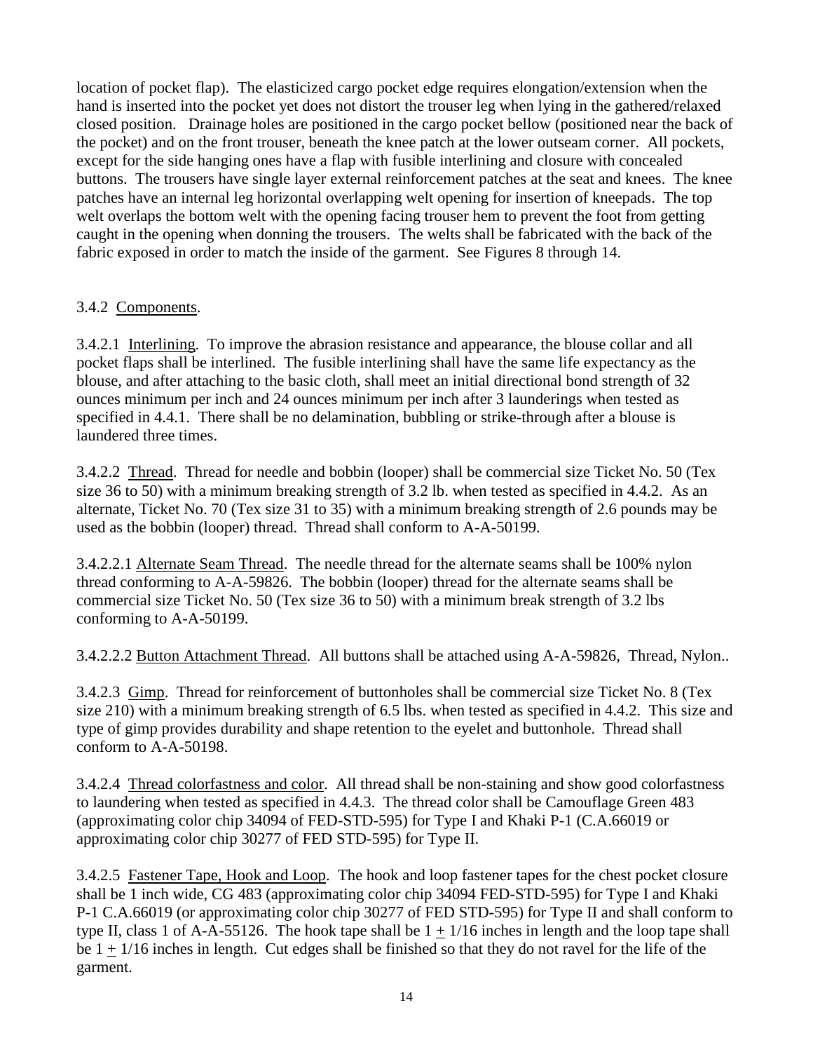location of pocket flap). The elasticized cargo pocket edge requires elongation/extension when the hand is inserted into the pocket yet does not distort the trouser leg when lying in the gathered/relaxed closed position. Drainage holes are positioned in the cargo pocket bellow (positioned near the back of the pocket) and on the front trouser, beneath the knee patch at the lower outseam corner. All pockets, except for the side hanging ones have a flap with fusible interlining and closure with concealed buttons. The trousers have single layer external reinforcement patches at the seat and knees. The knee patches have an internal leg horizontal overlapping welt opening for insertion of kneepads. The top welt overlaps the bottom welt with the opening facing trouser hem to prevent the foot from getting caught in the opening when donning the trousers. The welts shall be fabricated with the back of the fabric exposed in order to match the inside of the garment. See Figures 8 through 14.

3.4.2 Components.

3.4.2.1 Interlining. To improve the abrasion resistance and appearance, the blouse collar and all pocket flaps shall be interlined. The fusible interlining shall have the same life expectancy as the blouse, and after attaching to the basic cloth, shall meet an initial directional bond strength of 32 ounces minimum per inch and 24 ounces minimum per inch after 3 launderings when tested as specified in 4.4.1. There shall be no delamination, bubbling or strike-through after a blouse is laundered three times.

3.4.2.2 Thread. Thread for needle and bobbin (looper) shall be commercial size Ticket No. 50 (Tex size 36 to 50) with a minimum breaking strength of 3.2 lb. when tested as specified in 4.4.2. As an alternate, Ticket No. 70 (Tex size 31 to 35) with a minimum breaking strength of 2.6 pounds may be used as the bobbin (looper) thread. Thread shall conform to A-A-50199.

3.4.2.2.1 Alternate Seam Thread. The needle thread for the alternate seams shall be 100% nylon thread conforming to A-A-59826. The bobbin (looper) thread for the alternate seams shall be commercial size Ticket No. 50 (Tex size 36 to 50) with a minimum break strength of 3.2 lbs conforming to A-A-50199.

3.4.2.2.2 Button Attachment Thread. All buttons shall be attached using A-A-59826, Thread, Nylon..

3.4.2.3 Gimp. Thread for reinforcement of buttonholes shall be commercial size Ticket No. 8 (Tex size 210) with a minimum breaking strength of 6.5 lbs. when tested as specified in 4.4.2. This size and type of gimp provides durability and shape retention to the eyelet and buttonhole. Thread shall conform to A-A-50198.

3.4.2.4 Thread colorfastness and color. All thread shall be non-staining and show good colorfastness to laundering when tested as specified in 4.4.3. The thread color shall be Camouflage Green 483 (approximating color chip 34094 of FED-STD-595) for Type I and Khaki P-1 (C.A.66019 or approximating color chip 30277 of FED STD-595) for Type II.

3.4.2.5 Fastener Tape, Hook and Loop. The hook and loop fastener tapes for the chest pocket closure shall be 1 inch wide, CG 483 (approximating color chip 34094 FED-STD-595) for Type I and Khaki P-1 C.A.66019 (or approximating color chip 30277 of FED STD-595) for Type II and shall conform to type II, class 1 of A-A-55126. The hook tape shall be 1 ± 1/16 inches in length and the loop tape shall be 1 ± 1/16 inches in length. Cut edges shall be finished so that they do not ravel for the life of the garment.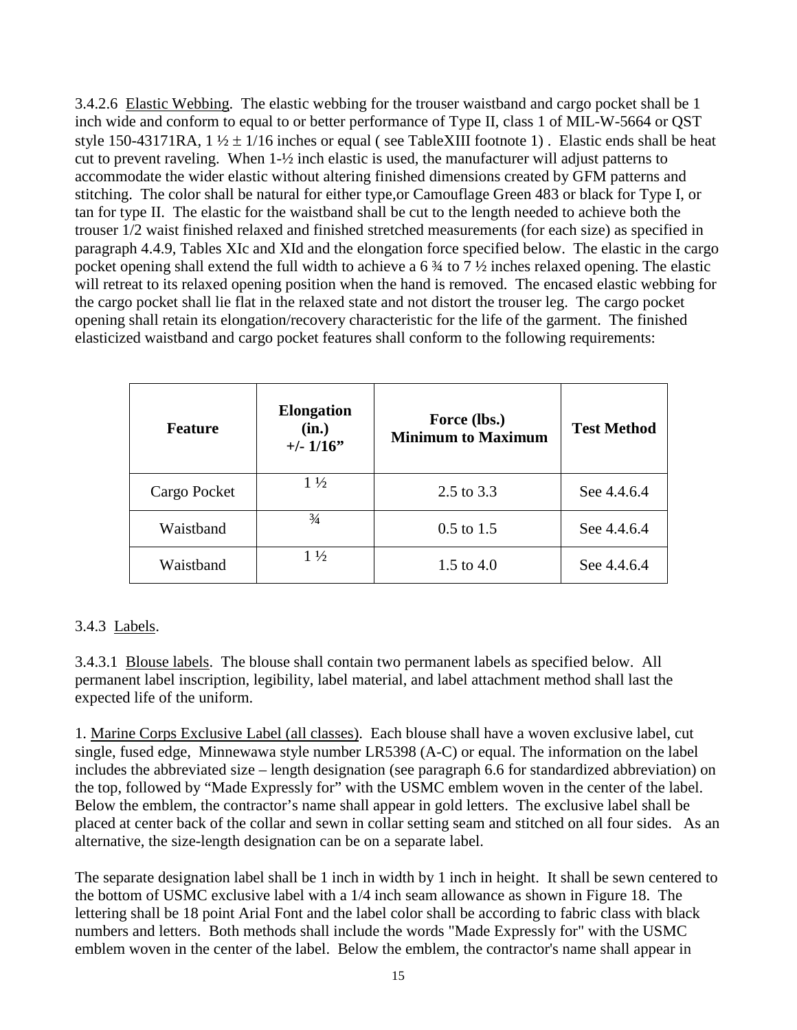3.4.2.6 Elastic Webbing. The elastic webbing for the trouser waistband and cargo pocket shall be 1 inch wide and conform to equal to or better performance of Type II, class 1 of MIL-W-5664 or QST style 150-43171RA, 1 ½ ± 1/16 inches or equal ( see TableXIII footnote 1) . Elastic ends shall be heat cut to prevent raveling. When 1-½ inch elastic is used, the manufacturer will adjust patterns to accommodate the wider elastic without altering finished dimensions created by GFM patterns and stitching. The color shall be natural for either type,or Camouflage Green 483 or black for Type I, or tan for type II. The elastic for the waistband shall be cut to the length needed to achieve both the trouser 1/2 waist finished relaxed and finished stretched measurements (for each size) as specified in paragraph 4.4.9, Tables XIc and XId and the elongation force specified below. The elastic in the cargo pocket opening shall extend the full width to achieve a 6 ¾ to 7 ½ inches relaxed opening. The elastic will retreat to its relaxed opening position when the hand is removed. The encased elastic webbing for the cargo pocket shall lie flat in the relaxed state and not distort the trouser leg. The cargo pocket opening shall retain its elongation/recovery characteristic for the life of the garment. The finished elasticized waistband and cargo pocket features shall conform to the following requirements:

| **Feature** | **Elongation (in.) +/- 1/16"** | **Force (lbs.) Minimum to Maximum** | **Test Method** |
|---|---|---|---|
| Cargo Pocket | 1 ½ | 2.5 to 3.3 | See 4.4.6.4 |
| Waistband | ¾ | 0.5 to 1.5 | See 4.4.6.4 |
| Waistband | 1 ½ | 1.5 to 4.0 | See 4.4.6.4 |

3.4.3 Labels.

3.4.3.1 Blouse labels. The blouse shall contain two permanent labels as specified below. All permanent label inscription, legibility, label material, and label attachment method shall last the expected life of the uniform.

1. Marine Corps Exclusive Label (all classes). Each blouse shall have a woven exclusive label, cut single, fused edge, Minnewawa style number LR5398 (A-C) or equal. The information on the label includes the abbreviated size – length designation (see paragraph 6.6 for standardized abbreviation) on the top, followed by "Made Expressly for" with the USMC emblem woven in the center of the label. Below the emblem, the contractor's name shall appear in gold letters. The exclusive label shall be placed at center back of the collar and sewn in collar setting seam and stitched on all four sides. As an alternative, the size-length designation can be on a separate label.

The separate designation label shall be 1 inch in width by 1 inch in height. It shall be sewn centered to the bottom of USMC exclusive label with a 1/4 inch seam allowance as shown in Figure 18. The lettering shall be 18 point Arial Font and the label color shall be according to fabric class with black numbers and letters. Both methods shall include the words "Made Expressly for" with the USMC emblem woven in the center of the label. Below the emblem, the contractor's name shall appear in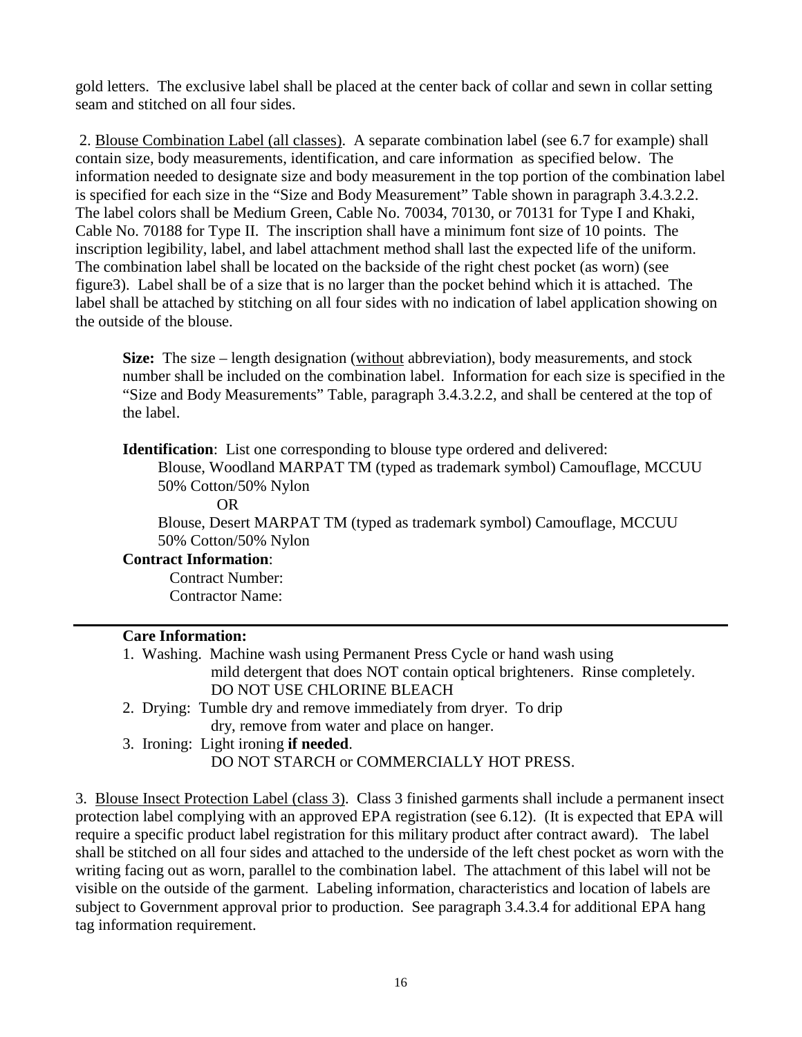gold letters. The exclusive label shall be placed at the center back of collar and sewn in collar setting seam and stitched on all four sides.

2. Blouse Combination Label (all classes). A separate combination label (see 6.7 for example) shall contain size, body measurements, identification, and care information as specified below. The information needed to designate size and body measurement in the top portion of the combination label is specified for each size in the "Size and Body Measurement" Table shown in paragraph 3.4.3.2.2. The label colors shall be Medium Green, Cable No. 70034, 70130, or 70131 for Type I and Khaki, Cable No. 70188 for Type II. The inscription shall have a minimum font size of 10 points. The inscription legibility, label, and label attachment method shall last the expected life of the uniform. The combination label shall be located on the backside of the right chest pocket (as worn) (see figure3). Label shall be of a size that is no larger than the pocket behind which it is attached. The label shall be attached by stitching on all four sides with no indication of label application showing on the outside of the blouse.

> **Size:** The size – length designation (without abbreviation), body measurements, and stock number shall be included on the combination label. Information for each size is specified in the "Size and Body Measurements" Table, paragraph 3.4.3.2.2, and shall be centered at the top of the label.
>
> **Identification**: List one corresponding to blouse type ordered and delivered:
>
> Blouse, Woodland MARPAT TM (typed as trademark symbol) Camouflage, MCCUU
> 50% Cotton/50% Nylon
>
> OR
>
> Blouse, Desert MARPAT TM (typed as trademark symbol) Camouflage, MCCUU
> 50% Cotton/50% Nylon
>
> **Contract Information**:
>
> Contract Number:
> Contractor Name:

---

> **Care Information:**
>
> 1. Washing. Machine wash using Permanent Press Cycle or hand wash using mild detergent that does NOT contain optical brighteners. Rinse completely. DO NOT USE CHLORINE BLEACH
> 2. Drying: Tumble dry and remove immediately from dryer. To drip dry, remove from water and place on hanger.
> 3. Ironing: Light ironing **if needed**. DO NOT STARCH or COMMERCIALLY HOT PRESS.

3. Blouse Insect Protection Label (class 3). Class 3 finished garments shall include a permanent insect protection label complying with an approved EPA registration (see 6.12). (It is expected that EPA will require a specific product label registration for this military product after contract award). The label shall be stitched on all four sides and attached to the underside of the left chest pocket as worn with the writing facing out as worn, parallel to the combination label. The attachment of this label will not be visible on the outside of the garment. Labeling information, characteristics and location of labels are subject to Government approval prior to production. See paragraph 3.4.3.4 for additional EPA hang tag information requirement.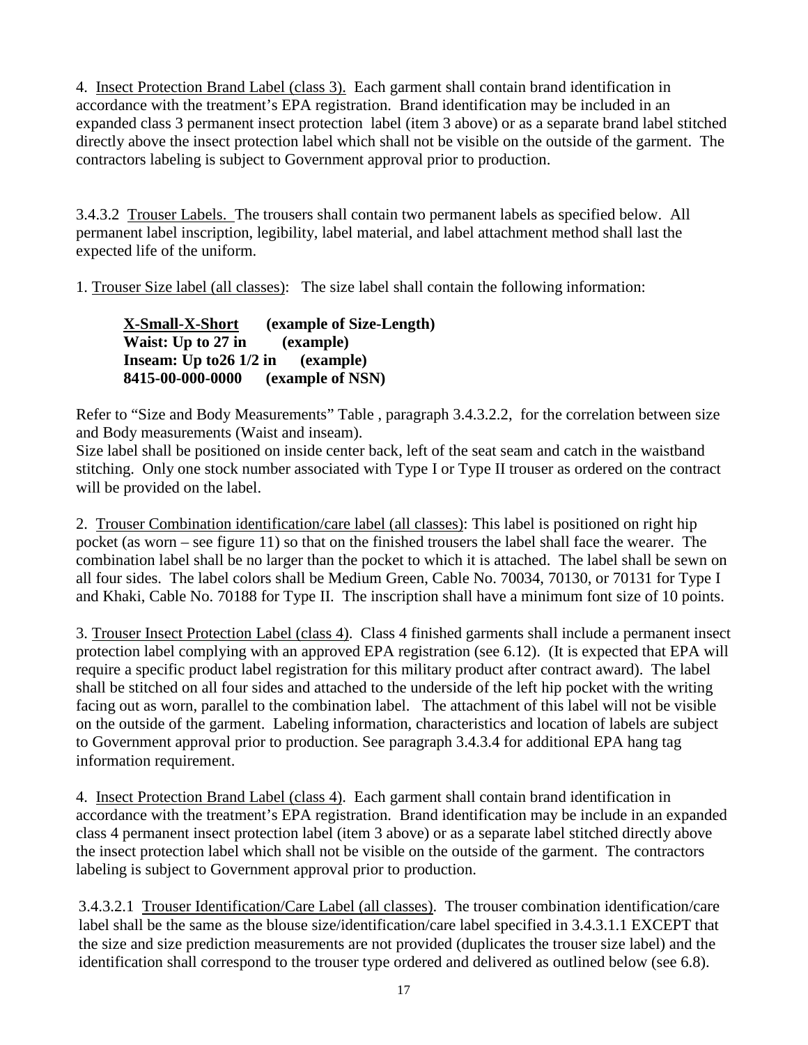4. <u>Insect Protection Brand Label (class 3).</u> Each garment shall contain brand identification in accordance with the treatment's EPA registration. Brand identification may be included in an expanded class 3 permanent insect protection label (item 3 above) or as a separate brand label stitched directly above the insect protection label which shall not be visible on the outside of the garment. The contractors labeling is subject to Government approval prior to production.

3.4.3.2 <u>Trouser Labels.</u> The trousers shall contain two permanent labels as specified below. All permanent label inscription, legibility, label material, and label attachment method shall last the expected life of the uniform.

1. <u>Trouser Size label (all classes)</u>: The size label shall contain the following information:

> **<u>X-Small-X-Short</u> (example of Size-Length)**
> **Waist: Up to 27 in (example)**
> **Inseam: Up to26 1/2 in (example)**
> **8415-00-000-0000 (example of NSN)**

Refer to "Size and Body Measurements" Table , paragraph 3.4.3.2.2, for the correlation between size and Body measurements (Waist and inseam).
Size label shall be positioned on inside center back, left of the seat seam and catch in the waistband stitching. Only one stock number associated with Type I or Type II trouser as ordered on the contract will be provided on the label.

2. <u>Trouser Combination identification/care label (all classes)</u>: This label is positioned on right hip pocket (as worn – see figure 11) so that on the finished trousers the label shall face the wearer. The combination label shall be no larger than the pocket to which it is attached. The label shall be sewn on all four sides. The label colors shall be Medium Green, Cable No. 70034, 70130, or 70131 for Type I and Khaki, Cable No. 70188 for Type II. The inscription shall have a minimum font size of 10 points.

3. <u>Trouser Insect Protection Label (class 4)</u>. Class 4 finished garments shall include a permanent insect protection label complying with an approved EPA registration (see 6.12). (It is expected that EPA will require a specific product label registration for this military product after contract award). The label shall be stitched on all four sides and attached to the underside of the left hip pocket with the writing facing out as worn, parallel to the combination label. The attachment of this label will not be visible on the outside of the garment. Labeling information, characteristics and location of labels are subject to Government approval prior to production. See paragraph 3.4.3.4 for additional EPA hang tag information requirement.

4. <u>Insect Protection Brand Label (class 4)</u>. Each garment shall contain brand identification in accordance with the treatment's EPA registration. Brand identification may be include in an expanded class 4 permanent insect protection label (item 3 above) or as a separate label stitched directly above the insect protection label which shall not be visible on the outside of the garment. The contractors labeling is subject to Government approval prior to production.

3.4.3.2.1 <u>Trouser Identification/Care Label (all classes)</u>. The trouser combination identification/care label shall be the same as the blouse size/identification/care label specified in 3.4.3.1.1 EXCEPT that the size and size prediction measurements are not provided (duplicates the trouser size label) and the identification shall correspond to the trouser type ordered and delivered as outlined below (see 6.8).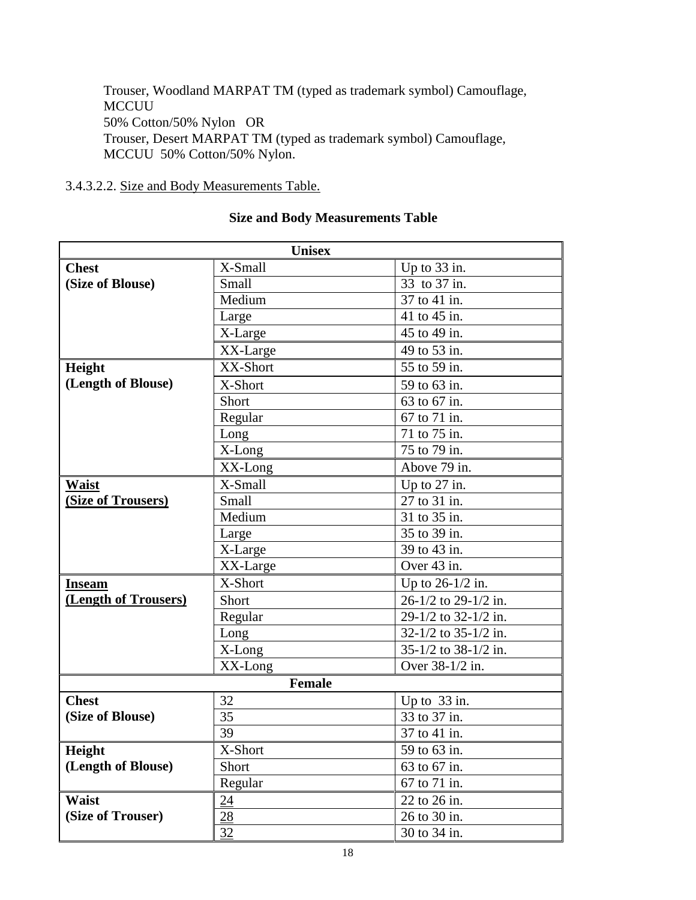Trouser, Woodland MARPAT TM (typed as trademark symbol) Camouflage, MCCUU
50% Cotton/50% Nylon OR
Trouser, Desert MARPAT TM (typed as trademark symbol) Camouflage, MCCUU 50% Cotton/50% Nylon.

3.4.3.2.2. Size and Body Measurements Table.

**Size and Body Measurements Table**

| **Unisex** | | |
|---|---|---|
| **Chest (Size of Blouse)** | X-Small | Up to 33 in. |
| | Small | 33 to 37 in. |
| | Medium | 37 to 41 in. |
| | Large | 41 to 45 in. |
| | X-Large | 45 to 49 in. |
| | XX-Large | 49 to 53 in. |
| **Height (Length of Blouse)** | XX-Short | 55 to 59 in. |
| | X-Short | 59 to 63 in. |
| | Short | 63 to 67 in. |
| | Regular | 67 to 71 in. |
| | Long | 71 to 75 in. |
| | X-Long | 75 to 79 in. |
| | XX-Long | Above 79 in. |
| **Waist (Size of Trousers)** | X-Small | Up to 27 in. |
| | Small | 27 to 31 in. |
| | Medium | 31 to 35 in. |
| | Large | 35 to 39 in. |
| | X-Large | 39 to 43 in. |
| | XX-Large | Over 43 in. |
| **Inseam (Length of Trousers)** | X-Short | Up to 26-1/2 in. |
| | Short | 26-1/2 to 29-1/2 in. |
| | Regular | 29-1/2 to 32-1/2 in. |
| | Long | 32-1/2 to 35-1/2 in. |
| | X-Long | 35-1/2 to 38-1/2 in. |
| | XX-Long | Over 38-1/2 in. |
| **Female** | | |
| **Chest (Size of Blouse)** | 32 | Up to 33 in. |
| | 35 | 33 to 37 in. |
| | 39 | 37 to 41 in. |
| **Height (Length of Blouse)** | X-Short | 59 to 63 in. |
| | Short | 63 to 67 in. |
| | Regular | 67 to 71 in. |
| **Waist (Size of Trouser)** | 24 | 22 to 26 in. |
| | 28 | 26 to 30 in. |
| | 32 | 30 to 34 in. |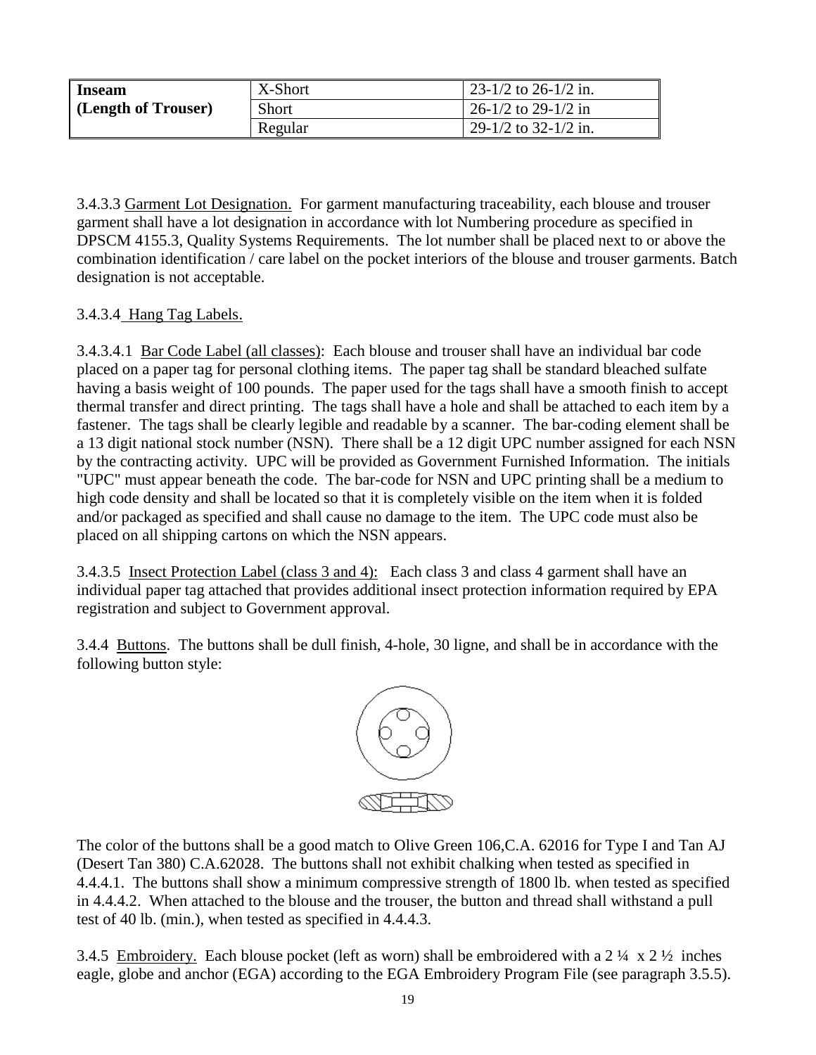| Inseam (Length of Trouser) | X-Short | 23-1/2 to 26-1/2 in. |
|---|---|---|
| | Short | 26-1/2 to 29-1/2 in |
| | Regular | 29-1/2 to 32-1/2 in. |

3.4.3.3 Garment Lot Designation. For garment manufacturing traceability, each blouse and trouser garment shall have a lot designation in accordance with lot Numbering procedure as specified in DPSCM 4155.3, Quality Systems Requirements. The lot number shall be placed next to or above the combination identification / care label on the pocket interiors of the blouse and trouser garments. Batch designation is not acceptable.

3.4.3.4 Hang Tag Labels.

3.4.3.4.1 Bar Code Label (all classes): Each blouse and trouser shall have an individual bar code placed on a paper tag for personal clothing items. The paper tag shall be standard bleached sulfate having a basis weight of 100 pounds. The paper used for the tags shall have a smooth finish to accept thermal transfer and direct printing. The tags shall have a hole and shall be attached to each item by a fastener. The tags shall be clearly legible and readable by a scanner. The bar-coding element shall be a 13 digit national stock number (NSN). There shall be a 12 digit UPC number assigned for each NSN by the contracting activity. UPC will be provided as Government Furnished Information. The initials "UPC" must appear beneath the code. The bar-code for NSN and UPC printing shall be a medium to high code density and shall be located so that it is completely visible on the item when it is folded and/or packaged as specified and shall cause no damage to the item. The UPC code must also be placed on all shipping cartons on which the NSN appears.

3.4.3.5 Insect Protection Label (class 3 and 4): Each class 3 and class 4 garment shall have an individual paper tag attached that provides additional insect protection information required by EPA registration and subject to Government approval.

3.4.4 Buttons. The buttons shall be dull finish, 4-hole, 30 ligne, and shall be in accordance with the following button style:

The color of the buttons shall be a good match to Olive Green 106,C.A. 62016 for Type I and Tan AJ (Desert Tan 380) C.A.62028. The buttons shall not exhibit chalking when tested as specified in 4.4.4.1. The buttons shall show a minimum compressive strength of 1800 lb. when tested as specified in 4.4.4.2. When attached to the blouse and the trouser, the button and thread shall withstand a pull test of 40 lb. (min.), when tested as specified in 4.4.4.3.

3.4.5 Embroidery. Each blouse pocket (left as worn) shall be embroidered with a 2 ¼ x 2 ½ inches eagle, globe and anchor (EGA) according to the EGA Embroidery Program File (see paragraph 3.5.5).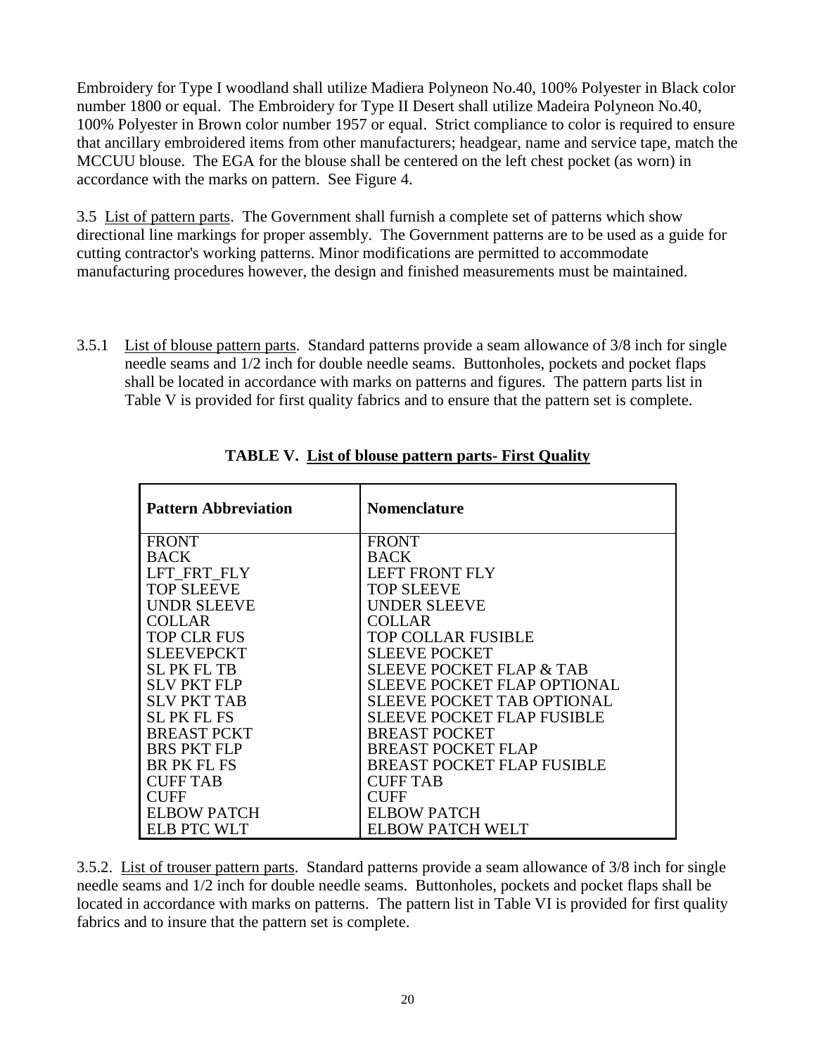Embroidery for Type I woodland shall utilize Madiera Polyneon No.40, 100% Polyester in Black color number 1800 or equal. The Embroidery for Type II Desert shall utilize Madeira Polyneon No.40, 100% Polyester in Brown color number 1957 or equal. Strict compliance to color is required to ensure that ancillary embroidered items from other manufacturers; headgear, name and service tape, match the MCCUU blouse. The EGA for the blouse shall be centered on the left chest pocket (as worn) in accordance with the marks on pattern. See Figure 4.

3.5 List of pattern parts. The Government shall furnish a complete set of patterns which show directional line markings for proper assembly. The Government patterns are to be used as a guide for cutting contractor's working patterns. Minor modifications are permitted to accommodate manufacturing procedures however, the design and finished measurements must be maintained.

3.5.1 List of blouse pattern parts. Standard patterns provide a seam allowance of 3/8 inch for single needle seams and 1/2 inch for double needle seams. Buttonholes, pockets and pocket flaps shall be located in accordance with marks on patterns and figures. The pattern parts list in Table V is provided for first quality fabrics and to ensure that the pattern set is complete.

**TABLE V. List of blouse pattern parts- First Quality**

| Pattern Abbreviation | Nomenclature |
|---|---|
| FRONT | FRONT |
| BACK | BACK |
| LFT_FRT_FLY | LEFT FRONT FLY |
| TOP SLEEVE | TOP SLEEVE |
| UNDR SLEEVE | UNDER SLEEVE |
| COLLAR | COLLAR |
| TOP CLR FUS | TOP COLLAR FUSIBLE |
| SLEEVEPCKT | SLEEVE POCKET |
| SL PK FL TB | SLEEVE POCKET FLAP & TAB |
| SLV PKT FLP | SLEEVE POCKET FLAP OPTIONAL |
| SLV PKT TAB | SLEEVE POCKET TAB OPTIONAL |
| SL PK FL FS | SLEEVE POCKET FLAP FUSIBLE |
| BREAST PCKT | BREAST POCKET |
| BRS PKT FLP | BREAST POCKET FLAP |
| BR PK FL FS | BREAST POCKET FLAP FUSIBLE |
| CUFF TAB | CUFF TAB |
| CUFF | CUFF |
| ELBOW PATCH | ELBOW PATCH |
| ELB PTC WLT | ELBOW PATCH WELT |

3.5.2. List of trouser pattern parts. Standard patterns provide a seam allowance of 3/8 inch for single needle seams and 1/2 inch for double needle seams. Buttonholes, pockets and pocket flaps shall be located in accordance with marks on patterns. The pattern list in Table VI is provided for first quality fabrics and to insure that the pattern set is complete.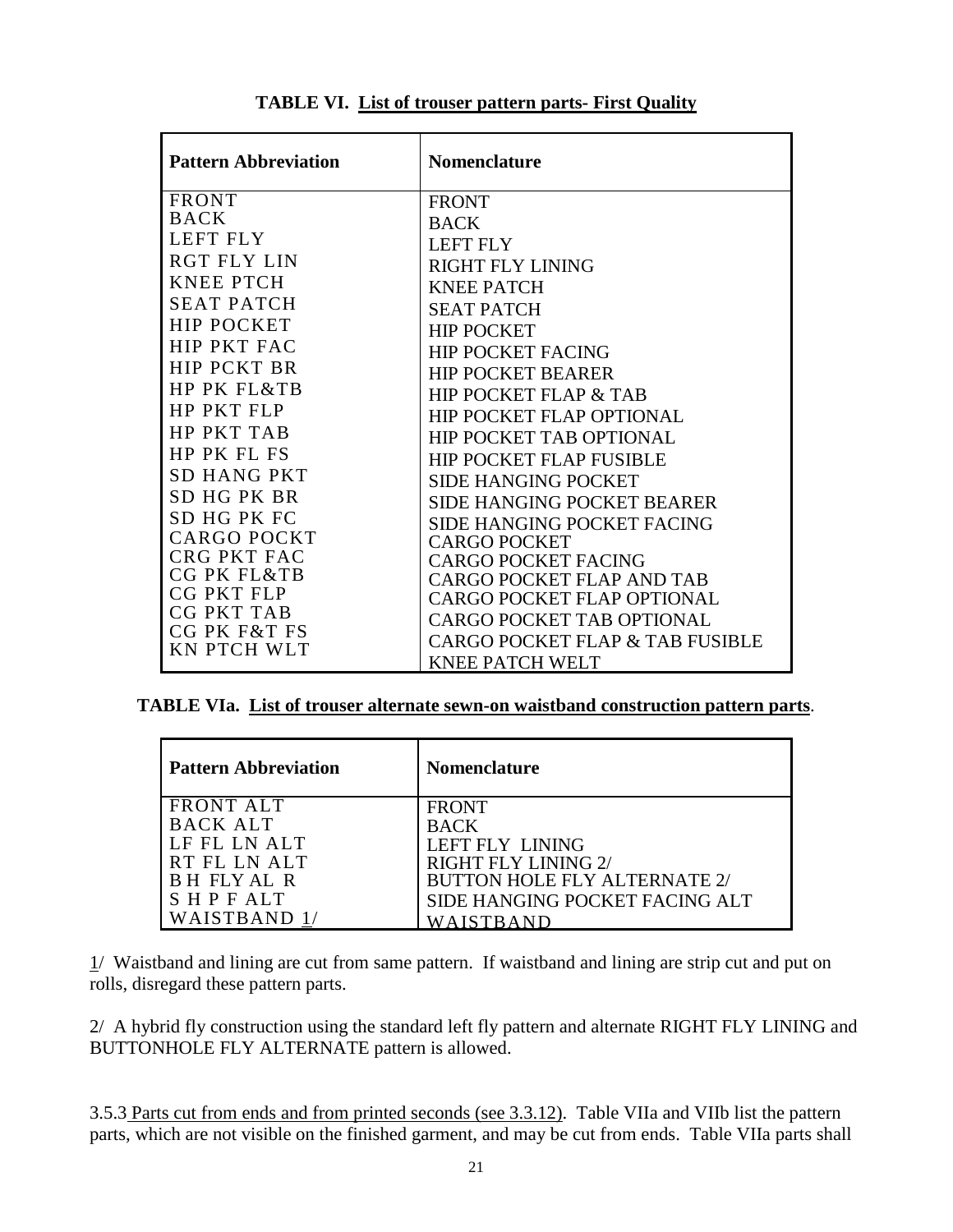**TABLE VI. List of trouser pattern parts- First Quality**

| Pattern Abbreviation | Nomenclature |
|---|---|
| FRONT | FRONT |
| BACK | BACK |
| LEFT FLY | LEFT FLY |
| RGT FLY LIN | RIGHT FLY LINING |
| KNEE PTCH | KNEE PATCH |
| SEAT PATCH | SEAT PATCH |
| HIP POCKET | HIP POCKET |
| HIP PKT FAC | HIP POCKET FACING |
| HIP PCKT BR | HIP POCKET BEARER |
| HP PK FL&TB | HIP POCKET FLAP & TAB |
| HP PKT FLP | HIP POCKET FLAP OPTIONAL |
| HP PKT TAB | HIP POCKET TAB OPTIONAL |
| HP PK FL FS | HIP POCKET FLAP FUSIBLE |
| SD HANG PKT | SIDE HANGING POCKET |
| SD HG PK BR | SIDE HANGING POCKET BEARER |
| SD HG PK FC | SIDE HANGING POCKET FACING |
| CARGO POCKT | CARGO POCKET |
| CRG PKT FAC | CARGO POCKET FACING |
| CG PK FL&TB | CARGO POCKET FLAP AND TAB |
| CG PKT FLP | CARGO POCKET FLAP OPTIONAL |
| CG PKT TAB | CARGO POCKET TAB OPTIONAL |
| CG PK F&T FS | CARGO POCKET FLAP & TAB FUSIBLE |
| KN PTCH WLT | KNEE PATCH WELT |

**TABLE VIa. List of trouser alternate sewn-on waistband construction pattern parts**.

| Pattern Abbreviation | Nomenclature |
|---|---|
| FRONT ALT | FRONT |
| BACK ALT | BACK |
| LF FL LN ALT | LEFT FLY LINING |
| RT FL LN ALT | RIGHT FLY LINING 2/ |
| B H FLY AL R | BUTTON HOLE FLY ALTERNATE 2/ |
| S H P F ALT | SIDE HANGING POCKET FACING ALT |
| WAISTBAND 1/ | WAISTBAND |

1/ Waistband and lining are cut from same pattern. If waistband and lining are strip cut and put on rolls, disregard these pattern parts.

2/ A hybrid fly construction using the standard left fly pattern and alternate RIGHT FLY LINING and BUTTONHOLE FLY ALTERNATE pattern is allowed.

3.5.3 Parts cut from ends and from printed seconds (see 3.3.12). Table VIIa and VIIb list the pattern parts, which are not visible on the finished garment, and may be cut from ends. Table VIIa parts shall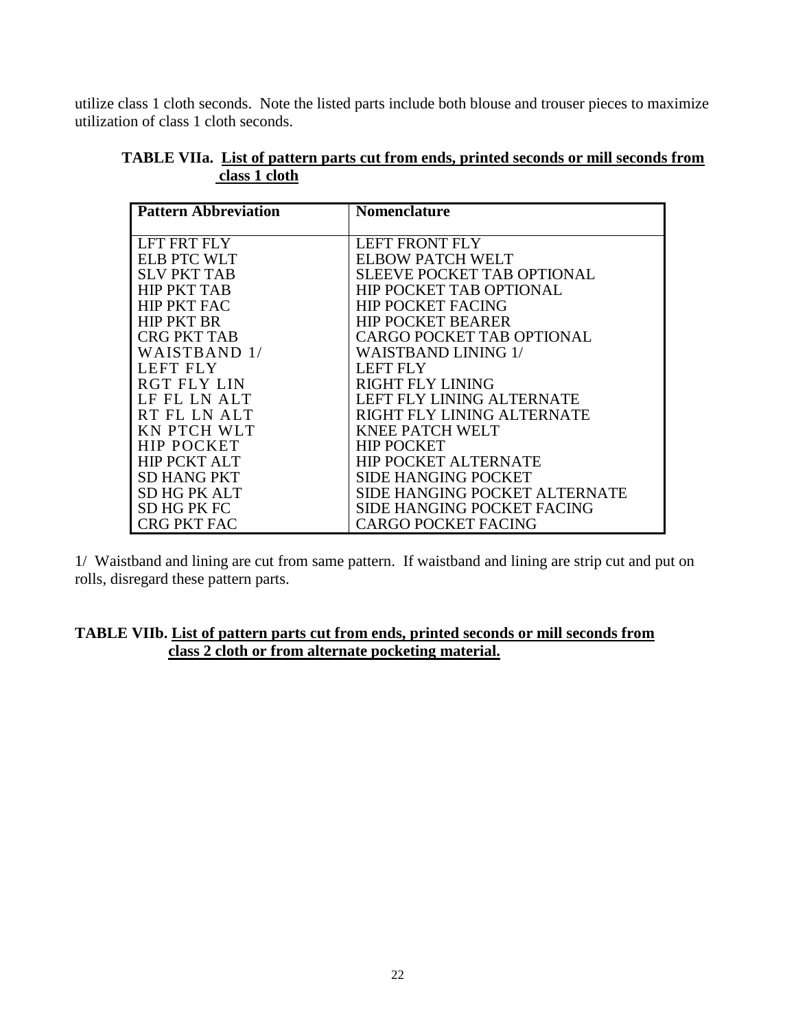utilize class 1 cloth seconds. Note the listed parts include both blouse and trouser pieces to maximize utilization of class 1 cloth seconds.

**TABLE VIIa. List of pattern parts cut from ends, printed seconds or mill seconds from class 1 cloth**

| Pattern Abbreviation | Nomenclature |
|---|---|
| LFT FRT FLY | LEFT FRONT FLY |
| ELB PTC WLT | ELBOW PATCH WELT |
| SLV PKT TAB | SLEEVE POCKET TAB OPTIONAL |
| HIP PKT TAB | HIP POCKET TAB OPTIONAL |
| HIP PKT FAC | HIP POCKET FACING |
| HIP PKT BR | HIP POCKET BEARER |
| CRG PKT TAB | CARGO POCKET TAB OPTIONAL |
| WAISTBAND 1/ | WAISTBAND LINING 1/ |
| LEFT FLY | LEFT FLY |
| RGT FLY LIN | RIGHT FLY LINING |
| LF FL LN ALT | LEFT FLY LINING ALTERNATE |
| RT FL LN ALT | RIGHT FLY LINING ALTERNATE |
| KN PTCH WLT | KNEE PATCH WELT |
| HIP POCKET | HIP POCKET |
| HIP PCKT ALT | HIP POCKET ALTERNATE |
| SD HANG PKT | SIDE HANGING POCKET |
| SD HG PK ALT | SIDE HANGING POCKET ALTERNATE |
| SD HG PK FC | SIDE HANGING POCKET FACING |
| CRG PKT FAC | CARGO POCKET FACING |

1/ Waistband and lining are cut from same pattern. If waistband and lining are strip cut and put on rolls, disregard these pattern parts.

**TABLE VIIb. List of pattern parts cut from ends, printed seconds or mill seconds from class 2 cloth or from alternate pocketing material.**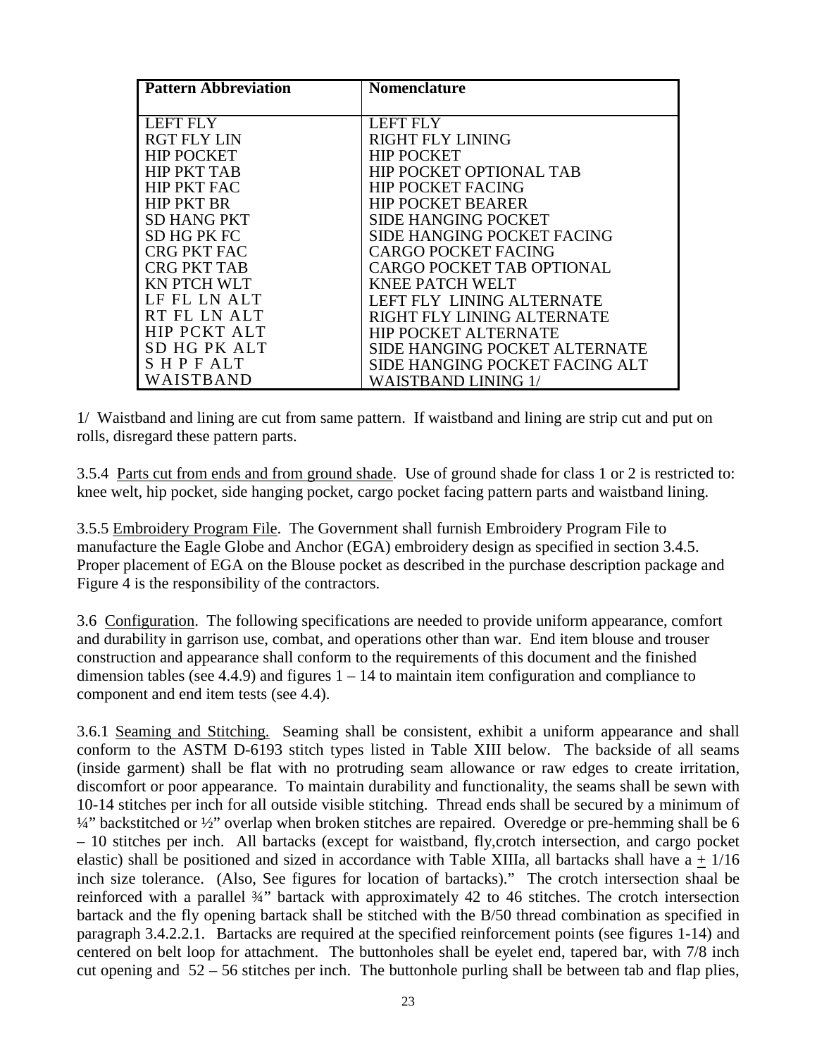| Pattern Abbreviation | Nomenclature |
|---|---|
| LEFT FLY | LEFT FLY |
| RGT FLY LIN | RIGHT FLY LINING |
| HIP POCKET | HIP POCKET |
| HIP PKT TAB | HIP POCKET OPTIONAL TAB |
| HIP PKT FAC | HIP POCKET FACING |
| HIP PKT BR | HIP POCKET BEARER |
| SD HANG PKT | SIDE HANGING POCKET |
| SD HG PK FC | SIDE HANGING POCKET FACING |
| CRG PKT FAC | CARGO POCKET FACING |
| CRG PKT TAB | CARGO POCKET TAB OPTIONAL |
| KN PTCH WLT | KNEE PATCH WELT |
| LF FL LN ALT | LEFT FLY LINING ALTERNATE |
| RT FL LN ALT | RIGHT FLY LINING ALTERNATE |
| HIP PCKT ALT | HIP POCKET ALTERNATE |
| SD HG PK ALT | SIDE HANGING POCKET ALTERNATE |
| S H P F ALT | SIDE HANGING POCKET FACING ALT |
| WAISTBAND | WAISTBAND LINING 1/ |

1/ Waistband and lining are cut from same pattern. If waistband and lining are strip cut and put on rolls, disregard these pattern parts.

3.5.4 Parts cut from ends and from ground shade. Use of ground shade for class 1 or 2 is restricted to: knee welt, hip pocket, side hanging pocket, cargo pocket facing pattern parts and waistband lining.

3.5.5 Embroidery Program File. The Government shall furnish Embroidery Program File to manufacture the Eagle Globe and Anchor (EGA) embroidery design as specified in section 3.4.5. Proper placement of EGA on the Blouse pocket as described in the purchase description package and Figure 4 is the responsibility of the contractors.

3.6 Configuration. The following specifications are needed to provide uniform appearance, comfort and durability in garrison use, combat, and operations other than war. End item blouse and trouser construction and appearance shall conform to the requirements of this document and the finished dimension tables (see 4.4.9) and figures 1 – 14 to maintain item configuration and compliance to component and end item tests (see 4.4).

3.6.1 Seaming and Stitching. Seaming shall be consistent, exhibit a uniform appearance and shall conform to the ASTM D-6193 stitch types listed in Table XIII below. The backside of all seams (inside garment) shall be flat with no protruding seam allowance or raw edges to create irritation, discomfort or poor appearance. To maintain durability and functionality, the seams shall be sewn with 10-14 stitches per inch for all outside visible stitching. Thread ends shall be secured by a minimum of ¼" backstitched or ½" overlap when broken stitches are repaired. Overedge or pre-hemming shall be 6 – 10 stitches per inch. All bartacks (except for waistband, fly,crotch intersection, and cargo pocket elastic) shall be positioned and sized in accordance with Table XIIIa, all bartacks shall have a ± 1/16 inch size tolerance. (Also, See figures for location of bartacks)." The crotch intersection shaal be reinforced with a parallel ¾" bartack with approximately 42 to 46 stitches. The crotch intersection bartack and the fly opening bartack shall be stitched with the B/50 thread combination as specified in paragraph 3.4.2.2.1. Bartacks are required at the specified reinforcement points (see figures 1-14) and centered on belt loop for attachment. The buttonholes shall be eyelet end, tapered bar, with 7/8 inch cut opening and 52 – 56 stitches per inch. The buttonhole purling shall be between tab and flap plies,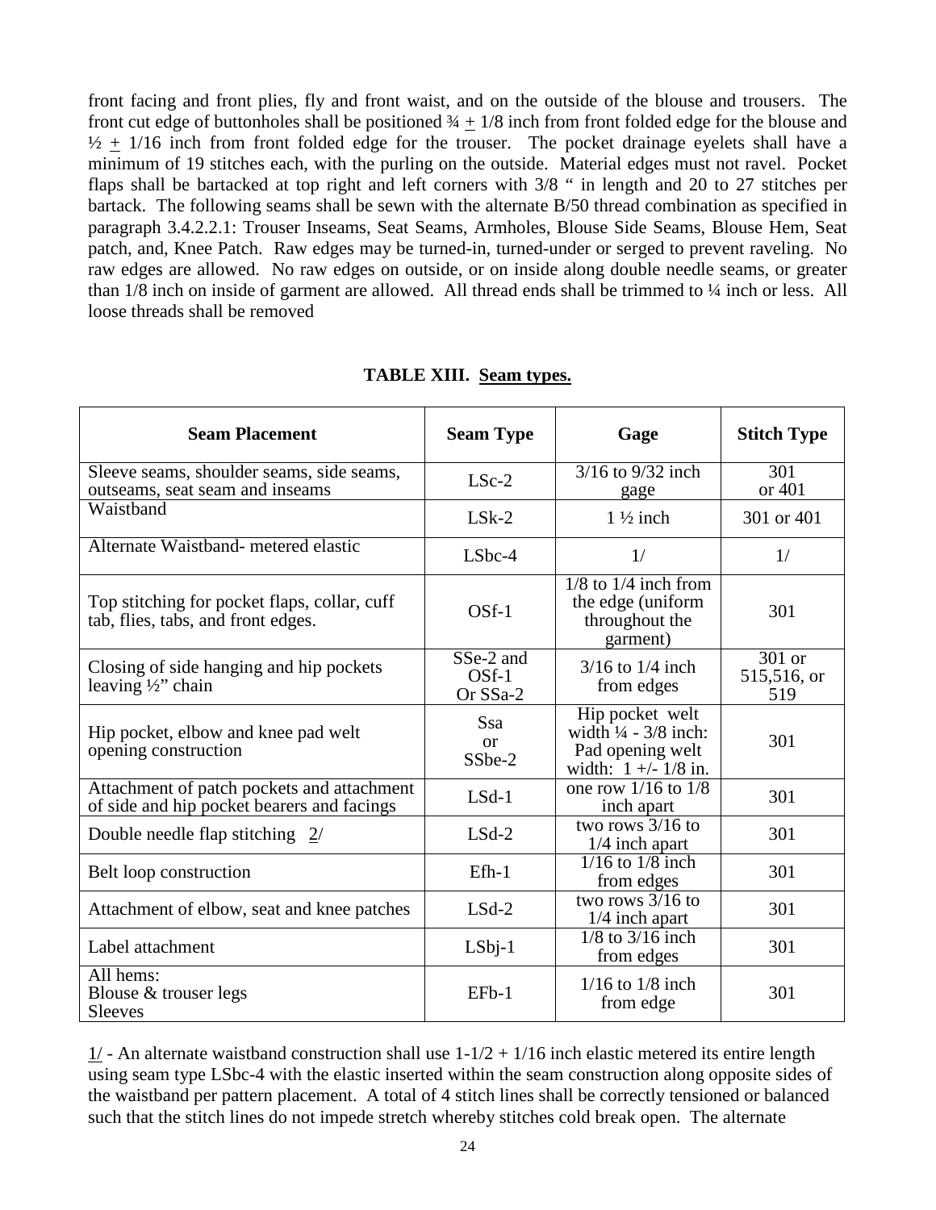front facing and front plies, fly and front waist, and on the outside of the blouse and trousers. The front cut edge of buttonholes shall be positioned ¾ ± 1/8 inch from front folded edge for the blouse and ½ ± 1/16 inch from front folded edge for the trouser. The pocket drainage eyelets shall have a minimum of 19 stitches each, with the purling on the outside. Material edges must not ravel. Pocket flaps shall be bartacked at top right and left corners with 3/8 " in length and 20 to 27 stitches per bartack. The following seams shall be sewn with the alternate B/50 thread combination as specified in paragraph 3.4.2.2.1: Trouser Inseams, Seat Seams, Armholes, Blouse Side Seams, Blouse Hem, Seat patch, and, Knee Patch. Raw edges may be turned-in, turned-under or serged to prevent raveling. No raw edges are allowed. No raw edges on outside, or on inside along double needle seams, or greater than 1/8 inch on inside of garment are allowed. All thread ends shall be trimmed to ¼ inch or less. All loose threads shall be removed

**TABLE XIII. Seam types.**

| Seam Placement | Seam Type | Gage | Stitch Type |
|---|---|---|---|
| Sleeve seams, shoulder seams, side seams, outseams, seat seam and inseams | LSc-2 | 3/16 to 9/32 inch gage | 301 or 401 |
| Waistband | LSk-2 | 1 ½ inch | 301 or 401 |
| Alternate Waistband- metered elastic | LSbc-4 | 1/ | 1/ |
| Top stitching for pocket flaps, collar, cuff tab, flies, tabs, and front edges. | OSf-1 | 1/8 to 1/4 inch from the edge (uniform throughout the garment) | 301 |
| Closing of side hanging and hip pockets leaving ½" chain | SSe-2 and OSf-1 Or SSa-2 | 3/16 to 1/4 inch from edges | 301 or 515,516, or 519 |
| Hip pocket, elbow and knee pad welt opening construction | Ssa or SSbe-2 | Hip pocket welt width ¼ - 3/8 inch: Pad opening welt width: 1 +/- 1/8 in. | 301 |
| Attachment of patch pockets and attachment of side and hip pocket bearers and facings | LSd-1 | one row 1/16 to 1/8 inch apart | 301 |
| Double needle flap stitching 2/ | LSd-2 | two rows 3/16 to 1/4 inch apart | 301 |
| Belt loop construction | Efh-1 | 1/16 to 1/8 inch from edges | 301 |
| Attachment of elbow, seat and knee patches | LSd-2 | two rows 3/16 to 1/4 inch apart | 301 |
| Label attachment | LSbj-1 | 1/8 to 3/16 inch from edges | 301 |
| All hems: Blouse & trouser legs Sleeves | EFb-1 | 1/16 to 1/8 inch from edge | 301 |

1/ - An alternate waistband construction shall use 1-1/2 + 1/16 inch elastic metered its entire length using seam type LSbc-4 with the elastic inserted within the seam construction along opposite sides of the waistband per pattern placement. A total of 4 stitch lines shall be correctly tensioned or balanced such that the stitch lines do not impede stretch whereby stitches cold break open. The alternate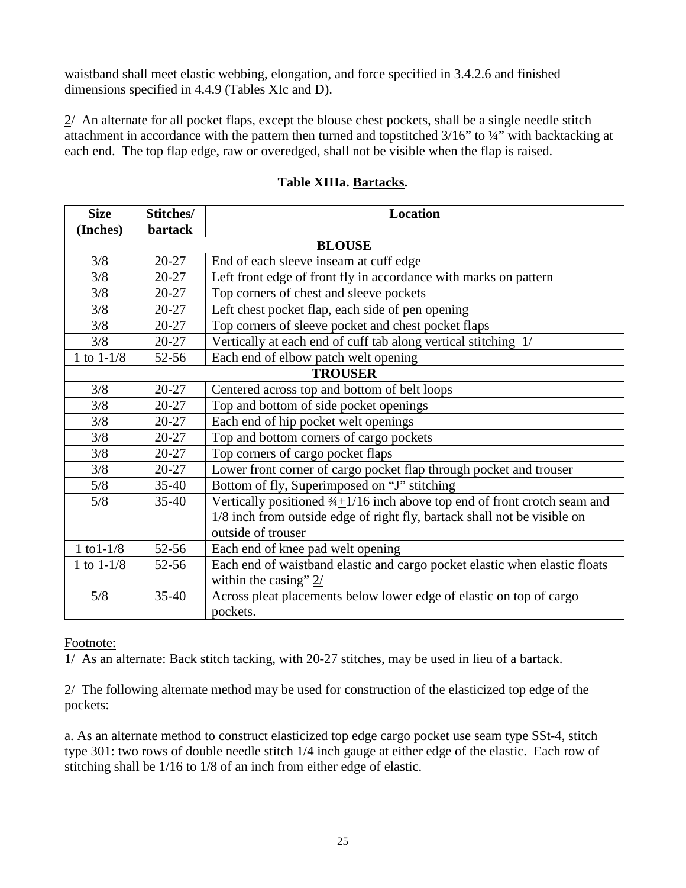waistband shall meet elastic webbing, elongation, and force specified in 3.4.2.6 and finished dimensions specified in 4.4.9 (Tables XIc and D).

2/ An alternate for all pocket flaps, except the blouse chest pockets, shall be a single needle stitch attachment in accordance with the pattern then turned and topstitched 3/16" to ¼" with backtacking at each end. The top flap edge, raw or overedged, shall not be visible when the flap is raised.

**Table XIIIa. Bartacks.**

| Size (Inches) | Stitches/ bartack | Location |
|---|---|---|
| **BLOUSE** | | |
| 3/8 | 20-27 | End of each sleeve inseam at cuff edge |
| 3/8 | 20-27 | Left front edge of front fly in accordance with marks on pattern |
| 3/8 | 20-27 | Top corners of chest and sleeve pockets |
| 3/8 | 20-27 | Left chest pocket flap, each side of pen opening |
| 3/8 | 20-27 | Top corners of sleeve pocket and chest pocket flaps |
| 3/8 | 20-27 | Vertically at each end of cuff tab along vertical stitching 1/ |
| 1 to 1-1/8 | 52-56 | Each end of elbow patch welt opening |
| **TROUSER** | | |
| 3/8 | 20-27 | Centered across top and bottom of belt loops |
| 3/8 | 20-27 | Top and bottom of side pocket openings |
| 3/8 | 20-27 | Each end of hip pocket welt openings |
| 3/8 | 20-27 | Top and bottom corners of cargo pockets |
| 3/8 | 20-27 | Top corners of cargo pocket flaps |
| 3/8 | 20-27 | Lower front corner of cargo pocket flap through pocket and trouser |
| 5/8 | 35-40 | Bottom of fly, Superimposed on "J" stitching |
| 5/8 | 35-40 | Vertically positioned ¾±1/16 inch above top end of front crotch seam and 1/8 inch from outside edge of right fly, bartack shall not be visible on outside of trouser |
| 1 to1-1/8 | 52-56 | Each end of knee pad welt opening |
| 1 to 1-1/8 | 52-56 | Each end of waistband elastic and cargo pocket elastic when elastic floats within the casing" 2/ |
| 5/8 | 35-40 | Across pleat placements below lower edge of elastic on top of cargo pockets. |

Footnote:

1/ As an alternate: Back stitch tacking, with 20-27 stitches, may be used in lieu of a bartack.

2/ The following alternate method may be used for construction of the elasticized top edge of the pockets:

a. As an alternate method to construct elasticized top edge cargo pocket use seam type SSt-4, stitch type 301: two rows of double needle stitch 1/4 inch gauge at either edge of the elastic. Each row of stitching shall be 1/16 to 1/8 of an inch from either edge of elastic.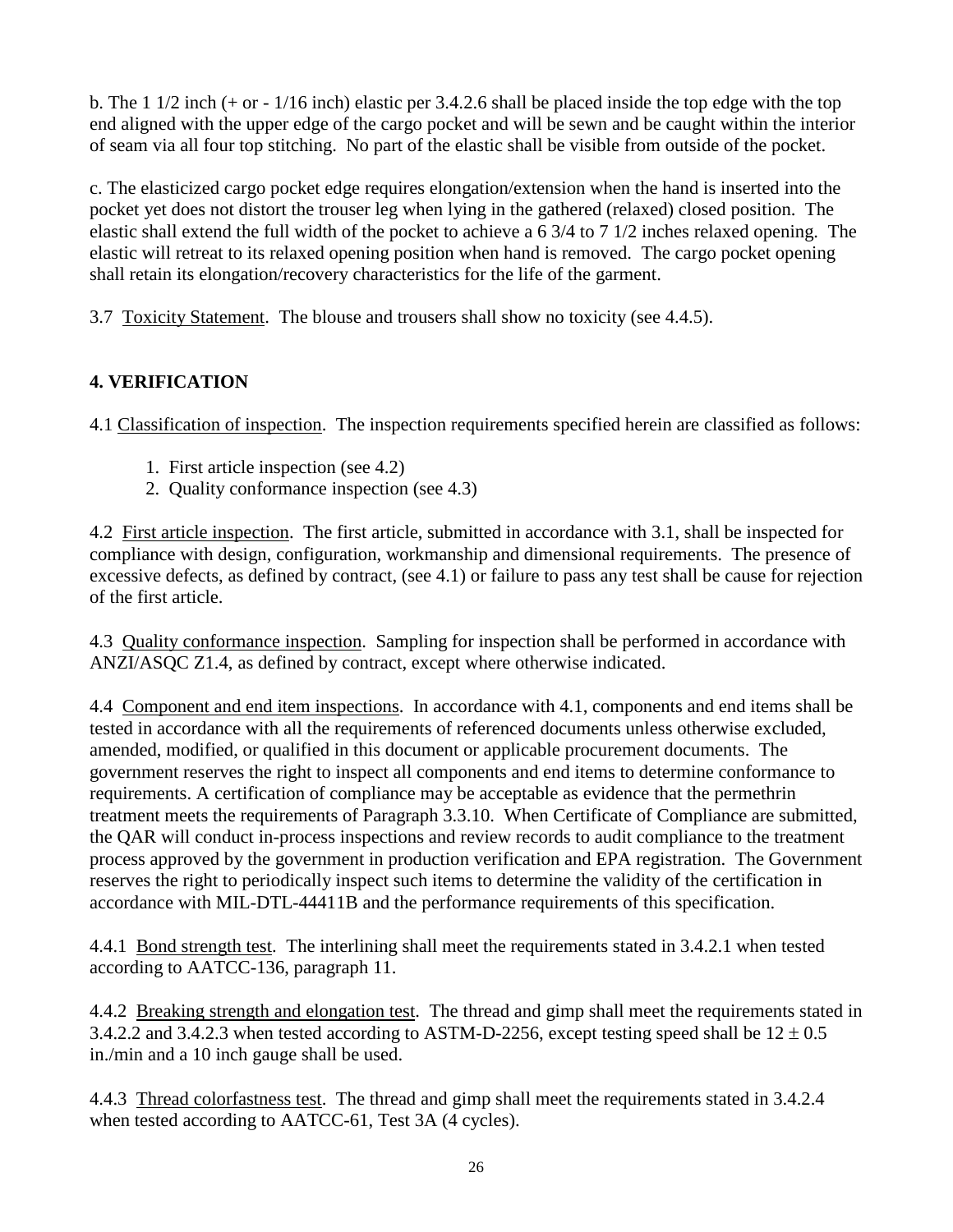b. The 1 1/2 inch (+ or - 1/16 inch) elastic per 3.4.2.6 shall be placed inside the top edge with the top end aligned with the upper edge of the cargo pocket and will be sewn and be caught within the interior of seam via all four top stitching. No part of the elastic shall be visible from outside of the pocket.

c. The elasticized cargo pocket edge requires elongation/extension when the hand is inserted into the pocket yet does not distort the trouser leg when lying in the gathered (relaxed) closed position. The elastic shall extend the full width of the pocket to achieve a 6 3/4 to 7 1/2 inches relaxed opening. The elastic will retreat to its relaxed opening position when hand is removed. The cargo pocket opening shall retain its elongation/recovery characteristics for the life of the garment.

3.7 Toxicity Statement. The blouse and trousers shall show no toxicity (see 4.4.5).

## 4. VERIFICATION

4.1 Classification of inspection. The inspection requirements specified herein are classified as follows:

1. First article inspection (see 4.2)
2. Quality conformance inspection (see 4.3)

4.2 First article inspection. The first article, submitted in accordance with 3.1, shall be inspected for compliance with design, configuration, workmanship and dimensional requirements. The presence of excessive defects, as defined by contract, (see 4.1) or failure to pass any test shall be cause for rejection of the first article.

4.3 Quality conformance inspection. Sampling for inspection shall be performed in accordance with ANZI/ASQC Z1.4, as defined by contract, except where otherwise indicated.

4.4 Component and end item inspections. In accordance with 4.1, components and end items shall be tested in accordance with all the requirements of referenced documents unless otherwise excluded, amended, modified, or qualified in this document or applicable procurement documents. The government reserves the right to inspect all components and end items to determine conformance to requirements. A certification of compliance may be acceptable as evidence that the permethrin treatment meets the requirements of Paragraph 3.3.10. When Certificate of Compliance are submitted, the QAR will conduct in-process inspections and review records to audit compliance to the treatment process approved by the government in production verification and EPA registration. The Government reserves the right to periodically inspect such items to determine the validity of the certification in accordance with MIL-DTL-44411B and the performance requirements of this specification.

4.4.1 Bond strength test. The interlining shall meet the requirements stated in 3.4.2.1 when tested according to AATCC-136, paragraph 11.

4.4.2 Breaking strength and elongation test. The thread and gimp shall meet the requirements stated in 3.4.2.2 and 3.4.2.3 when tested according to ASTM-D-2256, except testing speed shall be $12 \pm 0.5$ in./min and a 10 inch gauge shall be used.

4.4.3 Thread colorfastness test. The thread and gimp shall meet the requirements stated in 3.4.2.4 when tested according to AATCC-61, Test 3A (4 cycles).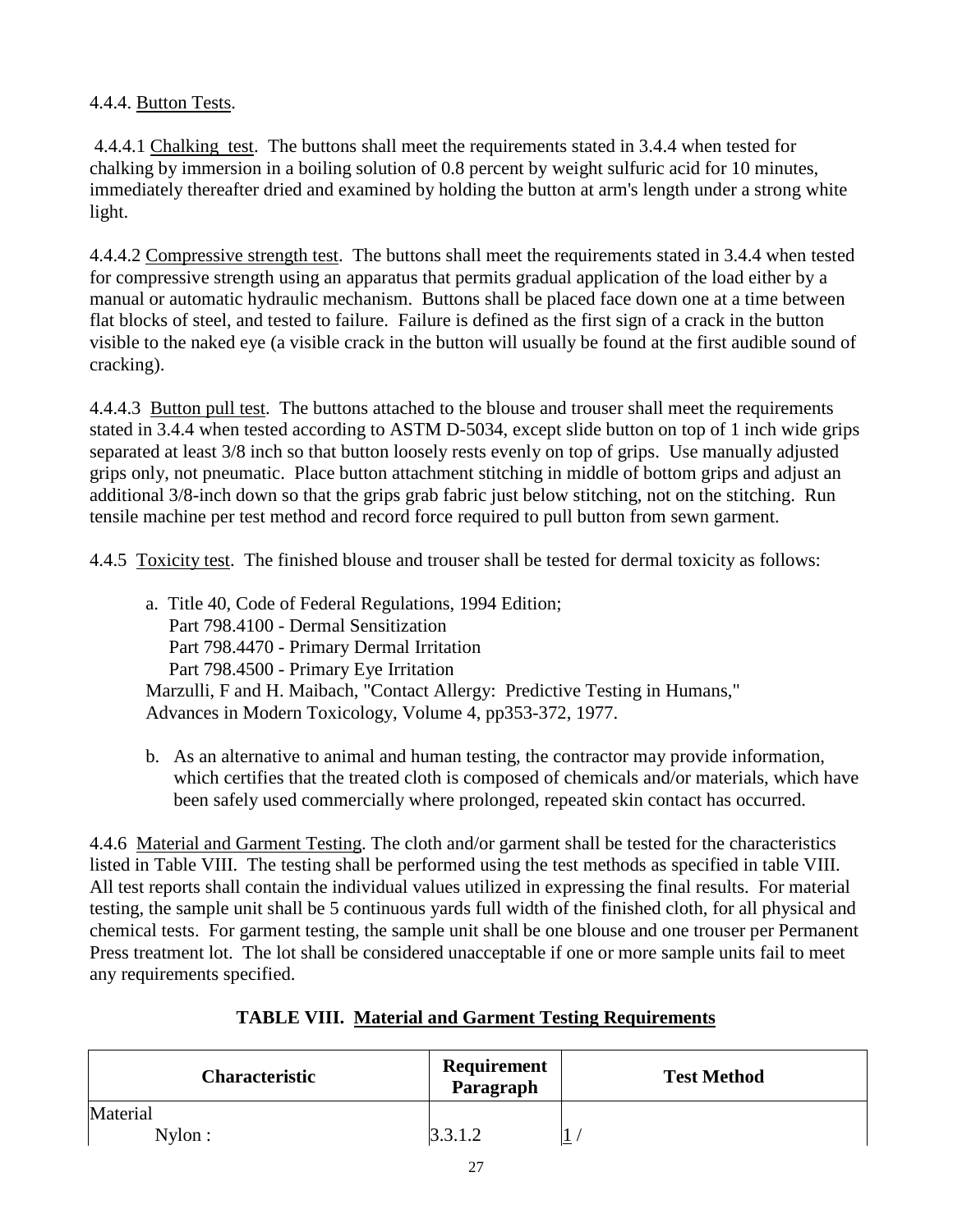4.4.4. Button Tests.

4.4.4.1 Chalking test. The buttons shall meet the requirements stated in 3.4.4 when tested for chalking by immersion in a boiling solution of 0.8 percent by weight sulfuric acid for 10 minutes, immediately thereafter dried and examined by holding the button at arm's length under a strong white light.

4.4.4.2 Compressive strength test. The buttons shall meet the requirements stated in 3.4.4 when tested for compressive strength using an apparatus that permits gradual application of the load either by a manual or automatic hydraulic mechanism. Buttons shall be placed face down one at a time between flat blocks of steel, and tested to failure. Failure is defined as the first sign of a crack in the button visible to the naked eye (a visible crack in the button will usually be found at the first audible sound of cracking).

4.4.4.3 Button pull test. The buttons attached to the blouse and trouser shall meet the requirements stated in 3.4.4 when tested according to ASTM D-5034, except slide button on top of 1 inch wide grips separated at least 3/8 inch so that button loosely rests evenly on top of grips. Use manually adjusted grips only, not pneumatic. Place button attachment stitching in middle of bottom grips and adjust an additional 3/8-inch down so that the grips grab fabric just below stitching, not on the stitching. Run tensile machine per test method and record force required to pull button from sewn garment.

4.4.5 Toxicity test. The finished blouse and trouser shall be tested for dermal toxicity as follows:

a. Title 40, Code of Federal Regulations, 1994 Edition;
   Part 798.4100 - Dermal Sensitization
   Part 798.4470 - Primary Dermal Irritation
   Part 798.4500 - Primary Eye Irritation
   Marzulli, F and H. Maibach, "Contact Allergy: Predictive Testing in Humans," Advances in Modern Toxicology, Volume 4, pp353-372, 1977.

b. As an alternative to animal and human testing, the contractor may provide information, which certifies that the treated cloth is composed of chemicals and/or materials, which have been safely used commercially where prolonged, repeated skin contact has occurred.

4.4.6 Material and Garment Testing. The cloth and/or garment shall be tested for the characteristics listed in Table VIII. The testing shall be performed using the test methods as specified in table VIII. All test reports shall contain the individual values utilized in expressing the final results. For material testing, the sample unit shall be 5 continuous yards full width of the finished cloth, for all physical and chemical tests. For garment testing, the sample unit shall be one blouse and one trouser per Permanent Press treatment lot. The lot shall be considered unacceptable if one or more sample units fail to meet any requirements specified.

**TABLE VIII. Material and Garment Testing Requirements**

| Characteristic | Requirement Paragraph | Test Method |
|---|---|---|
| Material | | |
| Nylon : | 3.3.1.2 | 1 / |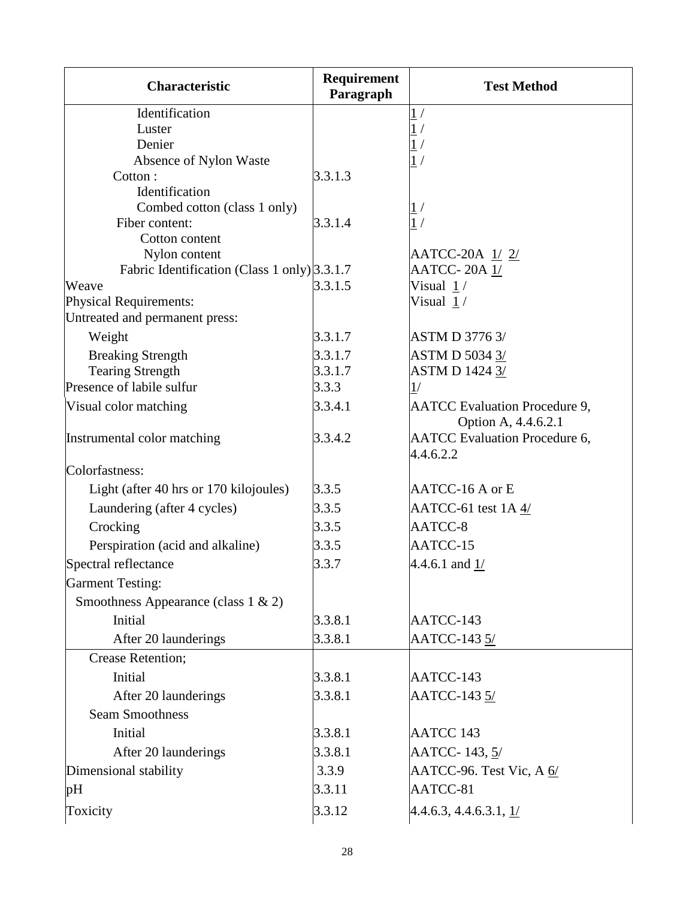| Characteristic | Requirement Paragraph | Test Method |
|---|---|---|
| Identification | | 1 / |
| Luster | | 1 / |
| Denier | | 1 / |
| Absence of Nylon Waste | | 1 / |
| Cotton : | 3.3.1.3 | |
| Identification | | |
| Combed cotton (class 1 only) | | 1 / |
| Fiber content: | 3.3.1.4 | 1 / |
| Cotton content | | |
| Nylon content | | AATCC-20A 1/ 2/ |
| Fabric Identification (Class 1 only) | 3.3.1.7 | AATCC- 20A 1/ |
| Weave | 3.3.1.5 | Visual 1 / |
| Physical Requirements: | | Visual 1 / |
| Untreated and permanent press: | | |
| Weight | 3.3.1.7 | ASTM D 3776 3/ |
| Breaking Strength | 3.3.1.7 | ASTM D 5034 3/ |
| Tearing Strength | 3.3.1.7 | ASTM D 1424 3/ |
| Presence of labile sulfur | 3.3.3 | 1/ |
| Visual color matching | 3.3.4.1 | AATCC Evaluation Procedure 9, Option A, 4.4.6.2.1 |
| Instrumental color matching | 3.3.4.2 | AATCC Evaluation Procedure 6, 4.4.6.2.2 |
| Colorfastness: | | |
| Light (after 40 hrs or 170 kilojoules) | 3.3.5 | AATCC-16 A or E |
| Laundering (after 4 cycles) | 3.3.5 | AATCC-61 test 1A 4/ |
| Crocking | 3.3.5 | AATCC-8 |
| Perspiration (acid and alkaline) | 3.3.5 | AATCC-15 |
| Spectral reflectance | 3.3.7 | 4.4.6.1 and 1/ |
| Garment Testing: | | |
| Smoothness Appearance (class 1 & 2) | | |
| Initial | 3.3.8.1 | AATCC-143 |
| After 20 launderings | 3.3.8.1 | AATCC-143 5/ |
| Crease Retention; | | |
| Initial | 3.3.8.1 | AATCC-143 |
| After 20 launderings | 3.3.8.1 | AATCC-143 5/ |
| Seam Smoothness | | |
| Initial | 3.3.8.1 | AATCC 143 |
| After 20 launderings | 3.3.8.1 | AATCC- 143, 5/ |
| Dimensional stability | 3.3.9 | AATCC-96. Test Vic, A 6/ |
| pH | 3.3.11 | AATCC-81 |
| Toxicity | 3.3.12 | 4.4.6.3, 4.4.6.3.1, 1/ |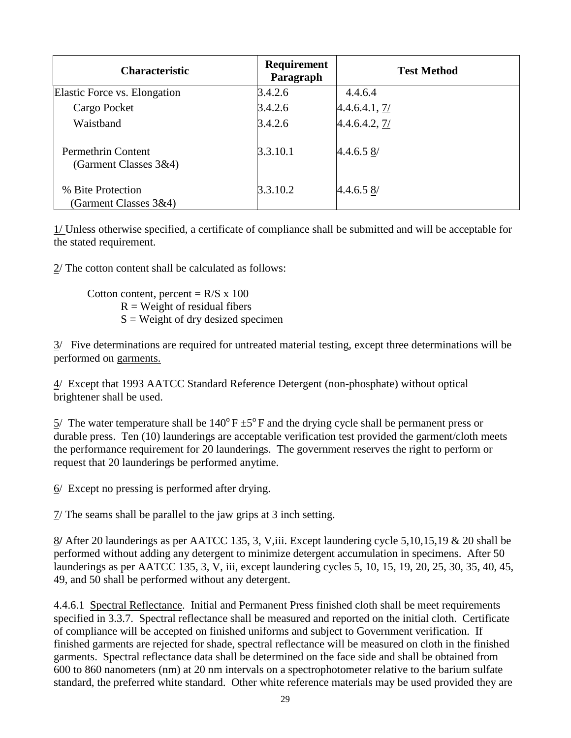| Characteristic | Requirement Paragraph | Test Method |
|---|---|---|
| Elastic Force vs. Elongation | 3.4.2.6 | 4.4.6.4 |
| Cargo Pocket | 3.4.2.6 | 4.4.6.4.1, 7/ |
| Waistband | 3.4.2.6 | 4.4.6.4.2, 7/ |
| Permethrin Content (Garment Classes 3&4) | 3.3.10.1 | 4.4.6.5 8/ |
| % Bite Protection (Garment Classes 3&4) | 3.3.10.2 | 4.4.6.5 8/ |

1/ Unless otherwise specified, a certificate of compliance shall be submitted and will be acceptable for the stated requirement.

2/ The cotton content shall be calculated as follows:

Cotton content, percent = R/S x 100
R = Weight of residual fibers
S = Weight of dry desized specimen

3/ Five determinations are required for untreated material testing, except three determinations will be performed on garments.

4/ Except that 1993 AATCC Standard Reference Detergent (non-phosphate) without optical brightener shall be used.

5/ The water temperature shall be $140^{o}$ F $\pm 5^{o}$ F and the drying cycle shall be permanent press or durable press. Ten (10) launderings are acceptable verification test provided the garment/cloth meets the performance requirement for 20 launderings. The government reserves the right to perform or request that 20 launderings be performed anytime.

6/ Except no pressing is performed after drying.

7/ The seams shall be parallel to the jaw grips at 3 inch setting.

8/ After 20 launderings as per AATCC 135, 3, V,iii. Except laundering cycle 5,10,15,19 & 20 shall be performed without adding any detergent to minimize detergent accumulation in specimens. After 50 launderings as per AATCC 135, 3, V, iii, except laundering cycles 5, 10, 15, 19, 20, 25, 30, 35, 40, 45, 49, and 50 shall be performed without any detergent.

4.4.6.1 Spectral Reflectance. Initial and Permanent Press finished cloth shall be meet requirements specified in 3.3.7. Spectral reflectance shall be measured and reported on the initial cloth. Certificate of compliance will be accepted on finished uniforms and subject to Government verification. If finished garments are rejected for shade, spectral reflectance will be measured on cloth in the finished garments. Spectral reflectance data shall be determined on the face side and shall be obtained from 600 to 860 nanometers (nm) at 20 nm intervals on a spectrophotometer relative to the barium sulfate standard, the preferred white standard. Other white reference materials may be used provided they are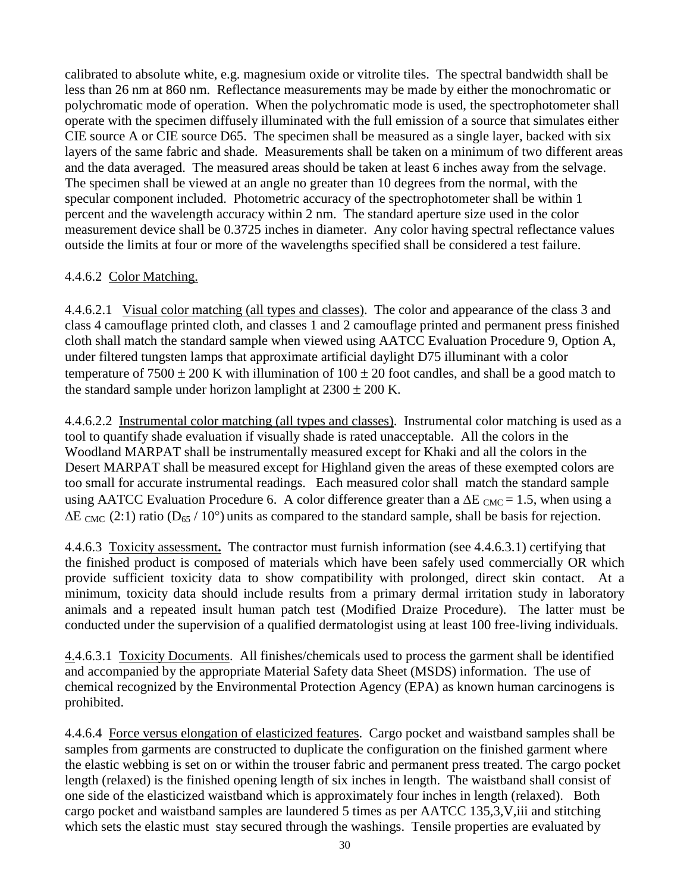calibrated to absolute white, e.g. magnesium oxide or vitrolite tiles. The spectral bandwidth shall be less than 26 nm at 860 nm. Reflectance measurements may be made by either the monochromatic or polychromatic mode of operation. When the polychromatic mode is used, the spectrophotometer shall operate with the specimen diffusely illuminated with the full emission of a source that simulates either CIE source A or CIE source D65. The specimen shall be measured as a single layer, backed with six layers of the same fabric and shade. Measurements shall be taken on a minimum of two different areas and the data averaged. The measured areas should be taken at least 6 inches away from the selvage. The specimen shall be viewed at an angle no greater than 10 degrees from the normal, with the specular component included. Photometric accuracy of the spectrophotometer shall be within 1 percent and the wavelength accuracy within 2 nm. The standard aperture size used in the color measurement device shall be 0.3725 inches in diameter. Any color having spectral reflectance values outside the limits at four or more of the wavelengths specified shall be considered a test failure.

4.4.6.2 Color Matching.

4.4.6.2.1 Visual color matching (all types and classes). The color and appearance of the class 3 and class 4 camouflage printed cloth, and classes 1 and 2 camouflage printed and permanent press finished cloth shall match the standard sample when viewed using AATCC Evaluation Procedure 9, Option A, under filtered tungsten lamps that approximate artificial daylight D75 illuminant with a color temperature of 7500 ± 200 K with illumination of 100 ± 20 foot candles, and shall be a good match to the standard sample under horizon lamplight at 2300 ± 200 K.

4.4.6.2.2 Instrumental color matching (all types and classes). Instrumental color matching is used as a tool to quantify shade evaluation if visually shade is rated unacceptable. All the colors in the Woodland MARPAT shall be instrumentally measured except for Khaki and all the colors in the Desert MARPAT shall be measured except for Highland given the areas of these exempted colors are too small for accurate instrumental readings. Each measured color shall match the standard sample using AATCC Evaluation Procedure 6. A color difference greater than a $\Delta E_{CMC} = 1.5$, when using a $\Delta E_{CMC}$ (2:1) ratio ($D_{65}$ / 10°) units as compared to the standard sample, shall be basis for rejection.

4.4.6.3 Toxicity assessment**.** The contractor must furnish information (see 4.4.6.3.1) certifying that the finished product is composed of materials which have been safely used commercially OR which provide sufficient toxicity data to show compatibility with prolonged, direct skin contact. At a minimum, toxicity data should include results from a primary dermal irritation study in laboratory animals and a repeated insult human patch test (Modified Draize Procedure). The latter must be conducted under the supervision of a qualified dermatologist using at least 100 free-living individuals.

4.4.6.3.1 Toxicity Documents. All finishes/chemicals used to process the garment shall be identified and accompanied by the appropriate Material Safety data Sheet (MSDS) information. The use of chemical recognized by the Environmental Protection Agency (EPA) as known human carcinogens is prohibited.

4.4.6.4 Force versus elongation of elasticized features. Cargo pocket and waistband samples shall be samples from garments are constructed to duplicate the configuration on the finished garment where the elastic webbing is set on or within the trouser fabric and permanent press treated. The cargo pocket length (relaxed) is the finished opening length of six inches in length. The waistband shall consist of one side of the elasticized waistband which is approximately four inches in length (relaxed). Both cargo pocket and waistband samples are laundered 5 times as per AATCC 135,3,V,iii and stitching which sets the elastic must stay secured through the washings. Tensile properties are evaluated by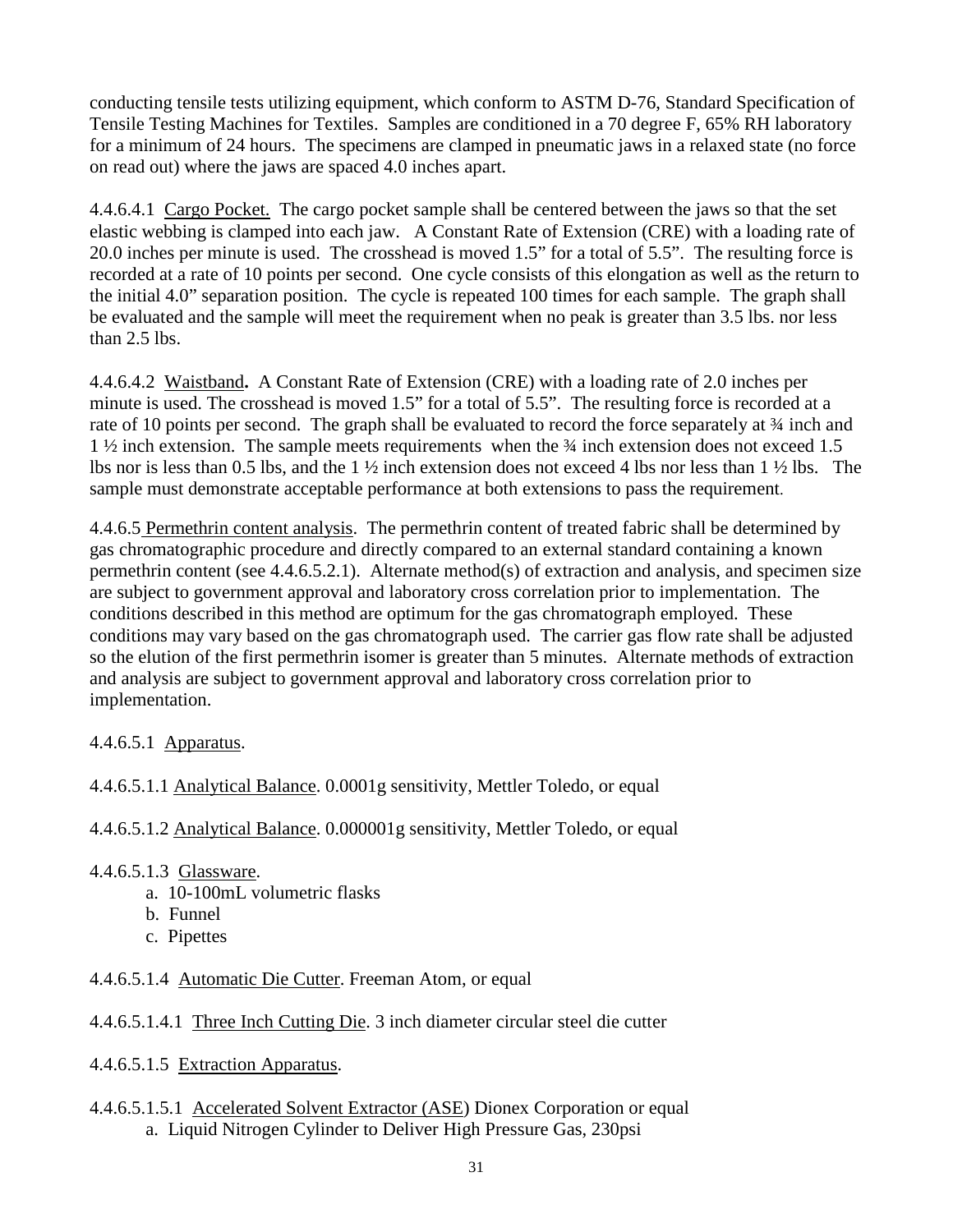conducting tensile tests utilizing equipment, which conform to ASTM D-76, Standard Specification of Tensile Testing Machines for Textiles. Samples are conditioned in a 70 degree F, 65% RH laboratory for a minimum of 24 hours. The specimens are clamped in pneumatic jaws in a relaxed state (no force on read out) where the jaws are spaced 4.0 inches apart.

4.4.6.4.1 Cargo Pocket. The cargo pocket sample shall be centered between the jaws so that the set elastic webbing is clamped into each jaw. A Constant Rate of Extension (CRE) with a loading rate of 20.0 inches per minute is used. The crosshead is moved 1.5" for a total of 5.5". The resulting force is recorded at a rate of 10 points per second. One cycle consists of this elongation as well as the return to the initial 4.0" separation position. The cycle is repeated 100 times for each sample. The graph shall be evaluated and the sample will meet the requirement when no peak is greater than 3.5 lbs. nor less than 2.5 lbs.

4.4.6.4.2 Waistband**.** A Constant Rate of Extension (CRE) with a loading rate of 2.0 inches per minute is used. The crosshead is moved 1.5" for a total of 5.5". The resulting force is recorded at a rate of 10 points per second. The graph shall be evaluated to record the force separately at ¾ inch and 1 ½ inch extension. The sample meets requirements when the ¾ inch extension does not exceed 1.5 lbs nor is less than 0.5 lbs, and the 1 ½ inch extension does not exceed 4 lbs nor less than 1 ½ lbs. The sample must demonstrate acceptable performance at both extensions to pass the requirement.

4.4.6.5 Permethrin content analysis. The permethrin content of treated fabric shall be determined by gas chromatographic procedure and directly compared to an external standard containing a known permethrin content (see 4.4.6.5.2.1). Alternate method(s) of extraction and analysis, and specimen size are subject to government approval and laboratory cross correlation prior to implementation. The conditions described in this method are optimum for the gas chromatograph employed. These conditions may vary based on the gas chromatograph used. The carrier gas flow rate shall be adjusted so the elution of the first permethrin isomer is greater than 5 minutes. Alternate methods of extraction and analysis are subject to government approval and laboratory cross correlation prior to implementation.

4.4.6.5.1 Apparatus.

4.4.6.5.1.1 Analytical Balance. 0.0001g sensitivity, Mettler Toledo, or equal

4.4.6.5.1.2 Analytical Balance. 0.000001g sensitivity, Mettler Toledo, or equal

4.4.6.5.1.3 Glassware.

a. 10-100mL volumetric flasks
b. Funnel
c. Pipettes

4.4.6.5.1.4 Automatic Die Cutter. Freeman Atom, or equal

4.4.6.5.1.4.1 Three Inch Cutting Die. 3 inch diameter circular steel die cutter

4.4.6.5.1.5 Extraction Apparatus.

4.4.6.5.1.5.1 Accelerated Solvent Extractor (ASE) Dionex Corporation or equal

a. Liquid Nitrogen Cylinder to Deliver High Pressure Gas, 230psi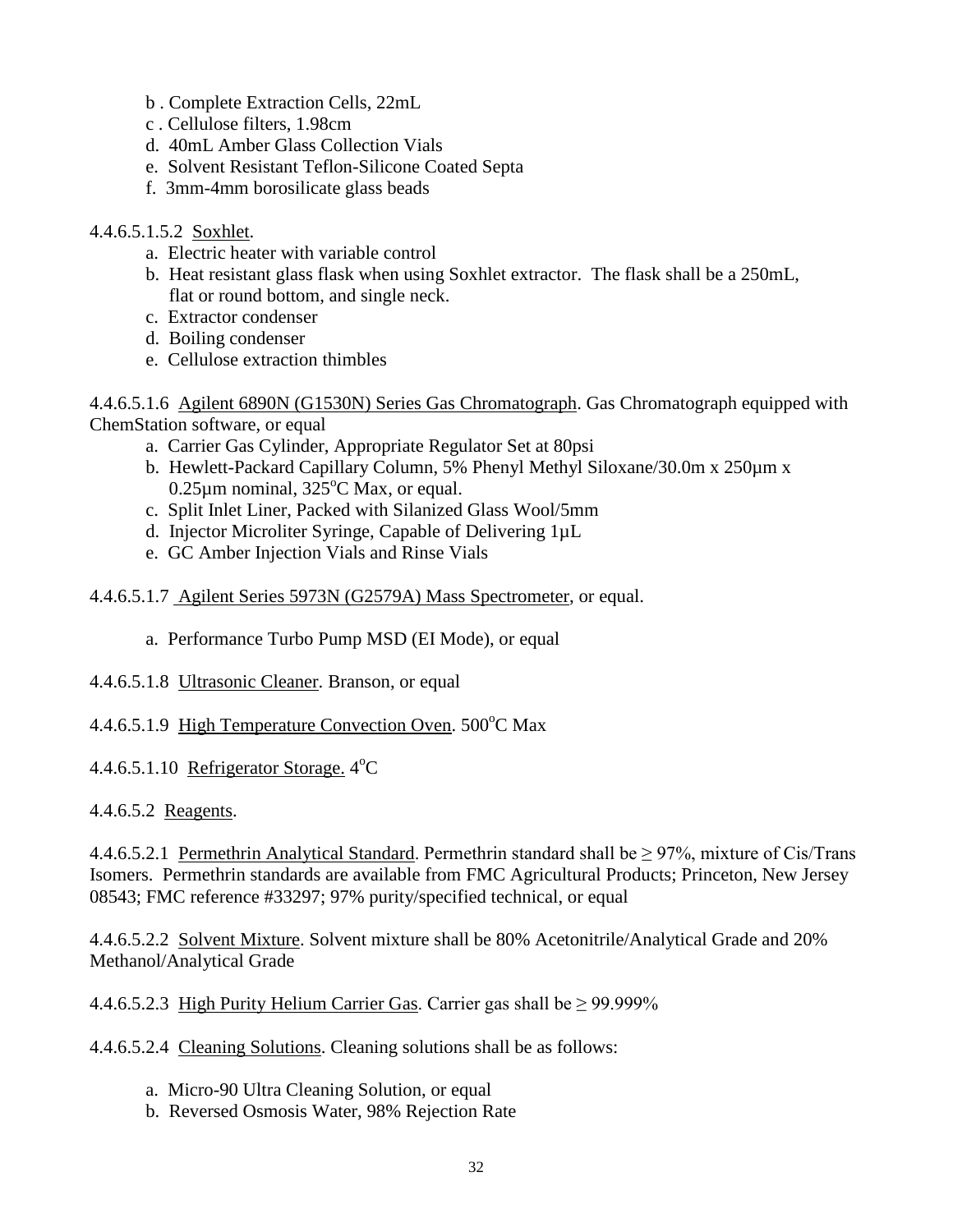b . Complete Extraction Cells, 22mL
c . Cellulose filters, 1.98cm
d. 40mL Amber Glass Collection Vials
e. Solvent Resistant Teflon-Silicone Coated Septa
f. 3mm-4mm borosilicate glass beads

4.4.6.5.1.5.2 Soxhlet.

a. Electric heater with variable control
b. Heat resistant glass flask when using Soxhlet extractor. The flask shall be a 250mL, flat or round bottom, and single neck.
c. Extractor condenser
d. Boiling condenser
e. Cellulose extraction thimbles

4.4.6.5.1.6 Agilent 6890N (G1530N) Series Gas Chromatograph. Gas Chromatograph equipped with ChemStation software, or equal

a. Carrier Gas Cylinder, Appropriate Regulator Set at 80psi
b. Hewlett-Packard Capillary Column, 5% Phenyl Methyl Siloxane/30.0m x 250µm x 0.25µm nominal, 325°C Max, or equal.
c. Split Inlet Liner, Packed with Silanized Glass Wool/5mm
d. Injector Microliter Syringe, Capable of Delivering 1µL
e. GC Amber Injection Vials and Rinse Vials

4.4.6.5.1.7 Agilent Series 5973N (G2579A) Mass Spectrometer, or equal.

a. Performance Turbo Pump MSD (EI Mode), or equal

4.4.6.5.1.8 Ultrasonic Cleaner. Branson, or equal

4.4.6.5.1.9 High Temperature Convection Oven. 500°C Max

4.4.6.5.1.10 Refrigerator Storage. 4°C

4.4.6.5.2 Reagents.

4.4.6.5.2.1 Permethrin Analytical Standard. Permethrin standard shall be ≥ 97%, mixture of Cis/Trans Isomers. Permethrin standards are available from FMC Agricultural Products; Princeton, New Jersey 08543; FMC reference #33297; 97% purity/specified technical, or equal

4.4.6.5.2.2 Solvent Mixture. Solvent mixture shall be 80% Acetonitrile/Analytical Grade and 20% Methanol/Analytical Grade

4.4.6.5.2.3 High Purity Helium Carrier Gas. Carrier gas shall be ≥ 99.999%

4.4.6.5.2.4 Cleaning Solutions. Cleaning solutions shall be as follows:

a. Micro-90 Ultra Cleaning Solution, or equal
b. Reversed Osmosis Water, 98% Rejection Rate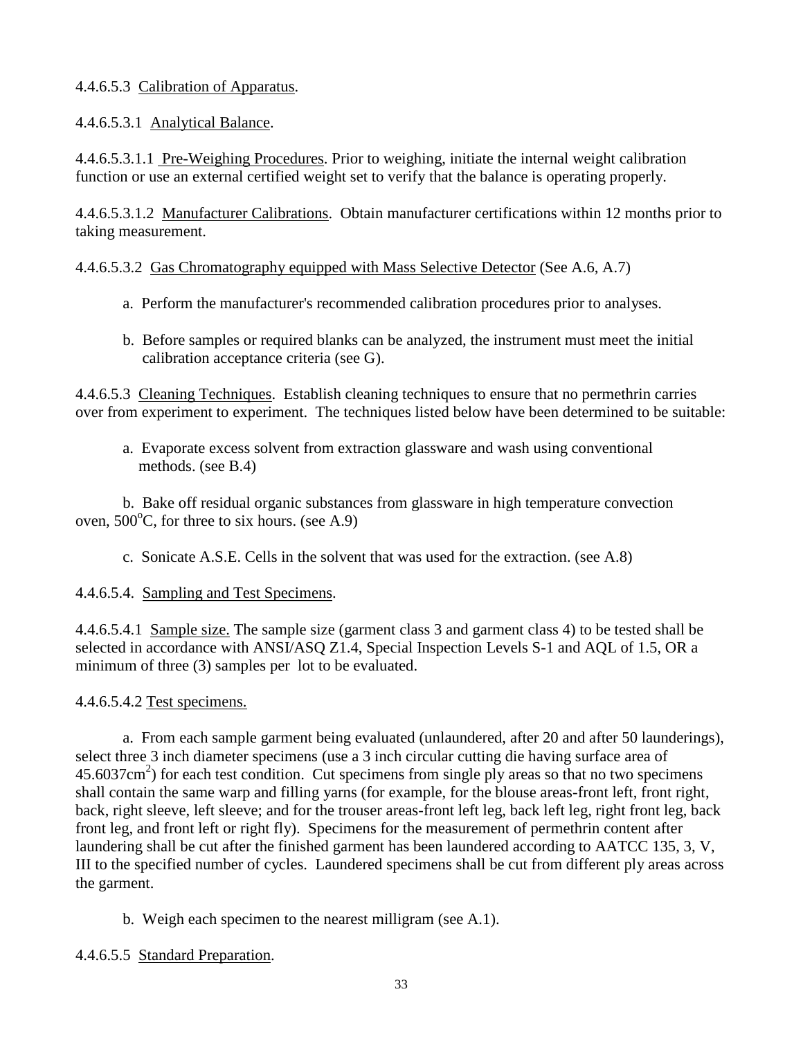4.4.6.5.3 Calibration of Apparatus.

4.4.6.5.3.1 Analytical Balance.

4.4.6.5.3.1.1 Pre-Weighing Procedures. Prior to weighing, initiate the internal weight calibration function or use an external certified weight set to verify that the balance is operating properly.

4.4.6.5.3.1.2 Manufacturer Calibrations. Obtain manufacturer certifications within 12 months prior to taking measurement.

4.4.6.5.3.2 Gas Chromatography equipped with Mass Selective Detector (See A.6, A.7)

a. Perform the manufacturer's recommended calibration procedures prior to analyses.

b. Before samples or required blanks can be analyzed, the instrument must meet the initial calibration acceptance criteria (see G).

4.4.6.5.3 Cleaning Techniques. Establish cleaning techniques to ensure that no permethrin carries over from experiment to experiment. The techniques listed below have been determined to be suitable:

a. Evaporate excess solvent from extraction glassware and wash using conventional methods. (see B.4)

b. Bake off residual organic substances from glassware in high temperature convection oven, 500°C, for three to six hours. (see A.9)

c. Sonicate A.S.E. Cells in the solvent that was used for the extraction. (see A.8)

4.4.6.5.4. Sampling and Test Specimens.

4.4.6.5.4.1 Sample size. The sample size (garment class 3 and garment class 4) to be tested shall be selected in accordance with ANSI/ASQ Z1.4, Special Inspection Levels S-1 and AQL of 1.5, OR a minimum of three (3) samples per lot to be evaluated.

4.4.6.5.4.2 Test specimens.

a. From each sample garment being evaluated (unlaundered, after 20 and after 50 launderings), select three 3 inch diameter specimens (use a 3 inch circular cutting die having surface area of 45.6037cm$^2$) for each test condition. Cut specimens from single ply areas so that no two specimens shall contain the same warp and filling yarns (for example, for the blouse areas-front left, front right, back, right sleeve, left sleeve; and for the trouser areas-front left leg, back left leg, right front leg, back front leg, and front left or right fly). Specimens for the measurement of permethrin content after laundering shall be cut after the finished garment has been laundered according to AATCC 135, 3, V, III to the specified number of cycles. Laundered specimens shall be cut from different ply areas across the garment.

b. Weigh each specimen to the nearest milligram (see A.1).

4.4.6.5.5 Standard Preparation.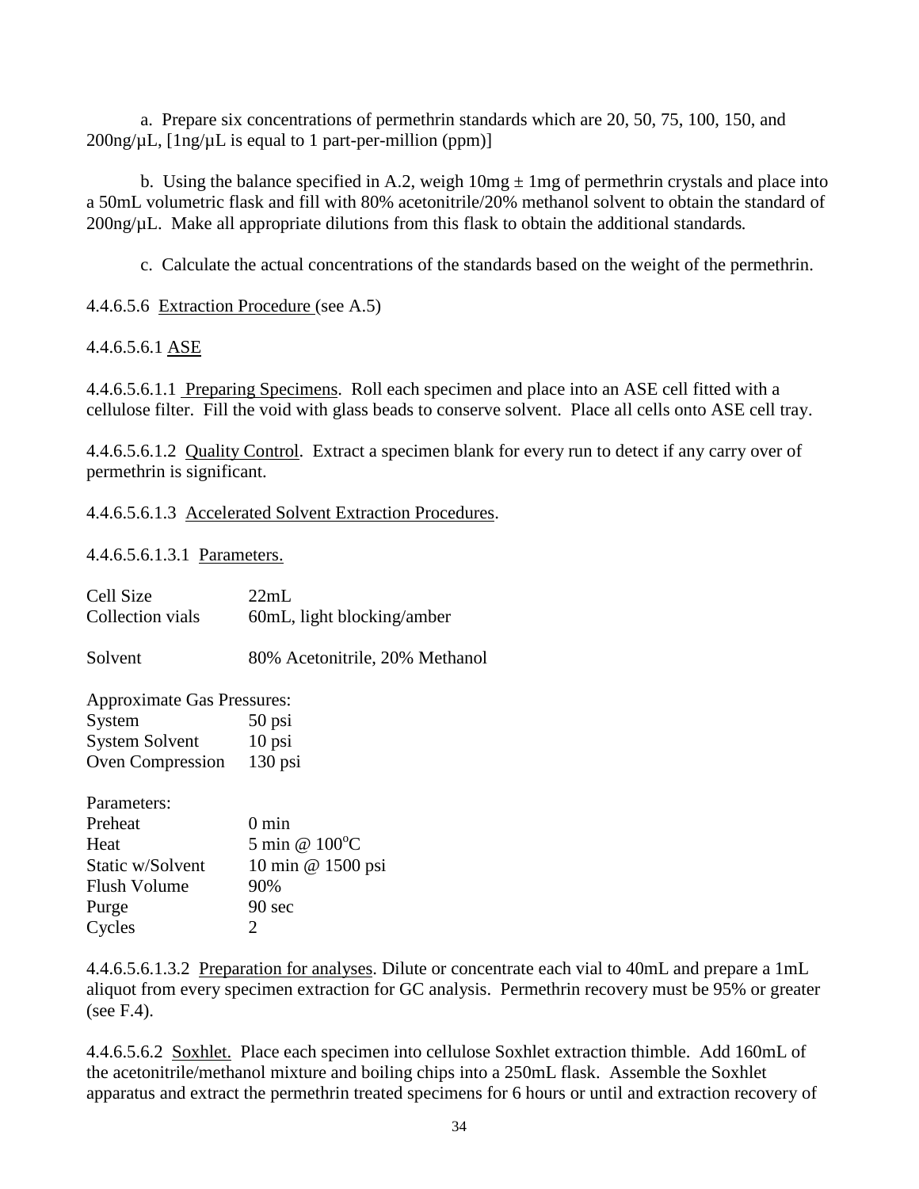a. Prepare six concentrations of permethrin standards which are 20, 50, 75, 100, 150, and 200ng/µL, [1ng/µL is equal to 1 part-per-million (ppm)]

b. Using the balance specified in A.2, weigh 10mg ± 1mg of permethrin crystals and place into a 50mL volumetric flask and fill with 80% acetonitrile/20% methanol solvent to obtain the standard of 200ng/µL. Make all appropriate dilutions from this flask to obtain the additional standards.

c. Calculate the actual concentrations of the standards based on the weight of the permethrin.

4.4.6.5.6 Extraction Procedure (see A.5)

4.4.6.5.6.1 ASE

4.4.6.5.6.1.1 Preparing Specimens. Roll each specimen and place into an ASE cell fitted with a cellulose filter. Fill the void with glass beads to conserve solvent. Place all cells onto ASE cell tray.

4.4.6.5.6.1.2 Quality Control. Extract a specimen blank for every run to detect if any carry over of permethrin is significant.

4.4.6.5.6.1.3 Accelerated Solvent Extraction Procedures.

4.4.6.5.6.1.3.1 Parameters.

| | |
|---|---|
| Cell Size | 22mL |
| Collection vials | 60mL, light blocking/amber |
| Solvent | 80% Acetonitrile, 20% Methanol |

Approximate Gas Pressures:

| | |
|---|---|
| System | 50 psi |
| System Solvent | 10 psi |
| Oven Compression | 130 psi |

Parameters:

| | |
|---|---|
| Preheat | 0 min |
| Heat | 5 min @ 100°C |
| Static w/Solvent | 10 min @ 1500 psi |
| Flush Volume | 90% |
| Purge | 90 sec |
| Cycles | 2 |

4.4.6.5.6.1.3.2 Preparation for analyses. Dilute or concentrate each vial to 40mL and prepare a 1mL aliquot from every specimen extraction for GC analysis. Permethrin recovery must be 95% or greater (see F.4).

4.4.6.5.6.2 Soxhlet. Place each specimen into cellulose Soxhlet extraction thimble. Add 160mL of the acetonitrile/methanol mixture and boiling chips into a 250mL flask. Assemble the Soxhlet apparatus and extract the permethrin treated specimens for 6 hours or until and extraction recovery of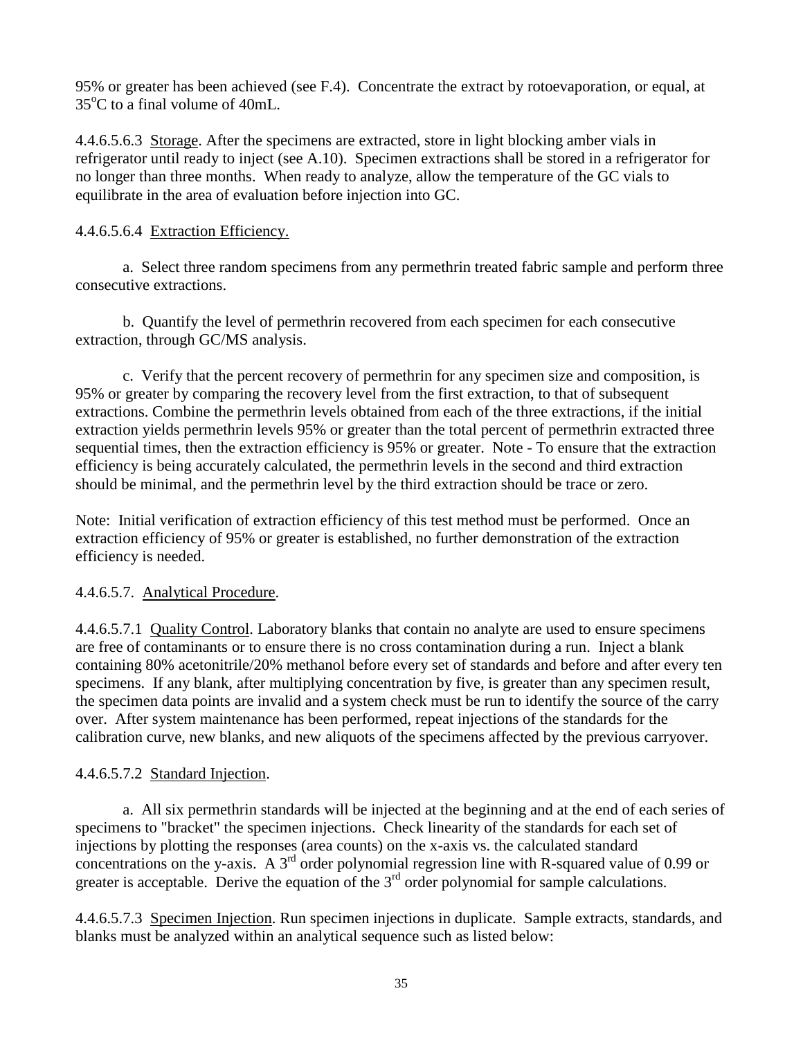95% or greater has been achieved (see F.4). Concentrate the extract by rotoevaporation, or equal, at 35°C to a final volume of 40mL.

4.4.6.5.6.3 Storage. After the specimens are extracted, store in light blocking amber vials in refrigerator until ready to inject (see A.10). Specimen extractions shall be stored in a refrigerator for no longer than three months. When ready to analyze, allow the temperature of the GC vials to equilibrate in the area of evaluation before injection into GC.

4.4.6.5.6.4 Extraction Efficiency.

a. Select three random specimens from any permethrin treated fabric sample and perform three consecutive extractions.

b. Quantify the level of permethrin recovered from each specimen for each consecutive extraction, through GC/MS analysis.

c. Verify that the percent recovery of permethrin for any specimen size and composition, is 95% or greater by comparing the recovery level from the first extraction, to that of subsequent extractions. Combine the permethrin levels obtained from each of the three extractions, if the initial extraction yields permethrin levels 95% or greater than the total percent of permethrin extracted three sequential times, then the extraction efficiency is 95% or greater. Note - To ensure that the extraction efficiency is being accurately calculated, the permethrin levels in the second and third extraction should be minimal, and the permethrin level by the third extraction should be trace or zero.

Note: Initial verification of extraction efficiency of this test method must be performed. Once an extraction efficiency of 95% or greater is established, no further demonstration of the extraction efficiency is needed.

4.4.6.5.7. Analytical Procedure.

4.4.6.5.7.1 Quality Control. Laboratory blanks that contain no analyte are used to ensure specimens are free of contaminants or to ensure there is no cross contamination during a run. Inject a blank containing 80% acetonitrile/20% methanol before every set of standards and before and after every ten specimens. If any blank, after multiplying concentration by five, is greater than any specimen result, the specimen data points are invalid and a system check must be run to identify the source of the carry over. After system maintenance has been performed, repeat injections of the standards for the calibration curve, new blanks, and new aliquots of the specimens affected by the previous carryover.

4.4.6.5.7.2 Standard Injection.

a. All six permethrin standards will be injected at the beginning and at the end of each series of specimens to "bracket" the specimen injections. Check linearity of the standards for each set of injections by plotting the responses (area counts) on the x-axis vs. the calculated standard concentrations on the y-axis. A 3rd order polynomial regression line with R-squared value of 0.99 or greater is acceptable. Derive the equation of the 3rd order polynomial for sample calculations.

4.4.6.5.7.3 Specimen Injection. Run specimen injections in duplicate. Sample extracts, standards, and blanks must be analyzed within an analytical sequence such as listed below: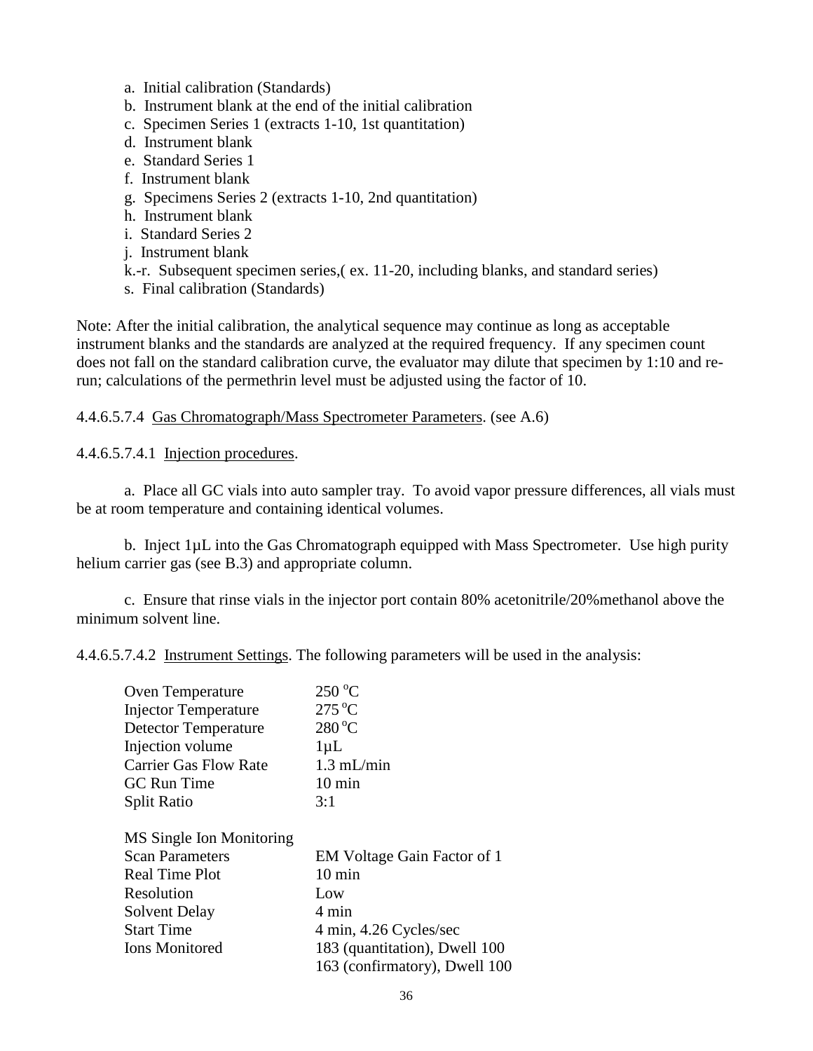a. Initial calibration (Standards)
b. Instrument blank at the end of the initial calibration
c. Specimen Series 1 (extracts 1-10, 1st quantitation)
d. Instrument blank
e. Standard Series 1
f. Instrument blank
g. Specimens Series 2 (extracts 1-10, 2nd quantitation)
h. Instrument blank
i. Standard Series 2
j. Instrument blank
k.-r. Subsequent specimen series,( ex. 11-20, including blanks, and standard series)
s. Final calibration (Standards)

Note: After the initial calibration, the analytical sequence may continue as long as acceptable instrument blanks and the standards are analyzed at the required frequency. If any specimen count does not fall on the standard calibration curve, the evaluator may dilute that specimen by 1:10 and re-run; calculations of the permethrin level must be adjusted using the factor of 10.

4.4.6.5.7.4 Gas Chromatograph/Mass Spectrometer Parameters. (see A.6)

4.4.6.5.7.4.1 Injection procedures.

a. Place all GC vials into auto sampler tray. To avoid vapor pressure differences, all vials must be at room temperature and containing identical volumes.

b. Inject 1µL into the Gas Chromatograph equipped with Mass Spectrometer. Use high purity helium carrier gas (see B.3) and appropriate column.

c. Ensure that rinse vials in the injector port contain 80% acetonitrile/20%methanol above the minimum solvent line.

4.4.6.5.7.4.2 Instrument Settings. The following parameters will be used in the analysis:

| | |
|---|---|
| Oven Temperature | 250 °C |
| Injector Temperature | 275 °C |
| Detector Temperature | 280 °C |
| Injection volume | 1µL |
| Carrier Gas Flow Rate | 1.3 mL/min |
| GC Run Time | 10 min |
| Split Ratio | 3:1 |
| MS Single Ion Monitoring | |
| Scan Parameters | EM Voltage Gain Factor of 1 |
| Real Time Plot | 10 min |
| Resolution | Low |
| Solvent Delay | 4 min |
| Start Time | 4 min, 4.26 Cycles/sec |
| Ions Monitored | 183 (quantitation), Dwell 100 |
| | 163 (confirmatory), Dwell 100 |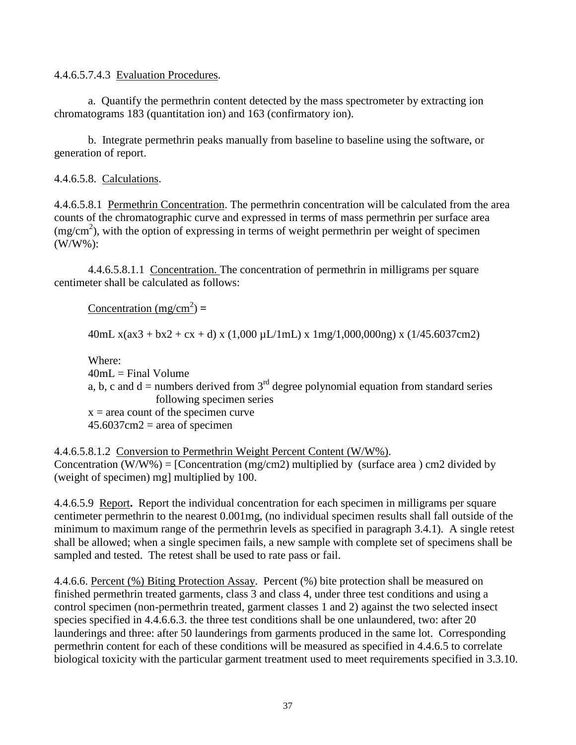4.4.6.5.7.4.3 Evaluation Procedures.

a. Quantify the permethrin content detected by the mass spectrometer by extracting ion chromatograms 183 (quantitation ion) and 163 (confirmatory ion).

b. Integrate permethrin peaks manually from baseline to baseline using the software, or generation of report.

4.4.6.5.8. Calculations.

4.4.6.5.8.1 Permethrin Concentration. The permethrin concentration will be calculated from the area counts of the chromatographic curve and expressed in terms of mass permethrin per surface area ($mg/cm^2$), with the option of expressing in terms of weight permethrin per weight of specimen (W/W%):

4.4.6.5.8.1.1 Concentration. The concentration of permethrin in milligrams per square centimeter shall be calculated as follows:

Concentration ($mg/cm^2$) =

40mL x(ax3 + bx2 + cx + d) x (1,000 µL/1mL) x 1mg/1,000,000ng) x (1/45.6037cm2)

Where:
40mL = Final Volume
a, b, c and d = numbers derived from 3rd degree polynomial equation from standard series following specimen series
x = area count of the specimen curve
45.6037cm2 = area of specimen

4.4.6.5.8.1.2 Conversion to Permethrin Weight Percent Content (W/W%).
Concentration (W/W%) = [Concentration (mg/cm2) multiplied by (surface area ) cm2 divided by (weight of specimen) mg] multiplied by 100.

4.4.6.5.9 Report. Report the individual concentration for each specimen in milligrams per square centimeter permethrin to the nearest 0.001mg, (no individual specimen results shall fall outside of the minimum to maximum range of the permethrin levels as specified in paragraph 3.4.1). A single retest shall be allowed; when a single specimen fails, a new sample with complete set of specimens shall be sampled and tested. The retest shall be used to rate pass or fail.

4.4.6.6. Percent (%) Biting Protection Assay. Percent (%) bite protection shall be measured on finished permethrin treated garments, class 3 and class 4, under three test conditions and using a control specimen (non-permethrin treated, garment classes 1 and 2) against the two selected insect species specified in 4.4.6.6.3. the three test conditions shall be one unlaundered, two: after 20 launderings and three: after 50 launderings from garments produced in the same lot. Corresponding permethrin content for each of these conditions will be measured as specified in 4.4.6.5 to correlate biological toxicity with the particular garment treatment used to meet requirements specified in 3.3.10.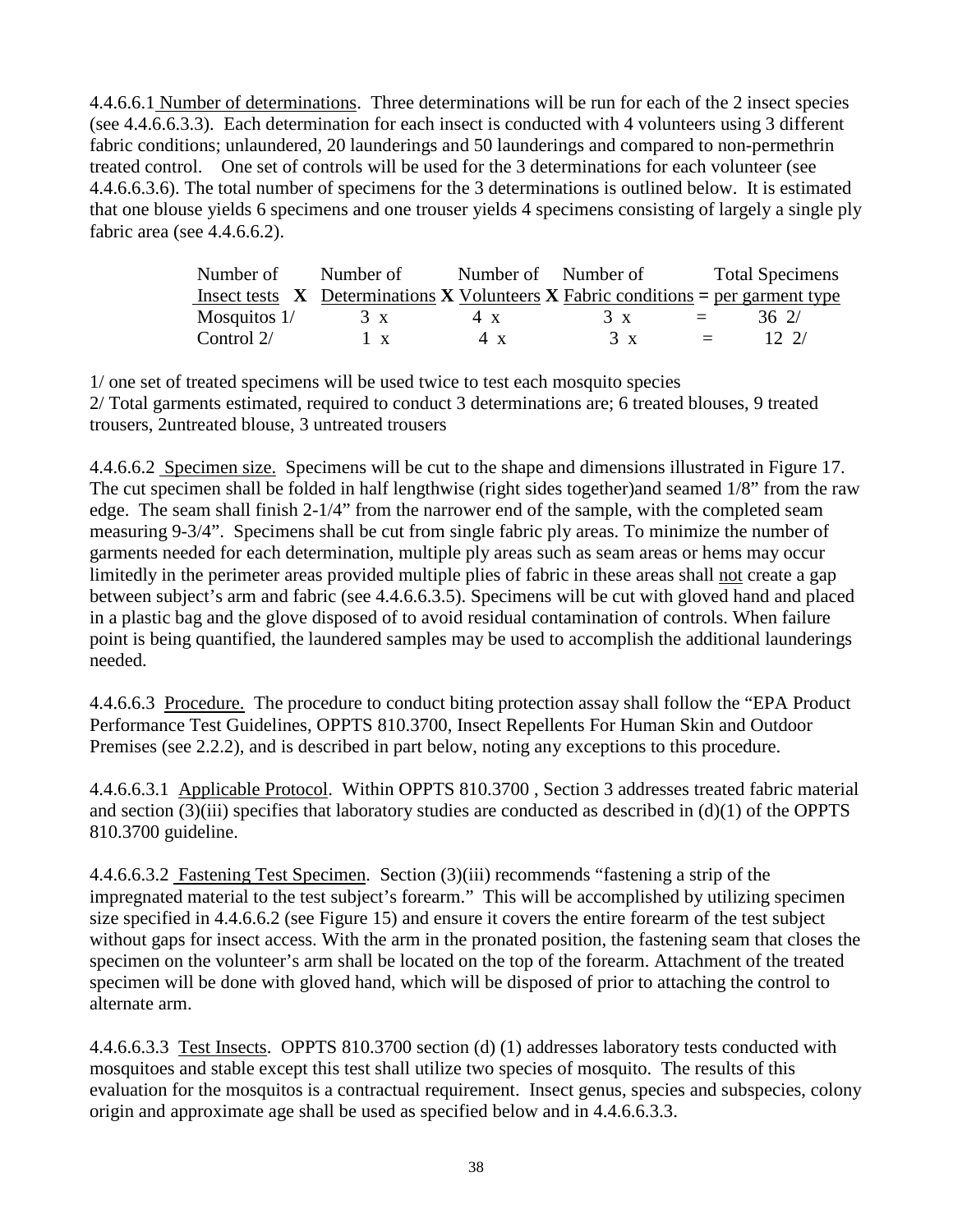4.4.6.6.1 Number of determinations. Three determinations will be run for each of the 2 insect species (see 4.4.6.6.3.3). Each determination for each insect is conducted with 4 volunteers using 3 different fabric conditions; unlaundered, 20 launderings and 50 launderings and compared to non-permethrin treated control. One set of controls will be used for the 3 determinations for each volunteer (see 4.4.6.6.3.6). The total number of specimens for the 3 determinations is outlined below. It is estimated that one blouse yields 6 specimens and one trouser yields 4 specimens consisting of largely a single ply fabric area (see 4.4.6.6.2).

| Number of Insect tests | X | Number of Determinations | X | Number of Volunteers | X | Number of Fabric conditions | = | Total Specimens per garment type |
|---|---|---|---|---|---|---|---|---|
| Mosquitos 1/ | | 3 x | | 4 x | | 3 x | = | 36 2/ |
| Control 2/ | | 1 x | | 4 x | | 3 x | = | 12 2/ |

1/ one set of treated specimens will be used twice to test each mosquito species
2/ Total garments estimated, required to conduct 3 determinations are; 6 treated blouses, 9 treated trousers, 2untreated blouse, 3 untreated trousers

4.4.6.6.2 Specimen size. Specimens will be cut to the shape and dimensions illustrated in Figure 17. The cut specimen shall be folded in half lengthwise (right sides together)and seamed 1/8" from the raw edge. The seam shall finish 2-1/4" from the narrower end of the sample, with the completed seam measuring 9-3/4". Specimens shall be cut from single fabric ply areas. To minimize the number of garments needed for each determination, multiple ply areas such as seam areas or hems may occur limitedly in the perimeter areas provided multiple plies of fabric in these areas shall not create a gap between subject's arm and fabric (see 4.4.6.6.3.5). Specimens will be cut with gloved hand and placed in a plastic bag and the glove disposed of to avoid residual contamination of controls. When failure point is being quantified, the laundered samples may be used to accomplish the additional launderings needed.

4.4.6.6.3 Procedure. The procedure to conduct biting protection assay shall follow the "EPA Product Performance Test Guidelines, OPPTS 810.3700, Insect Repellents For Human Skin and Outdoor Premises (see 2.2.2), and is described in part below, noting any exceptions to this procedure.

4.4.6.6.3.1 Applicable Protocol. Within OPPTS 810.3700 , Section 3 addresses treated fabric material and section (3)(iii) specifies that laboratory studies are conducted as described in (d)(1) of the OPPTS 810.3700 guideline.

4.4.6.6.3.2 Fastening Test Specimen. Section (3)(iii) recommends "fastening a strip of the impregnated material to the test subject's forearm." This will be accomplished by utilizing specimen size specified in 4.4.6.6.2 (see Figure 15) and ensure it covers the entire forearm of the test subject without gaps for insect access. With the arm in the pronated position, the fastening seam that closes the specimen on the volunteer's arm shall be located on the top of the forearm. Attachment of the treated specimen will be done with gloved hand, which will be disposed of prior to attaching the control to alternate arm.

4.4.6.6.3.3 Test Insects. OPPTS 810.3700 section (d) (1) addresses laboratory tests conducted with mosquitoes and stable except this test shall utilize two species of mosquito. The results of this evaluation for the mosquitos is a contractual requirement. Insect genus, species and subspecies, colony origin and approximate age shall be used as specified below and in 4.4.6.6.3.3.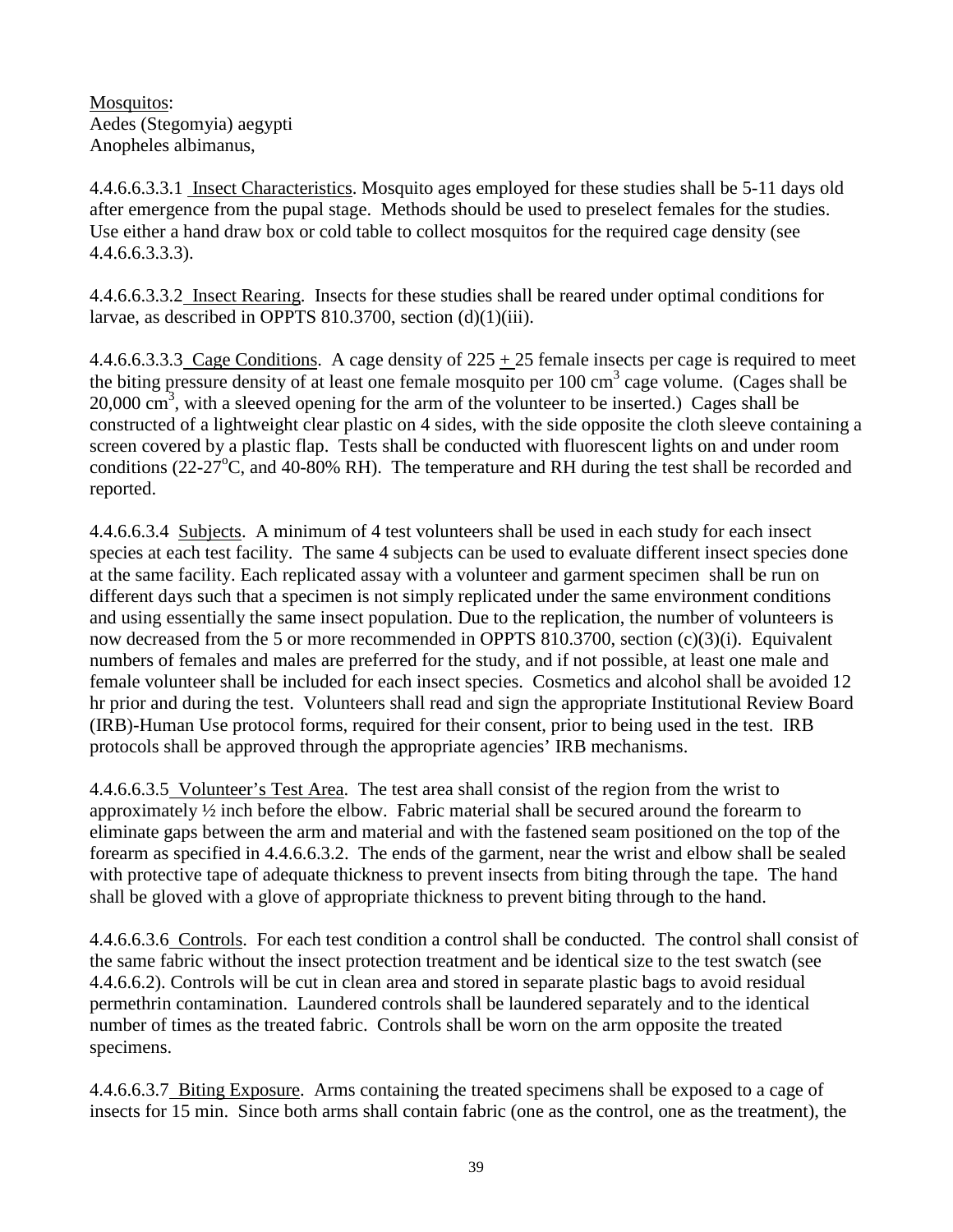Mosquitos:
Aedes (Stegomyia) aegypti
Anopheles albimanus,

4.4.6.6.3.3.1 Insect Characteristics. Mosquito ages employed for these studies shall be 5-11 days old after emergence from the pupal stage. Methods should be used to preselect females for the studies. Use either a hand draw box or cold table to collect mosquitos for the required cage density (see 4.4.6.6.3.3.3).

4.4.6.6.3.3.2 Insect Rearing. Insects for these studies shall be reared under optimal conditions for larvae, as described in OPPTS 810.3700, section (d)(1)(iii).

4.4.6.6.3.3.3 Cage Conditions. A cage density of 225 ± 25 female insects per cage is required to meet the biting pressure density of at least one female mosquito per 100 $cm^3$ cage volume. (Cages shall be 20,000 $cm^3$, with a sleeved opening for the arm of the volunteer to be inserted.) Cages shall be constructed of a lightweight clear plastic on 4 sides, with the side opposite the cloth sleeve containing a screen covered by a plastic flap. Tests shall be conducted with fluorescent lights on and under room conditions (22-27°C, and 40-80% RH). The temperature and RH during the test shall be recorded and reported.

4.4.6.6.3.4 Subjects. A minimum of 4 test volunteers shall be used in each study for each insect species at each test facility. The same 4 subjects can be used to evaluate different insect species done at the same facility. Each replicated assay with a volunteer and garment specimen shall be run on different days such that a specimen is not simply replicated under the same environment conditions and using essentially the same insect population. Due to the replication, the number of volunteers is now decreased from the 5 or more recommended in OPPTS 810.3700, section (c)(3)(i). Equivalent numbers of females and males are preferred for the study, and if not possible, at least one male and female volunteer shall be included for each insect species. Cosmetics and alcohol shall be avoided 12 hr prior and during the test. Volunteers shall read and sign the appropriate Institutional Review Board (IRB)-Human Use protocol forms, required for their consent, prior to being used in the test. IRB protocols shall be approved through the appropriate agencies' IRB mechanisms.

4.4.6.6.3.5 Volunteer's Test Area. The test area shall consist of the region from the wrist to approximately ½ inch before the elbow. Fabric material shall be secured around the forearm to eliminate gaps between the arm and material and with the fastened seam positioned on the top of the forearm as specified in 4.4.6.6.3.2. The ends of the garment, near the wrist and elbow shall be sealed with protective tape of adequate thickness to prevent insects from biting through the tape. The hand shall be gloved with a glove of appropriate thickness to prevent biting through to the hand.

4.4.6.6.3.6 Controls. For each test condition a control shall be conducted. The control shall consist of the same fabric without the insect protection treatment and be identical size to the test swatch (see 4.4.6.6.2). Controls will be cut in clean area and stored in separate plastic bags to avoid residual permethrin contamination. Laundered controls shall be laundered separately and to the identical number of times as the treated fabric. Controls shall be worn on the arm opposite the treated specimens.

4.4.6.6.3.7 Biting Exposure. Arms containing the treated specimens shall be exposed to a cage of insects for 15 min. Since both arms shall contain fabric (one as the control, one as the treatment), the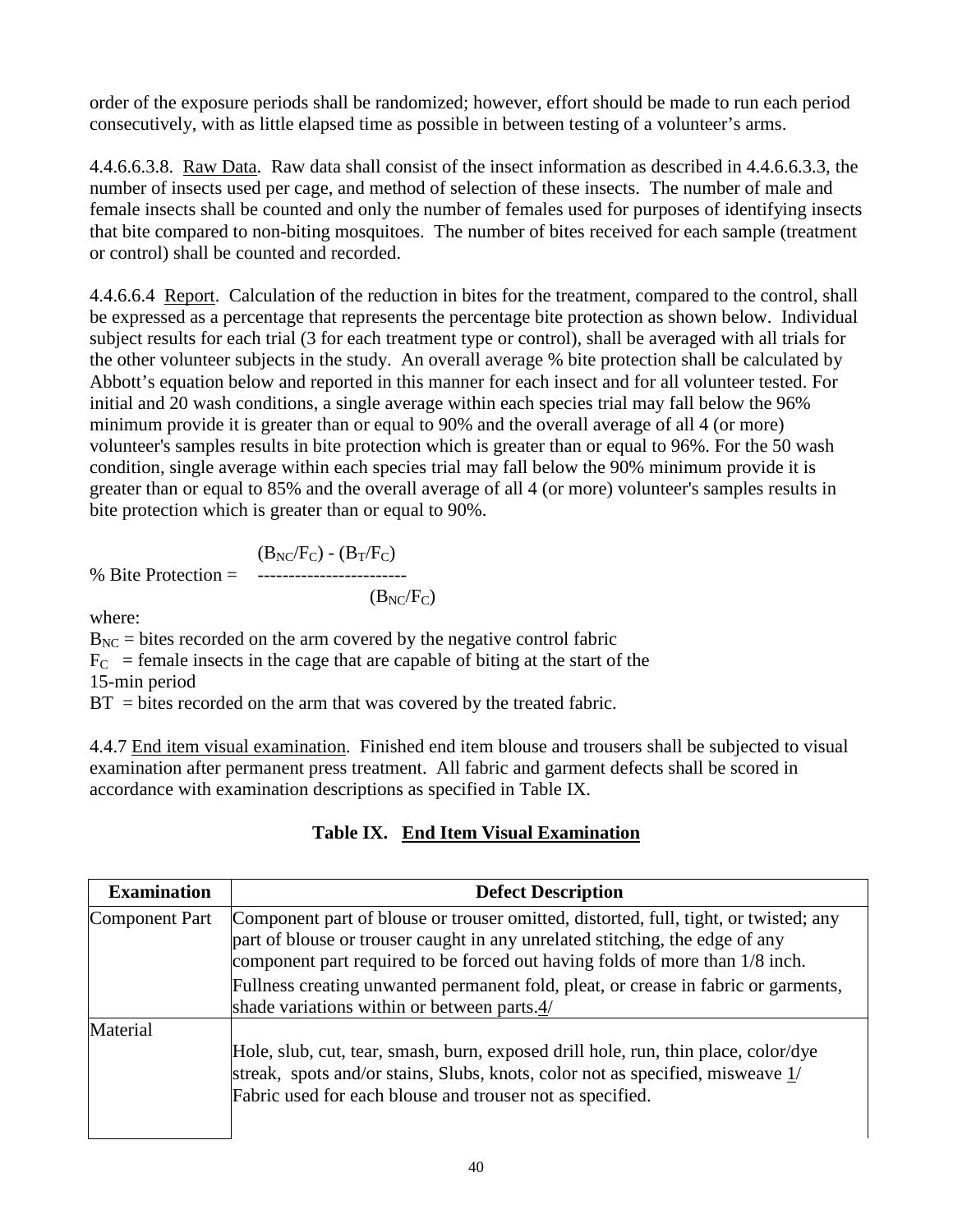order of the exposure periods shall be randomized; however, effort should be made to run each period consecutively, with as little elapsed time as possible in between testing of a volunteer's arms.

4.4.6.6.3.8. Raw Data. Raw data shall consist of the insect information as described in 4.4.6.6.3.3, the number of insects used per cage, and method of selection of these insects. The number of male and female insects shall be counted and only the number of females used for purposes of identifying insects that bite compared to non-biting mosquitoes. The number of bites received for each sample (treatment or control) shall be counted and recorded.

4.4.6.6.4 Report. Calculation of the reduction in bites for the treatment, compared to the control, shall be expressed as a percentage that represents the percentage bite protection as shown below. Individual subject results for each trial (3 for each treatment type or control), shall be averaged with all trials for the other volunteer subjects in the study. An overall average % bite protection shall be calculated by Abbott's equation below and reported in this manner for each insect and for all volunteer tested. For initial and 20 wash conditions, a single average within each species trial may fall below the 96% minimum provide it is greater than or equal to 90% and the overall average of all 4 (or more) volunteer's samples results in bite protection which is greater than or equal to 96%. For the 50 wash condition, single average within each species trial may fall below the 90% minimum provide it is greater than or equal to 85% and the overall average of all 4 (or more) volunteer's samples results in bite protection which is greater than or equal to 90%.

$$\% \text{ Bite Protection} = \frac{(B_{NC}/F_C) - (B_T/F_C)}{(B_{NC}/F_C)}$$

where:

$B_{NC}$ = bites recorded on the arm covered by the negative control fabric

$F_C$ = female insects in the cage that are capable of biting at the start of the 15-min period

BT = bites recorded on the arm that was covered by the treated fabric.

4.4.7 End item visual examination. Finished end item blouse and trousers shall be subjected to visual examination after permanent press treatment. All fabric and garment defects shall be scored in accordance with examination descriptions as specified in Table IX.

**Table IX. End Item Visual Examination**

| Examination | Defect Description |
|---|---|
| Component Part | Component part of blouse or trouser omitted, distorted, full, tight, or twisted; any part of blouse or trouser caught in any unrelated stitching, the edge of any component part required to be forced out having folds of more than 1/8 inch.<br>Fullness creating unwanted permanent fold, pleat, or crease in fabric or garments, shade variations within or between parts.4/ |
| Material | Hole, slub, cut, tear, smash, burn, exposed drill hole, run, thin place, color/dye streak, spots and/or stains, Slubs, knots, color not as specified, misweave 1/<br>Fabric used for each blouse and trouser not as specified. |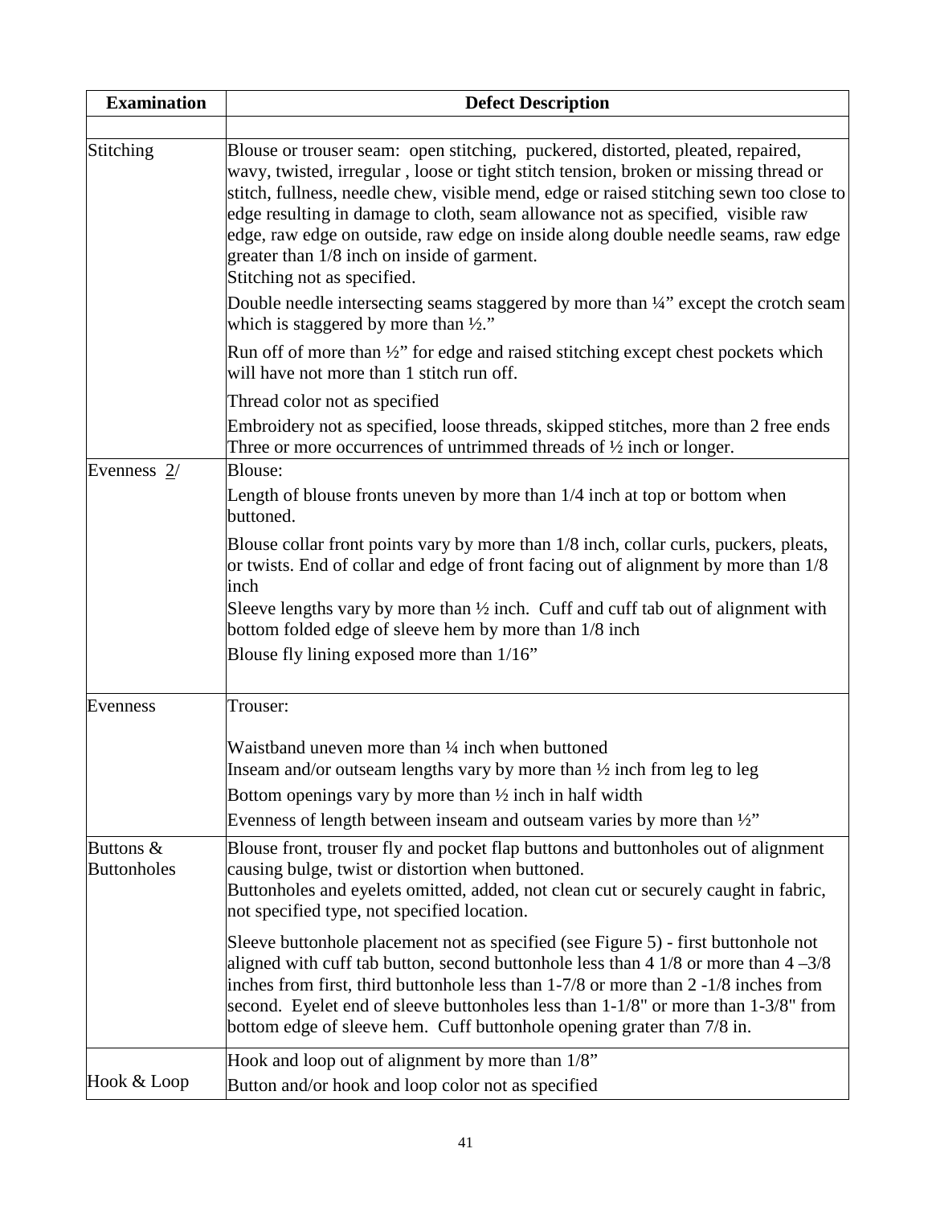| Examination | Defect Description |
|---|---|
| | |
| Stitching | Blouse or trouser seam: open stitching, puckered, distorted, pleated, repaired, wavy, twisted, irregular , loose or tight stitch tension, broken or missing thread or stitch, fullness, needle chew, visible mend, edge or raised stitching sewn too close to edge resulting in damage to cloth, seam allowance not as specified, visible raw edge, raw edge on outside, raw edge on inside along double needle seams, raw edge greater than 1/8 inch on inside of garment.<br>Stitching not as specified.<br>Double needle intersecting seams staggered by more than ¼" except the crotch seam which is staggered by more than ½."<br>Run off of more than ½" for edge and raised stitching except chest pockets which will have not more than 1 stitch run off.<br>Thread color not as specified<br>Embroidery not as specified, loose threads, skipped stitches, more than 2 free ends Three or more occurrences of untrimmed threads of ½ inch or longer. |
| Evenness 2/ | Blouse:<br>Length of blouse fronts uneven by more than 1/4 inch at top or bottom when buttoned.<br>Blouse collar front points vary by more than 1/8 inch, collar curls, puckers, pleats, or twists. End of collar and edge of front facing out of alignment by more than 1/8 inch<br>Sleeve lengths vary by more than ½ inch. Cuff and cuff tab out of alignment with bottom folded edge of sleeve hem by more than 1/8 inch<br>Blouse fly lining exposed more than 1/16" |
| Evenness | Trouser:<br>Waistband uneven more than ¼ inch when buttoned<br>Inseam and/or outseam lengths vary by more than ½ inch from leg to leg<br>Bottom openings vary by more than ½ inch in half width<br>Evenness of length between inseam and outseam varies by more than ½" |
| Buttons & Buttonholes | Blouse front, trouser fly and pocket flap buttons and buttonholes out of alignment causing bulge, twist or distortion when buttoned.<br>Buttonholes and eyelets omitted, added, not clean cut or securely caught in fabric, not specified type, not specified location.<br>Sleeve buttonhole placement not as specified (see Figure 5) - first buttonhole not aligned with cuff tab button, second buttonhole less than 4 1/8 or more than 4 –3/8 inches from first, third buttonhole less than 1-7/8 or more than 2 -1/8 inches from second. Eyelet end of sleeve buttonholes less than 1-1/8" or more than 1-3/8" from bottom edge of sleeve hem. Cuff buttonhole opening grater than 7/8 in. |
| Hook & Loop | Hook and loop out of alignment by more than 1/8"<br>Button and/or hook and loop color not as specified |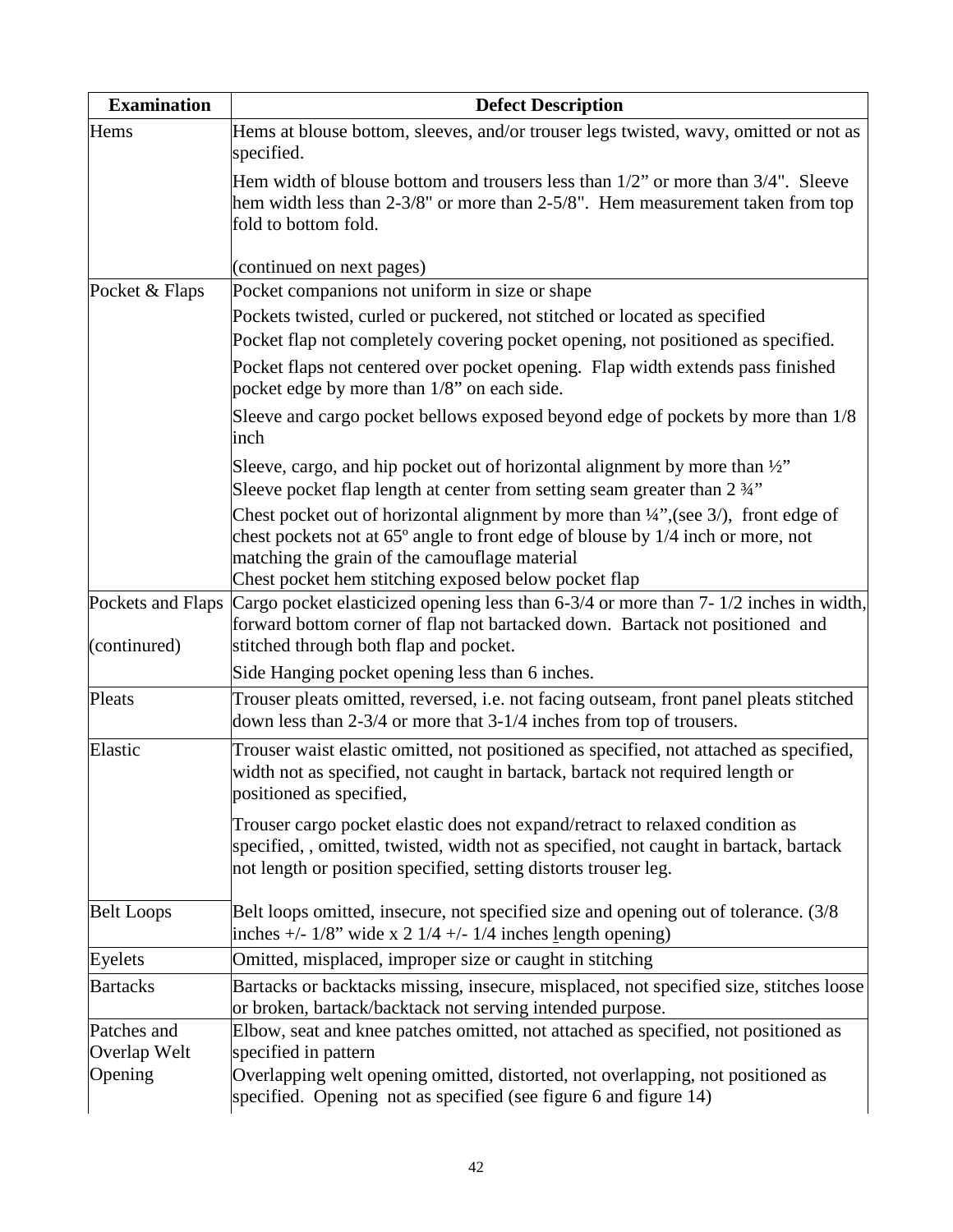| Examination | Defect Description |
|---|---|
| Hems | Hems at blouse bottom, sleeves, and/or trouser legs twisted, wavy, omitted or not as specified.<br><br>Hem width of blouse bottom and trousers less than 1/2" or more than 3/4". Sleeve hem width less than 2-3/8" or more than 2-5/8". Hem measurement taken from top fold to bottom fold.<br><br>(continued on next pages) |
| Pocket & Flaps | Pocket companions not uniform in size or shape<br><br>Pockets twisted, curled or puckered, not stitched or located as specified<br><br>Pocket flap not completely covering pocket opening, not positioned as specified.<br><br>Pocket flaps not centered over pocket opening. Flap width extends pass finished pocket edge by more than 1/8" on each side.<br><br>Sleeve and cargo pocket bellows exposed beyond edge of pockets by more than 1/8 inch<br><br>Sleeve, cargo, and hip pocket out of horizontal alignment by more than ½"<br>Sleeve pocket flap length at center from setting seam greater than 2 ¾"<br><br>Chest pocket out of horizontal alignment by more than ¼",(see 3/), front edge of chest pockets not at 65º angle to front edge of blouse by 1/4 inch or more, not matching the grain of the camouflage material<br>Chest pocket hem stitching exposed below pocket flap |
| Pockets and Flaps<br><br>(continured) | Cargo pocket elasticized opening less than 6-3/4 or more than 7- 1/2 inches in width, forward bottom corner of flap not bartacked down. Bartack not positioned and stitched through both flap and pocket.<br><br>Side Hanging pocket opening less than 6 inches. |
| Pleats | Trouser pleats omitted, reversed, i.e. not facing outseam, front panel pleats stitched down less than 2-3/4 or more that 3-1/4 inches from top of trousers. |
| Elastic | Trouser waist elastic omitted, not positioned as specified, not attached as specified, width not as specified, not caught in bartack, bartack not required length or positioned as specified,<br><br>Trouser cargo pocket elastic does not expand/retract to relaxed condition as specified, , omitted, twisted, width not as specified, not caught in bartack, bartack not length or position specified, setting distorts trouser leg. |
| Belt Loops | Belt loops omitted, insecure, not specified size and opening out of tolerance. (3/8 inches +/- 1/8" wide x 2 1/4 +/- 1/4 inches length opening) |
| Eyelets | Omitted, misplaced, improper size or caught in stitching |
| Bartacks | Bartacks or backtacks missing, insecure, misplaced, not specified size, stitches loose or broken, bartack/backtack not serving intended purpose. |
| Patches and Overlap Welt Opening | Elbow, seat and knee patches omitted, not attached as specified, not positioned as specified in pattern<br><br>Overlapping welt opening omitted, distorted, not overlapping, not positioned as specified. Opening not as specified (see figure 6 and figure 14) |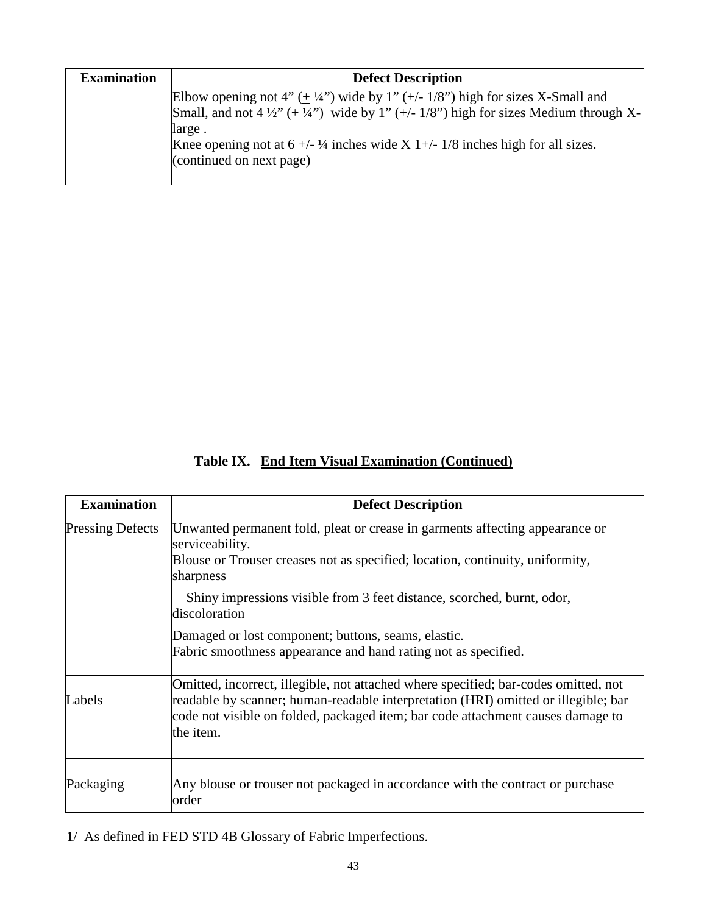| Examination | Defect Description |
|---|---|
| | Elbow opening not 4” (+ ¼”) wide by 1” (+/- 1/8”) high for sizes X-Small and Small, and not 4 ½” (+ ¼”) wide by 1” (+/- 1/8”) high for sizes Medium through X-large .<br>Knee opening not at 6 +/- ¼ inches wide X 1+/- 1/8 inches high for all sizes.<br>(continued on next page) |

**Table IX. End Item Visual Examination (Continued)**

| Examination | Defect Description |
|---|---|
| Pressing Defects | Unwanted permanent fold, pleat or crease in garments affecting appearance or serviceability.<br>Blouse or Trouser creases not as specified; location, continuity, uniformity, sharpness<br>Shiny impressions visible from 3 feet distance, scorched, burnt, odor, discoloration<br>Damaged or lost component; buttons, seams, elastic.<br>Fabric smoothness appearance and hand rating not as specified. |
| Labels | Omitted, incorrect, illegible, not attached where specified; bar-codes omitted, not readable by scanner; human-readable interpretation (HRI) omitted or illegible; bar code not visible on folded, packaged item; bar code attachment causes damage to the item. |
| Packaging | Any blouse or trouser not packaged in accordance with the contract or purchase order |

1/ As defined in FED STD 4B Glossary of Fabric Imperfections.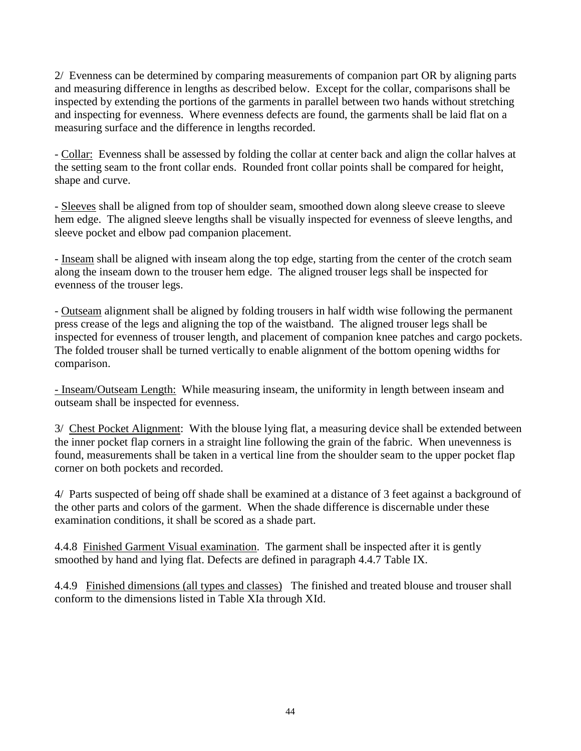2/ Evenness can be determined by comparing measurements of companion part OR by aligning parts and measuring difference in lengths as described below. Except for the collar, comparisons shall be inspected by extending the portions of the garments in parallel between two hands without stretching and inspecting for evenness. Where evenness defects are found, the garments shall be laid flat on a measuring surface and the difference in lengths recorded.

- Collar: Evenness shall be assessed by folding the collar at center back and align the collar halves at the setting seam to the front collar ends. Rounded front collar points shall be compared for height, shape and curve.

- Sleeves shall be aligned from top of shoulder seam, smoothed down along sleeve crease to sleeve hem edge. The aligned sleeve lengths shall be visually inspected for evenness of sleeve lengths, and sleeve pocket and elbow pad companion placement.

- Inseam shall be aligned with inseam along the top edge, starting from the center of the crotch seam along the inseam down to the trouser hem edge. The aligned trouser legs shall be inspected for evenness of the trouser legs.

- Outseam alignment shall be aligned by folding trousers in half width wise following the permanent press crease of the legs and aligning the top of the waistband. The aligned trouser legs shall be inspected for evenness of trouser length, and placement of companion knee patches and cargo pockets. The folded trouser shall be turned vertically to enable alignment of the bottom opening widths for comparison.

- Inseam/Outseam Length: While measuring inseam, the uniformity in length between inseam and outseam shall be inspected for evenness.

3/ Chest Pocket Alignment: With the blouse lying flat, a measuring device shall be extended between the inner pocket flap corners in a straight line following the grain of the fabric. When unevenness is found, measurements shall be taken in a vertical line from the shoulder seam to the upper pocket flap corner on both pockets and recorded.

4/ Parts suspected of being off shade shall be examined at a distance of 3 feet against a background of the other parts and colors of the garment. When the shade difference is discernable under these examination conditions, it shall be scored as a shade part.

4.4.8 Finished Garment Visual examination. The garment shall be inspected after it is gently smoothed by hand and lying flat. Defects are defined in paragraph 4.4.7 Table IX.

4.4.9 Finished dimensions (all types and classes) The finished and treated blouse and trouser shall conform to the dimensions listed in Table XIa through XId.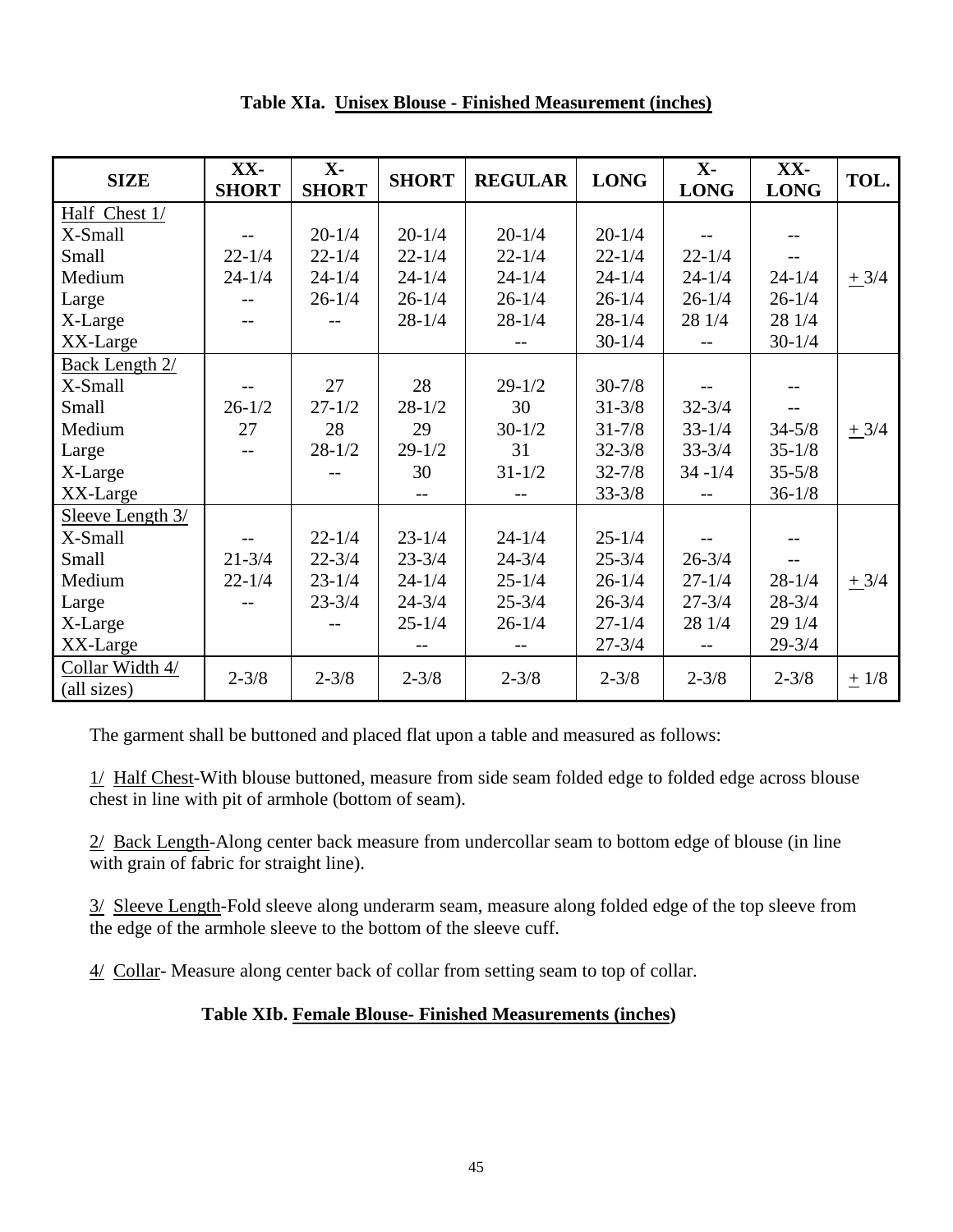**Table XIa. Unisex Blouse - Finished Measurement (inches)**

| SIZE | XX-SHORT | X-SHORT | SHORT | REGULAR | LONG | X-LONG | XX-LONG | TOL. |
|---|---|---|---|---|---|---|---|---|
| Half Chest 1/ | | | | | | | | |
| X-Small | -- | 20-1/4 | 20-1/4 | 20-1/4 | 20-1/4 | -- | -- | |
| Small | 22-1/4 | 22-1/4 | 22-1/4 | 22-1/4 | 22-1/4 | 22-1/4 | -- | |
| Medium | 24-1/4 | 24-1/4 | 24-1/4 | 24-1/4 | 24-1/4 | 24-1/4 | 24-1/4 | ± 3/4 |
| Large | -- | 26-1/4 | 26-1/4 | 26-1/4 | 26-1/4 | 26-1/4 | 26-1/4 | |
| X-Large | -- | -- | 28-1/4 | 28-1/4 | 28-1/4 | 28 1/4 | 28 1/4 | |
| XX-Large | | | | -- | 30-1/4 | -- | 30-1/4 | |
| Back Length 2/ | | | | | | | | |
| X-Small | -- | 27 | 28 | 29-1/2 | 30-7/8 | -- | -- | |
| Small | 26-1/2 | 27-1/2 | 28-1/2 | 30 | 31-3/8 | 32-3/4 | -- | |
| Medium | 27 | 28 | 29 | 30-1/2 | 31-7/8 | 33-1/4 | 34-5/8 | ± 3/4 |
| Large | -- | 28-1/2 | 29-1/2 | 31 | 32-3/8 | 33-3/4 | 35-1/8 | |
| X-Large | | -- | 30 | 31-1/2 | 32-7/8 | 34 -1/4 | 35-5/8 | |
| XX-Large | | | -- | -- | 33-3/8 | -- | 36-1/8 | |
| Sleeve Length 3/ | | | | | | | | |
| X-Small | -- | 22-1/4 | 23-1/4 | 24-1/4 | 25-1/4 | -- | -- | |
| Small | 21-3/4 | 22-3/4 | 23-3/4 | 24-3/4 | 25-3/4 | 26-3/4 | -- | |
| Medium | 22-1/4 | 23-1/4 | 24-1/4 | 25-1/4 | 26-1/4 | 27-1/4 | 28-1/4 | ± 3/4 |
| Large | -- | 23-3/4 | 24-3/4 | 25-3/4 | 26-3/4 | 27-3/4 | 28-3/4 | |
| X-Large | | -- | 25-1/4 | 26-1/4 | 27-1/4 | 28 1/4 | 29 1/4 | |
| XX-Large | | | -- | -- | 27-3/4 | -- | 29-3/4 | |
| Collar Width 4/ (all sizes) | 2-3/8 | 2-3/8 | 2-3/8 | 2-3/8 | 2-3/8 | 2-3/8 | 2-3/8 | ± 1/8 |

The garment shall be buttoned and placed flat upon a table and measured as follows:

1/ Half Chest-With blouse buttoned, measure from side seam folded edge to folded edge across blouse chest in line with pit of armhole (bottom of seam).

2/ Back Length-Along center back measure from undercollar seam to bottom edge of blouse (in line with grain of fabric for straight line).

3/ Sleeve Length-Fold sleeve along underarm seam, measure along folded edge of the top sleeve from the edge of the armhole sleeve to the bottom of the sleeve cuff.

4/ Collar- Measure along center back of collar from setting seam to top of collar.

**Table XIb. Female Blouse- Finished Measurements (inches)**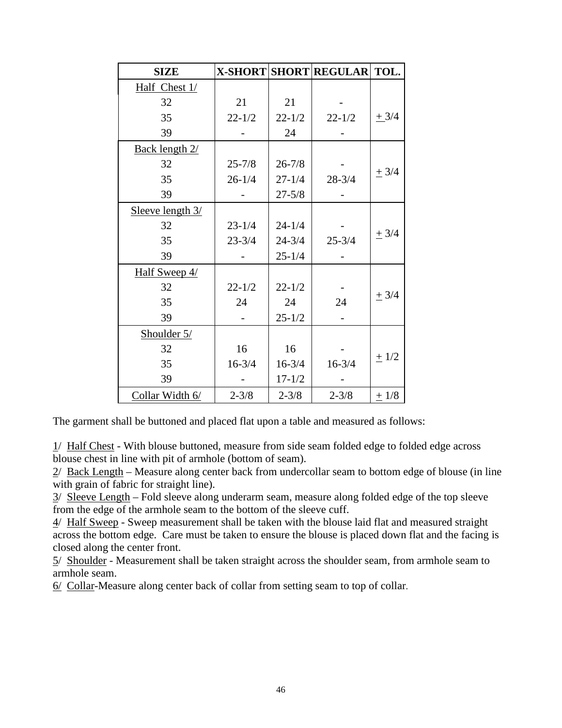| SIZE | X-SHORT | SHORT | REGULAR | TOL. |
|---|---|---|---|---|
| Half Chest 1/ | | | | |
| 32 | 21 | 21 | - | ± 3/4 |
| 35 | 22-1/2 | 22-1/2 | 22-1/2 | |
| 39 | - | 24 | - | |
| Back length 2/ | | | | |
| 32 | 25-7/8 | 26-7/8 | - | ± 3/4 |
| 35 | 26-1/4 | 27-1/4 | 28-3/4 | |
| 39 | - | 27-5/8 | - | |
| Sleeve length 3/ | | | | |
| 32 | 23-1/4 | 24-1/4 | - | ± 3/4 |
| 35 | 23-3/4 | 24-3/4 | 25-3/4 | |
| 39 | - | 25-1/4 | - | |
| Half Sweep 4/ | | | | |
| 32 | 22-1/2 | 22-1/2 | - | ± 3/4 |
| 35 | 24 | 24 | 24 | |
| 39 | - | 25-1/2 | - | |
| Shoulder 5/ | | | | |
| 32 | 16 | 16 | - | ± 1/2 |
| 35 | 16-3/4 | 16-3/4 | 16-3/4 | |
| 39 | - | 17-1/2 | - | |
| Collar Width 6/ | 2-3/8 | 2-3/8 | 2-3/8 | ± 1/8 |

The garment shall be buttoned and placed flat upon a table and measured as follows:

1/ Half Chest - With blouse buttoned, measure from side seam folded edge to folded edge across blouse chest in line with pit of armhole (bottom of seam).
2/ Back Length – Measure along center back from undercollar seam to bottom edge of blouse (in line with grain of fabric for straight line).
3/ Sleeve Length – Fold sleeve along underarm seam, measure along folded edge of the top sleeve from the edge of the armhole seam to the bottom of the sleeve cuff.
4/ Half Sweep - Sweep measurement shall be taken with the blouse laid flat and measured straight across the bottom edge. Care must be taken to ensure the blouse is placed down flat and the facing is closed along the center front.
5/ Shoulder - Measurement shall be taken straight across the shoulder seam, from armhole seam to armhole seam.
6/ Collar-Measure along center back of collar from setting seam to top of collar.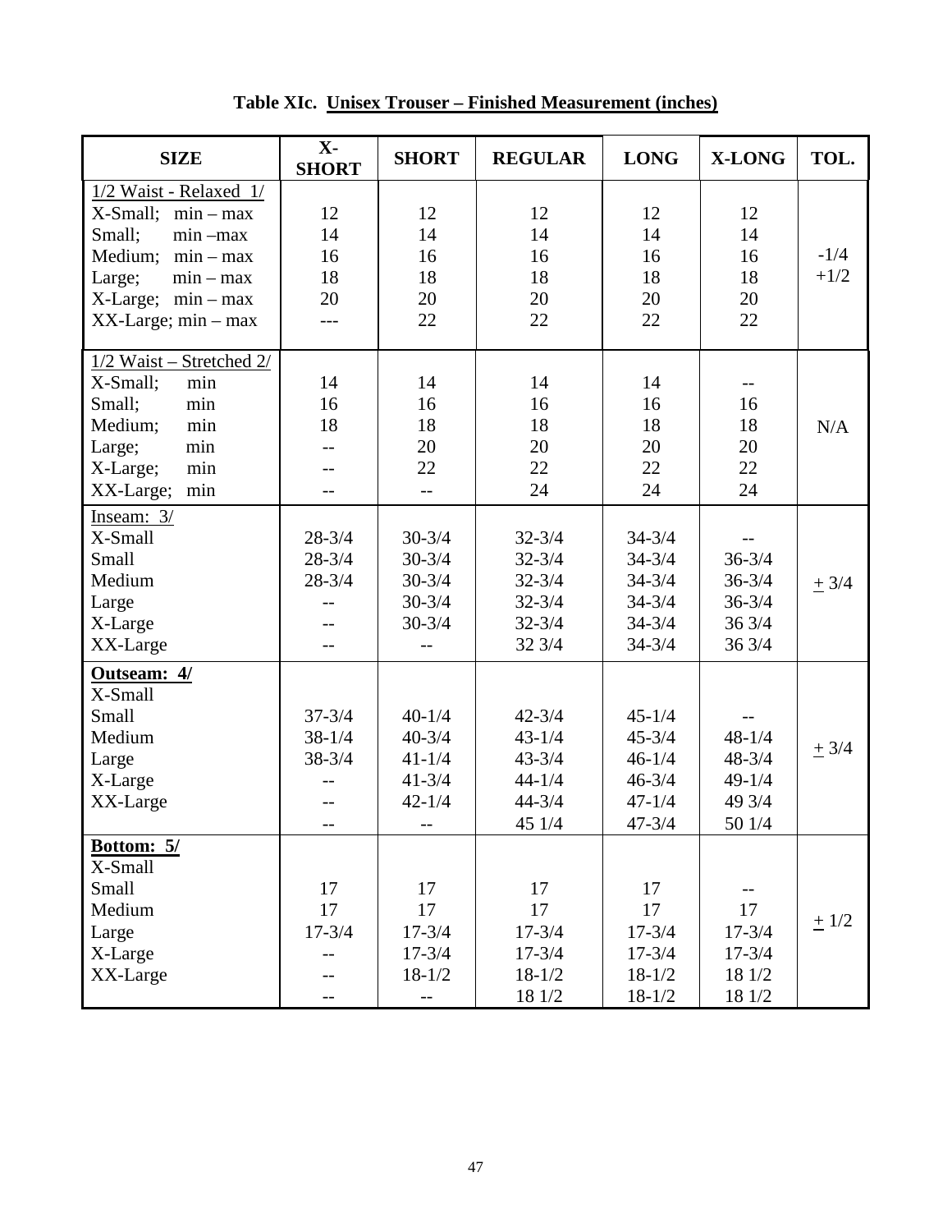**Table XIc. Unisex Trouser – Finished Measurement (inches)**

| SIZE | X-SHORT | SHORT | REGULAR | LONG | X-LONG | TOL. |
|---|---|---|---|---|---|---|
| 1/2 Waist - Relaxed 1/ | | | | | | |
| X-Small; min – max | 12 | 12 | 12 | 12 | 12 | -1/4 +1/2 |
| Small; min –max | 14 | 14 | 14 | 14 | 14 | |
| Medium; min – max | 16 | 16 | 16 | 16 | 16 | |
| Large; min – max | 18 | 18 | 18 | 18 | 18 | |
| X-Large; min – max | 20 | 20 | 20 | 20 | 20 | |
| XX-Large; min – max | --- | 22 | 22 | 22 | 22 | |
| 1/2 Waist – Stretched 2/ | | | | | | |
| X-Small; min | 14 | 14 | 14 | 14 | -- | N/A |
| Small; min | 16 | 16 | 16 | 16 | 16 | |
| Medium; min | 18 | 18 | 18 | 18 | 18 | |
| Large; min | -- | 20 | 20 | 20 | 20 | |
| X-Large; min | -- | 22 | 22 | 22 | 22 | |
| XX-Large; min | -- | -- | 24 | 24 | 24 | |
| Inseam: 3/ | | | | | | |
| X-Small | 28-3/4 | 30-3/4 | 32-3/4 | 34-3/4 | -- | ± 3/4 |
| Small | 28-3/4 | 30-3/4 | 32-3/4 | 34-3/4 | 36-3/4 | |
| Medium | 28-3/4 | 30-3/4 | 32-3/4 | 34-3/4 | 36-3/4 | |
| Large | -- | 30-3/4 | 32-3/4 | 34-3/4 | 36-3/4 | |
| X-Large | -- | 30-3/4 | 32-3/4 | 34-3/4 | 36 3/4 | |
| XX-Large | -- | -- | 32 3/4 | 34-3/4 | 36 3/4 | |
| **Outseam: 4/** | | | | | | |
| X-Small | 37-3/4 | 40-1/4 | 42-3/4 | 45-1/4 | -- | ± 3/4 |
| Small | 38-1/4 | 40-3/4 | 43-1/4 | 45-3/4 | 48-1/4 | |
| Medium | 38-3/4 | 41-1/4 | 43-3/4 | 46-1/4 | 48-3/4 | |
| Large | -- | 41-3/4 | 44-1/4 | 46-3/4 | 49-1/4 | |
| X-Large | -- | 42-1/4 | 44-3/4 | 47-1/4 | 49 3/4 | |
| XX-Large | -- | -- | 45 1/4 | 47-3/4 | 50 1/4 | |
| **Bottom: 5/** | | | | | | |
| X-Small | 17 | 17 | 17 | 17 | -- | ± 1/2 |
| Small | 17 | 17 | 17 | 17 | 17 | |
| Medium | 17-3/4 | 17-3/4 | 17-3/4 | 17-3/4 | 17-3/4 | |
| Large | -- | 17-3/4 | 17-3/4 | 17-3/4 | 17-3/4 | |
| X-Large | -- | 18-1/2 | 18-1/2 | 18-1/2 | 18 1/2 | |
| XX-Large | -- | -- | 18 1/2 | 18-1/2 | 18 1/2 | |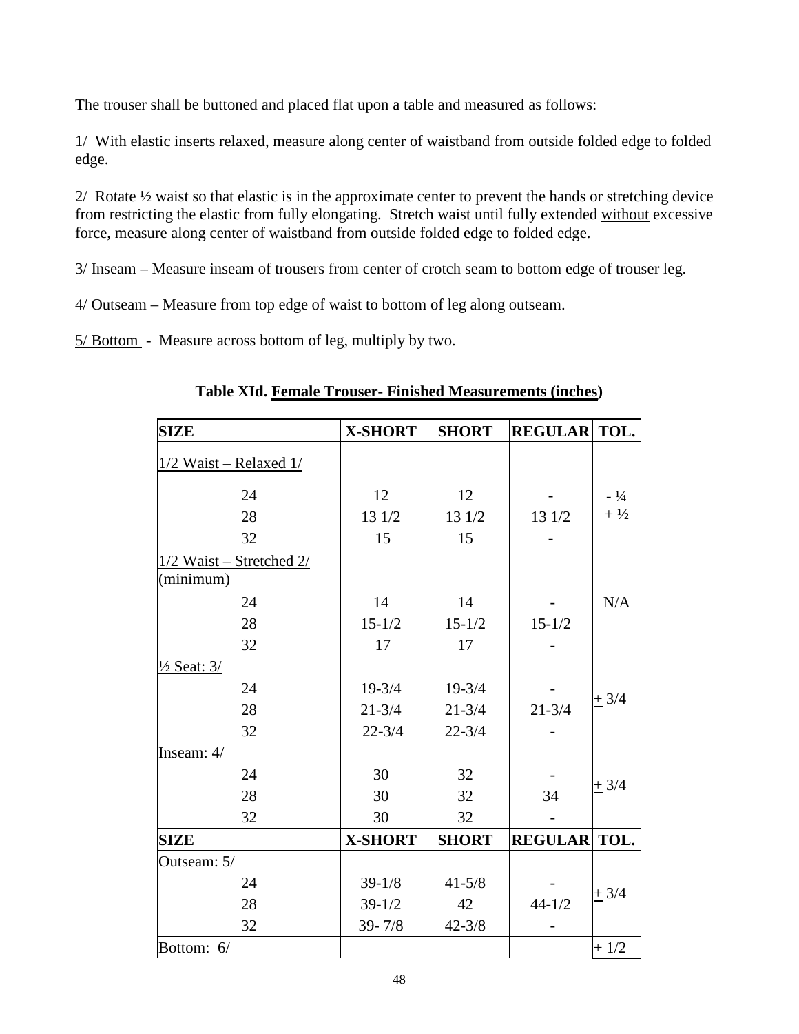The trouser shall be buttoned and placed flat upon a table and measured as follows:

1/ With elastic inserts relaxed, measure along center of waistband from outside folded edge to folded edge.

2/ Rotate ½ waist so that elastic is in the approximate center to prevent the hands or stretching device from restricting the elastic from fully elongating. Stretch waist until fully extended without excessive force, measure along center of waistband from outside folded edge to folded edge.

3/ Inseam – Measure inseam of trousers from center of crotch seam to bottom edge of trouser leg.

4/ Outseam – Measure from top edge of waist to bottom of leg along outseam.

5/ Bottom - Measure across bottom of leg, multiply by two.

**Table XId. Female Trouser- Finished Measurements (inches)**

| SIZE | X-SHORT | SHORT | REGULAR | TOL. |
|---|---|---|---|---|
| 1/2 Waist – Relaxed 1/ | | | | |
| 24 | 12 | 12 | - | - ¼ |
| 28 | 13 1/2 | 13 1/2 | 13 1/2 | + ½ |
| 32 | 15 | 15 | - | |
| 1/2 Waist – Stretched 2/ (minimum) | | | | |
| 24 | 14 | 14 | - | N/A |
| 28 | 15-1/2 | 15-1/2 | 15-1/2 | |
| 32 | 17 | 17 | - | |
| ½ Seat: 3/ | | | | |
| 24 | 19-3/4 | 19-3/4 | - | ± 3/4 |
| 28 | 21-3/4 | 21-3/4 | 21-3/4 | |
| 32 | 22-3/4 | 22-3/4 | - | |
| Inseam: 4/ | | | | |
| 24 | 30 | 32 | - | ± 3/4 |
| 28 | 30 | 32 | 34 | |
| 32 | 30 | 32 | - | |
| **SIZE** | **X-SHORT** | **SHORT** | **REGULAR** | **TOL.** |
| Outseam: 5/ | | | | |
| 24 | 39-1/8 | 41-5/8 | - | ± 3/4 |
| 28 | 39-1/2 | 42 | 44-1/2 | |
| 32 | 39- 7/8 | 42-3/8 | - | |
| Bottom: 6/ | | | | ± 1/2 |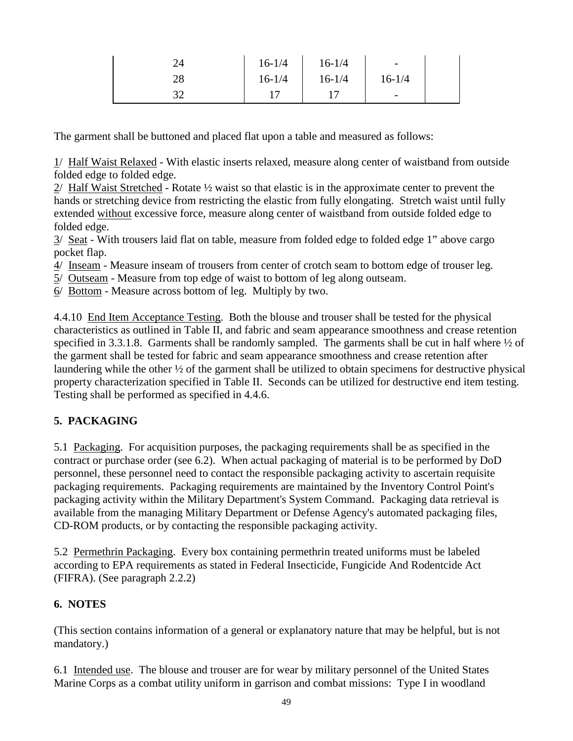| | | | | |
|---|---|---|---|---|
| 24 | 16-1/4 | 16-1/4 | - | |
| 28 | 16-1/4 | 16-1/4 | 16-1/4 | |
| 32 | 17 | 17 | - | |

The garment shall be buttoned and placed flat upon a table and measured as follows:

1/ Half Waist Relaxed - With elastic inserts relaxed, measure along center of waistband from outside folded edge to folded edge.
2/ Half Waist Stretched - Rotate ½ waist so that elastic is in the approximate center to prevent the hands or stretching device from restricting the elastic from fully elongating. Stretch waist until fully extended without excessive force, measure along center of waistband from outside folded edge to folded edge.
3/ Seat - With trousers laid flat on table, measure from folded edge to folded edge 1" above cargo pocket flap.
4/ Inseam - Measure inseam of trousers from center of crotch seam to bottom edge of trouser leg.
5/ Outseam - Measure from top edge of waist to bottom of leg along outseam.
6/ Bottom - Measure across bottom of leg. Multiply by two.

4.4.10 End Item Acceptance Testing. Both the blouse and trouser shall be tested for the physical characteristics as outlined in Table II, and fabric and seam appearance smoothness and crease retention specified in 3.3.1.8. Garments shall be randomly sampled. The garments shall be cut in half where ½ of the garment shall be tested for fabric and seam appearance smoothness and crease retention after laundering while the other ½ of the garment shall be utilized to obtain specimens for destructive physical property characterization specified in Table II. Seconds can be utilized for destructive end item testing. Testing shall be performed as specified in 4.4.6.

## 5. PACKAGING

5.1 Packaging. For acquisition purposes, the packaging requirements shall be as specified in the contract or purchase order (see 6.2). When actual packaging of material is to be performed by DoD personnel, these personnel need to contact the responsible packaging activity to ascertain requisite packaging requirements. Packaging requirements are maintained by the Inventory Control Point's packaging activity within the Military Department's System Command. Packaging data retrieval is available from the managing Military Department or Defense Agency's automated packaging files, CD-ROM products, or by contacting the responsible packaging activity.

5.2 Permethrin Packaging. Every box containing permethrin treated uniforms must be labeled according to EPA requirements as stated in Federal Insecticide, Fungicide And Rodentcide Act (FIFRA). (See paragraph 2.2.2)

## 6. NOTES

(This section contains information of a general or explanatory nature that may be helpful, but is not mandatory.)

6.1 Intended use. The blouse and trouser are for wear by military personnel of the United States Marine Corps as a combat utility uniform in garrison and combat missions: Type I in woodland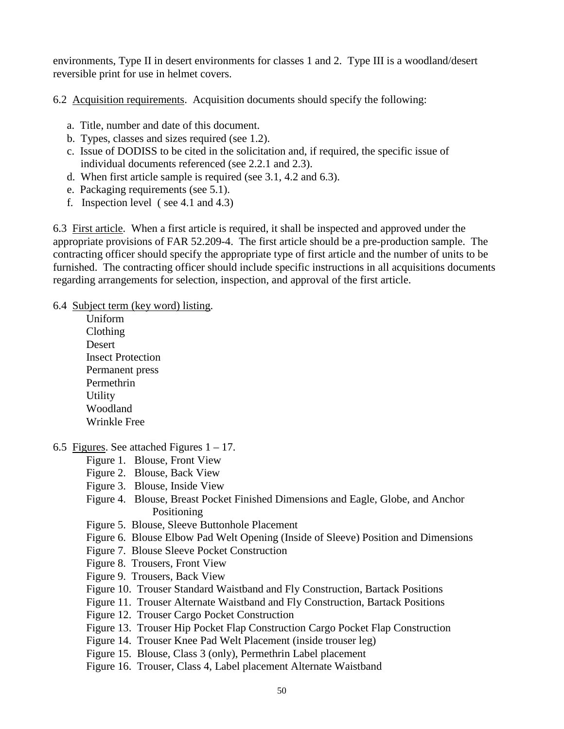environments, Type II in desert environments for classes 1 and 2. Type III is a woodland/desert reversible print for use in helmet covers.

6.2 Acquisition requirements. Acquisition documents should specify the following:

a. Title, number and date of this document.
b. Types, classes and sizes required (see 1.2).
c. Issue of DODISS to be cited in the solicitation and, if required, the specific issue of individual documents referenced (see 2.2.1 and 2.3).
d. When first article sample is required (see 3.1, 4.2 and 6.3).
e. Packaging requirements (see 5.1).
f. Inspection level ( see 4.1 and 4.3)

6.3 First article. When a first article is required, it shall be inspected and approved under the appropriate provisions of FAR 52.209-4. The first article should be a pre-production sample. The contracting officer should specify the appropriate type of first article and the number of units to be furnished. The contracting officer should include specific instructions in all acquisitions documents regarding arrangements for selection, inspection, and approval of the first article.

6.4 Subject term (key word) listing.

Uniform
Clothing
Desert
Insect Protection
Permanent press
Permethrin
Utility
Woodland
Wrinkle Free

6.5 Figures. See attached Figures 1 – 17.

Figure 1. Blouse, Front View
Figure 2. Blouse, Back View
Figure 3. Blouse, Inside View
Figure 4. Blouse, Breast Pocket Finished Dimensions and Eagle, Globe, and Anchor Positioning
Figure 5. Blouse, Sleeve Buttonhole Placement
Figure 6. Blouse Elbow Pad Welt Opening (Inside of Sleeve) Position and Dimensions
Figure 7. Blouse Sleeve Pocket Construction
Figure 8. Trousers, Front View
Figure 9. Trousers, Back View
Figure 10. Trouser Standard Waistband and Fly Construction, Bartack Positions
Figure 11. Trouser Alternate Waistband and Fly Construction, Bartack Positions
Figure 12. Trouser Cargo Pocket Construction
Figure 13. Trouser Hip Pocket Flap Construction Cargo Pocket Flap Construction
Figure 14. Trouser Knee Pad Welt Placement (inside trouser leg)
Figure 15. Blouse, Class 3 (only), Permethrin Label placement
Figure 16. Trouser, Class 4, Label placement Alternate Waistband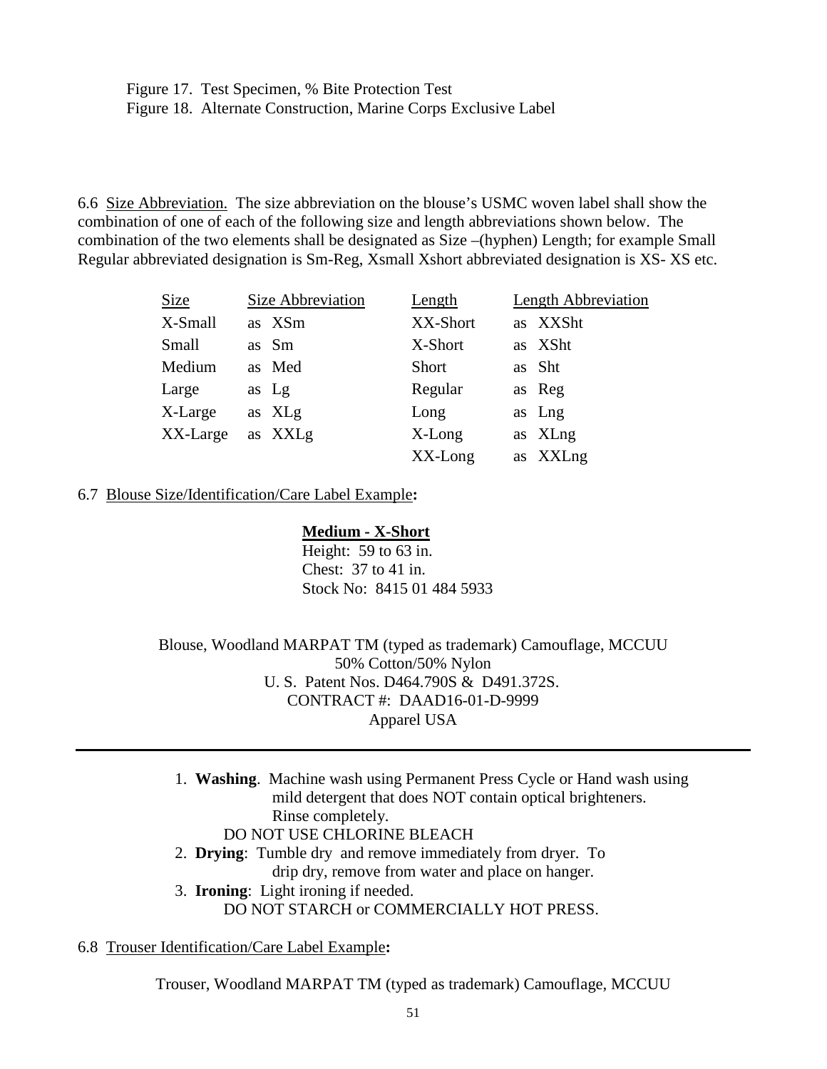Figure 17. Test Specimen, % Bite Protection Test
Figure 18. Alternate Construction, Marine Corps Exclusive Label

6.6 Size Abbreviation. The size abbreviation on the blouse's USMC woven label shall show the combination of one of each of the following size and length abbreviations shown below. The combination of the two elements shall be designated as Size –(hyphen) Length; for example Small Regular abbreviated designation is Sm-Reg, Xsmall Xshort abbreviated designation is XS- XS etc.

| Size | Size Abbreviation | Length | Length Abbreviation |
|---|---|---|---|
| X-Small | as XSm | XX-Short | as XXSht |
| Small | as Sm | X-Short | as XSht |
| Medium | as Med | Short | as Sht |
| Large | as Lg | Regular | as Reg |
| X-Large | as XLg | Long | as Lng |
| XX-Large | as XXLg | X-Long | as XLng |
| | | XX-Long | as XXLng |

6.7 Blouse Size/Identification/Care Label Example**:**

**Medium - X-Short**
Height: 59 to 63 in.
Chest: 37 to 41 in.
Stock No: 8415 01 484 5933

Blouse, Woodland MARPAT TM (typed as trademark) Camouflage, MCCUU
50% Cotton/50% Nylon
U. S. Patent Nos. D464.790S & D491.372S.
CONTRACT #: DAAD16-01-D-9999
Apparel USA

---

1. **Washing**. Machine wash using Permanent Press Cycle or Hand wash using mild detergent that does NOT contain optical brighteners. Rinse completely.
   DO NOT USE CHLORINE BLEACH
2. **Drying**: Tumble dry and remove immediately from dryer. To drip dry, remove from water and place on hanger.
3. **Ironing**: Light ironing if needed.
   DO NOT STARCH or COMMERCIALLY HOT PRESS.

6.8 Trouser Identification/Care Label Example**:**

Trouser, Woodland MARPAT TM (typed as trademark) Camouflage, MCCUU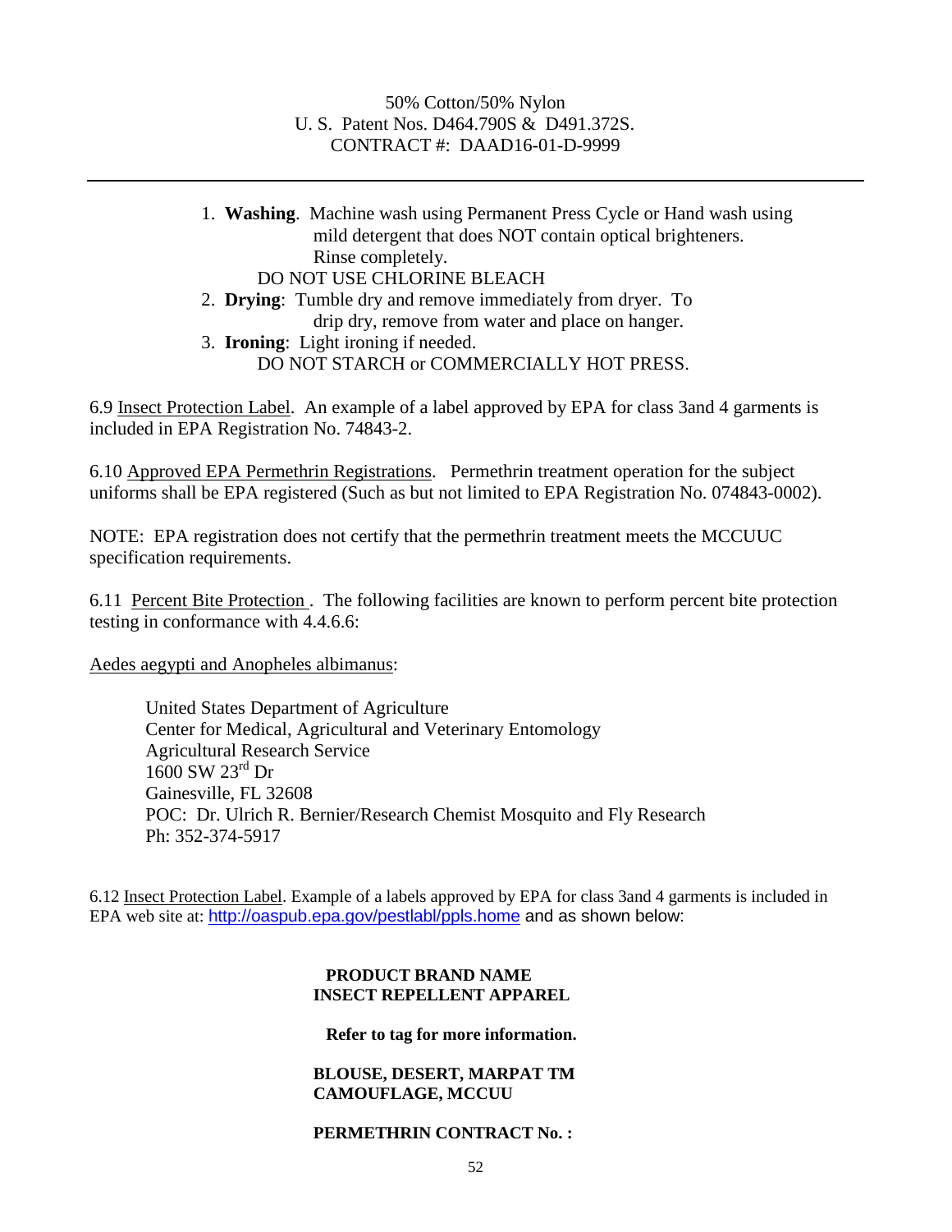50% Cotton/50% Nylon
U. S. Patent Nos. D464.790S & D491.372S.
CONTRACT #: DAAD16-01-D-9999

---

1. **Washing**. Machine wash using Permanent Press Cycle or Hand wash using mild detergent that does NOT contain optical brighteners. Rinse completely.
   DO NOT USE CHLORINE BLEACH
2. **Drying**: Tumble dry and remove immediately from dryer. To drip dry, remove from water and place on hanger.
3. **Ironing**: Light ironing if needed.
   DO NOT STARCH or COMMERCIALLY HOT PRESS.

6.9 Insect Protection Label. An example of a label approved by EPA for class 3and 4 garments is included in EPA Registration No. 74843-2.

6.10 Approved EPA Permethrin Registrations. Permethrin treatment operation for the subject uniforms shall be EPA registered (Such as but not limited to EPA Registration No. 074843-0002).

NOTE: EPA registration does not certify that the permethrin treatment meets the MCCUUC specification requirements.

6.11 Percent Bite Protection . The following facilities are known to perform percent bite protection testing in conformance with 4.4.6.6:

Aedes aegypti and Anopheles albimanus:

United States Department of Agriculture
Center for Medical, Agricultural and Veterinary Entomology
Agricultural Research Service
1600 SW 23rd Dr
Gainesville, FL 32608
POC: Dr. Ulrich R. Bernier/Research Chemist Mosquito and Fly Research
Ph: 352-374-5917

6.12 Insect Protection Label. Example of a labels approved by EPA for class 3and 4 garments is included in EPA web site at: http://oaspub.epa.gov/pestlabl/ppls.home and as shown below:

**PRODUCT BRAND NAME**
**INSECT REPELLENT APPAREL**

**Refer to tag for more information.**

**BLOUSE, DESERT, MARPAT TM**
**CAMOUFLAGE, MCCUU**

**PERMETHRIN CONTRACT No. :**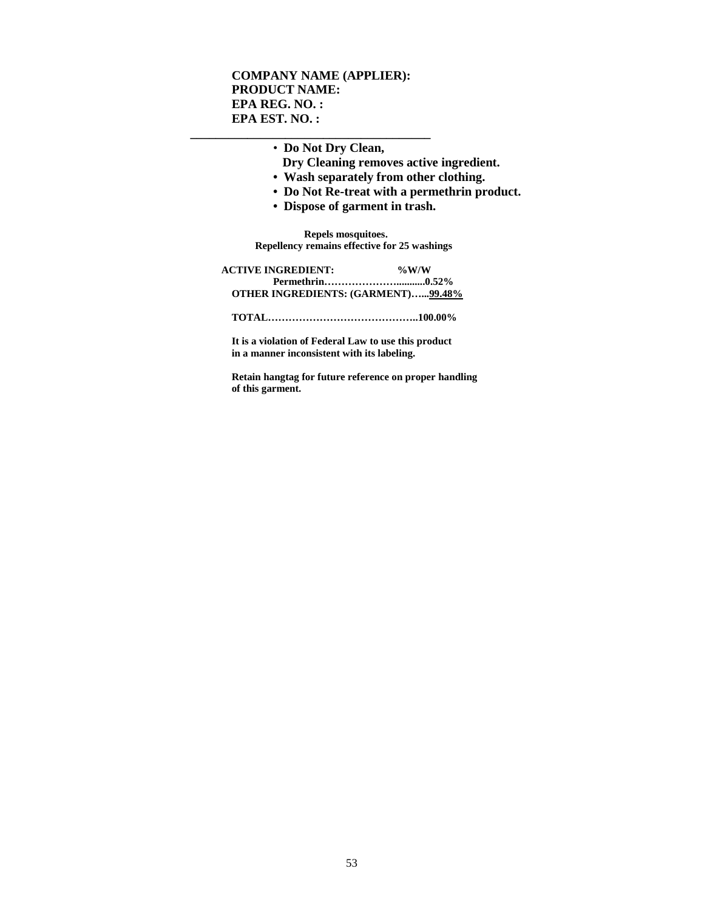**COMPANY NAME (APPLIER):**
**PRODUCT NAME:**
**EPA REG. NO. :**
**EPA EST. NO. :**

---

- **Do Not Dry Clean,**
  **Dry Cleaning removes active ingredient.**
- **Wash separately from other clothing.**
- **Do Not Re-treat with a permethrin product.**
- **Dispose of garment in trash.**

**Repels mosquitoes.**
**Repellency remains effective for 25 washings**

| **ACTIVE INGREDIENT:** | **%W/W** |
|---|---|
| **Permethrin………………….........** | **0.52%** |
| **OTHER INGREDIENTS: (GARMENT)…...** | **99.48%** |
| **TOTAL……………………………………..** | **100.00%** |

**It is a violation of Federal Law to use this product in a manner inconsistent with its labeling.**

**Retain hangtag for future reference on proper handling of this garment.**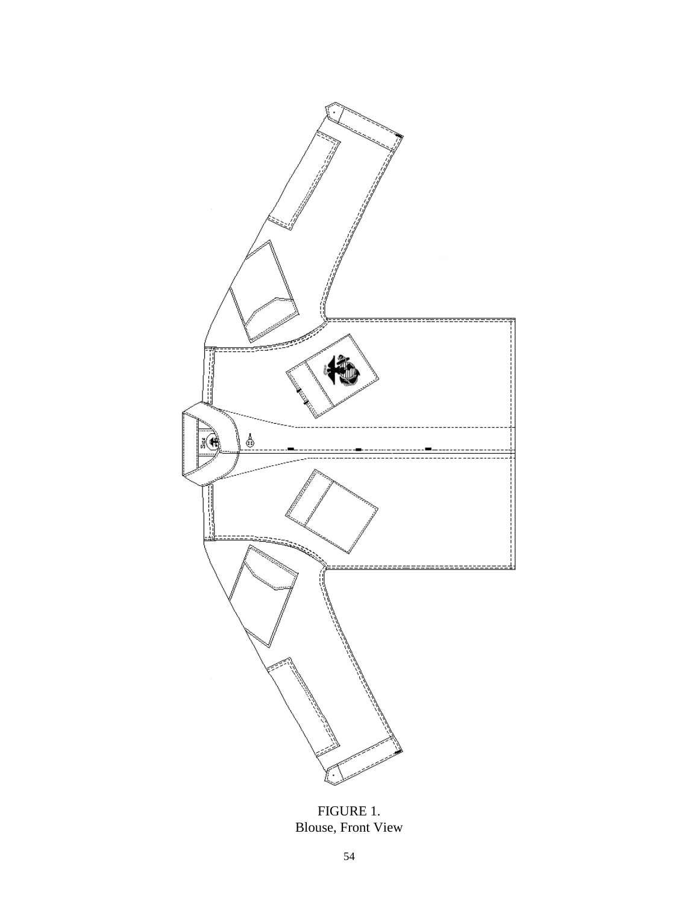FIGURE 1.
Blouse, Front View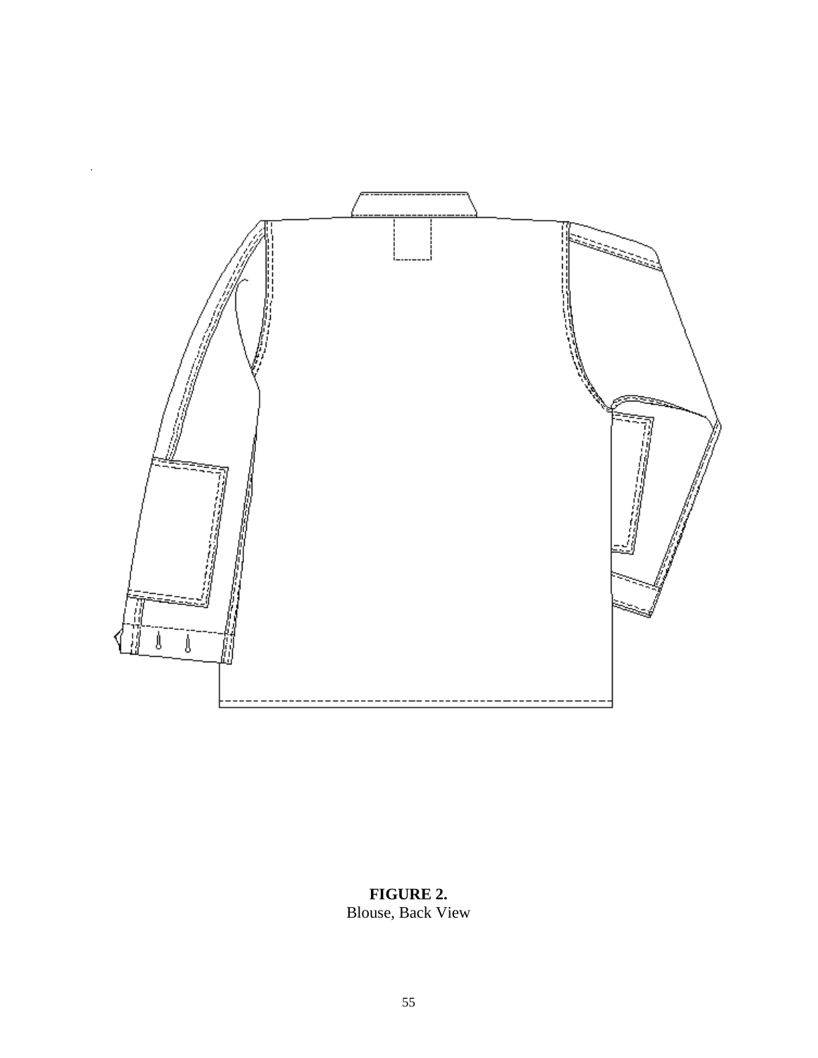**FIGURE 2.**
Blouse, Back View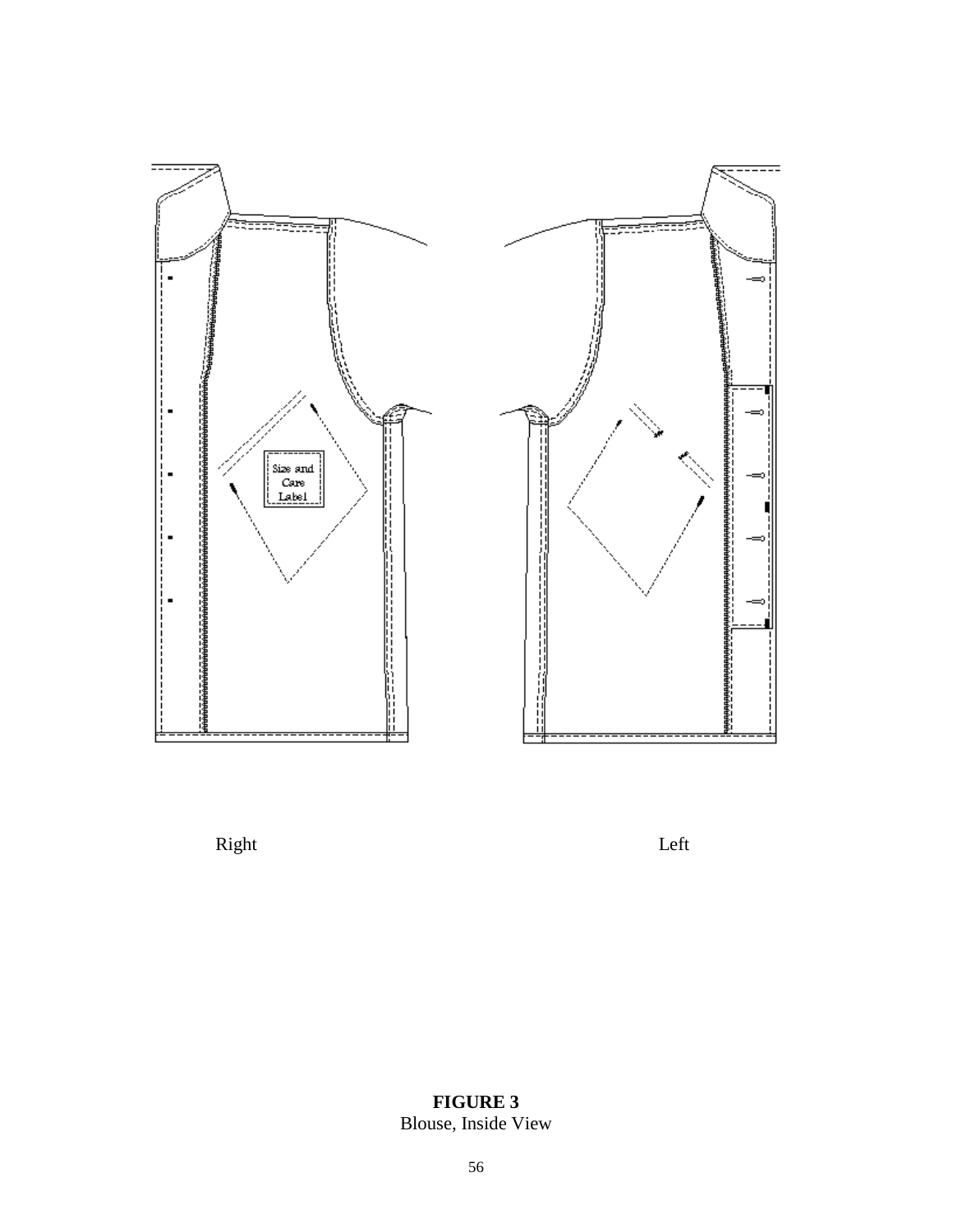Size and Care Label

Right

Left

**FIGURE 3**
Blouse, Inside View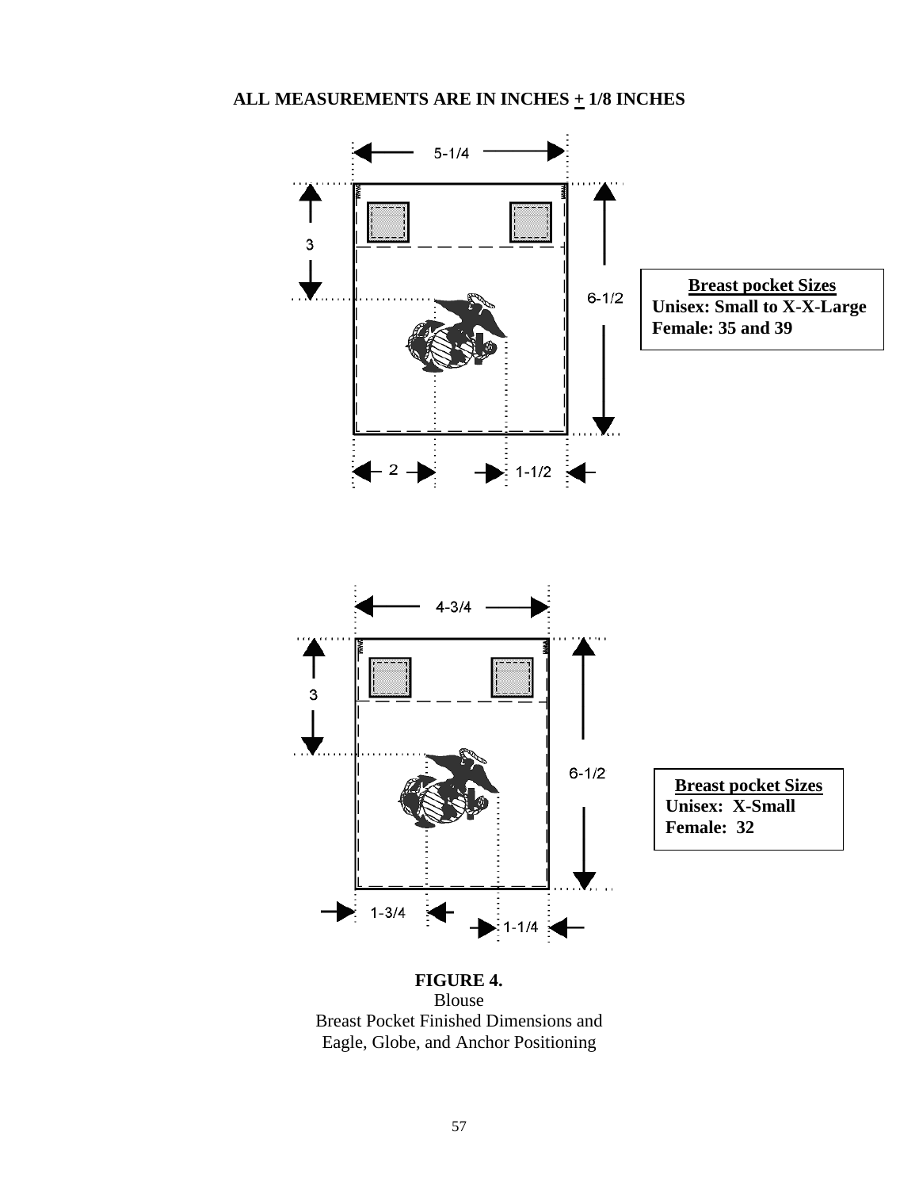**ALL MEASUREMENTS ARE IN INCHES ± 1/8 INCHES**

5-1/4

3

6-1/2

2

1-1/2

**Breast pocket Sizes**
**Unisex: Small to X-X-Large**
**Female: 35 and 39**

4-3/4

3

6-1/2

1-3/4

1-1/4

**Breast pocket Sizes**
**Unisex: X-Small**
**Female: 32**

**FIGURE 4.**
Blouse
Breast Pocket Finished Dimensions and
Eagle, Globe, and Anchor Positioning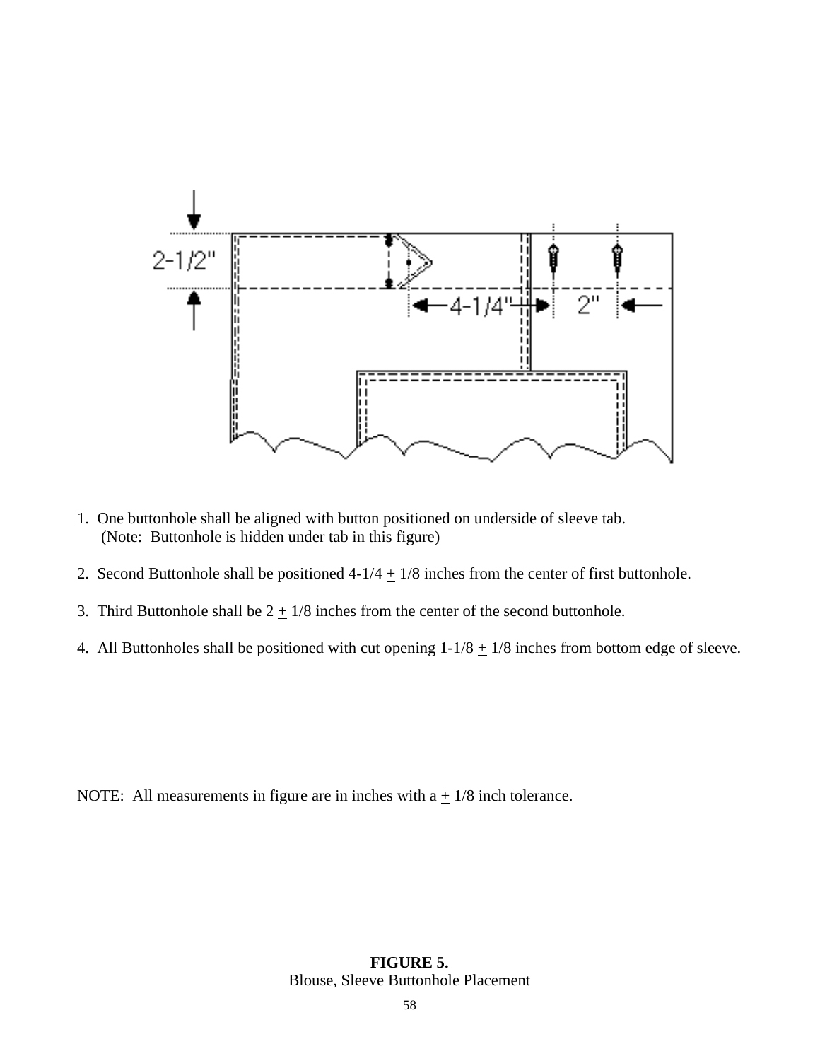1. One buttonhole shall be aligned with button positioned on underside of sleeve tab. (Note: Buttonhole is hidden under tab in this figure)

2. Second Buttonhole shall be positioned 4-1/4 ± 1/8 inches from the center of first buttonhole.

3. Third Buttonhole shall be 2 ± 1/8 inches from the center of the second buttonhole.

4. All Buttonholes shall be positioned with cut opening 1-1/8 ± 1/8 inches from bottom edge of sleeve.

NOTE: All measurements in figure are in inches with a ± 1/8 inch tolerance.

**FIGURE 5.**
Blouse, Sleeve Buttonhole Placement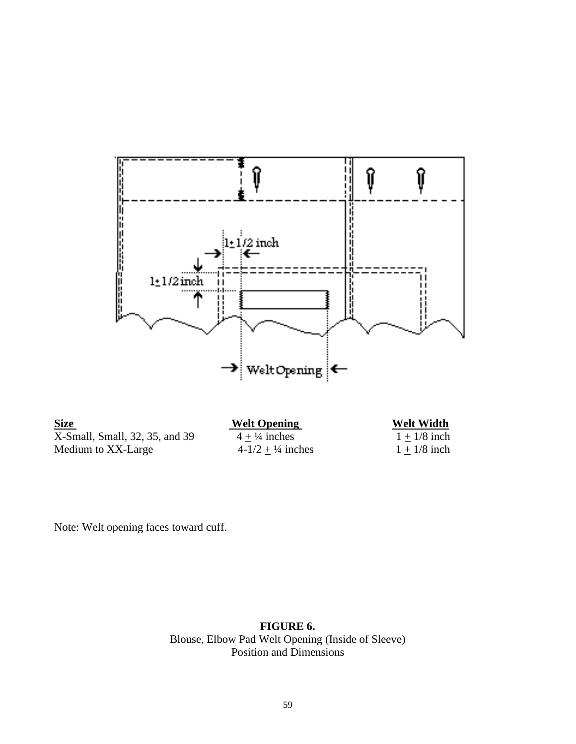1 ± 1/2 inch

1 ± 1/2 inch

Welt Opening

| Size | Welt Opening | Welt Width |
|---|---|---|
| X-Small, Small, 32, 35, and 39 | 4 ± ¼ inches | 1 ± 1/8 inch |
| Medium to XX-Large | 4-1/2 ± ¼ inches | 1 ± 1/8 inch |

Note: Welt opening faces toward cuff.

**FIGURE 6.**
Blouse, Elbow Pad Welt Opening (Inside of Sleeve)
Position and Dimensions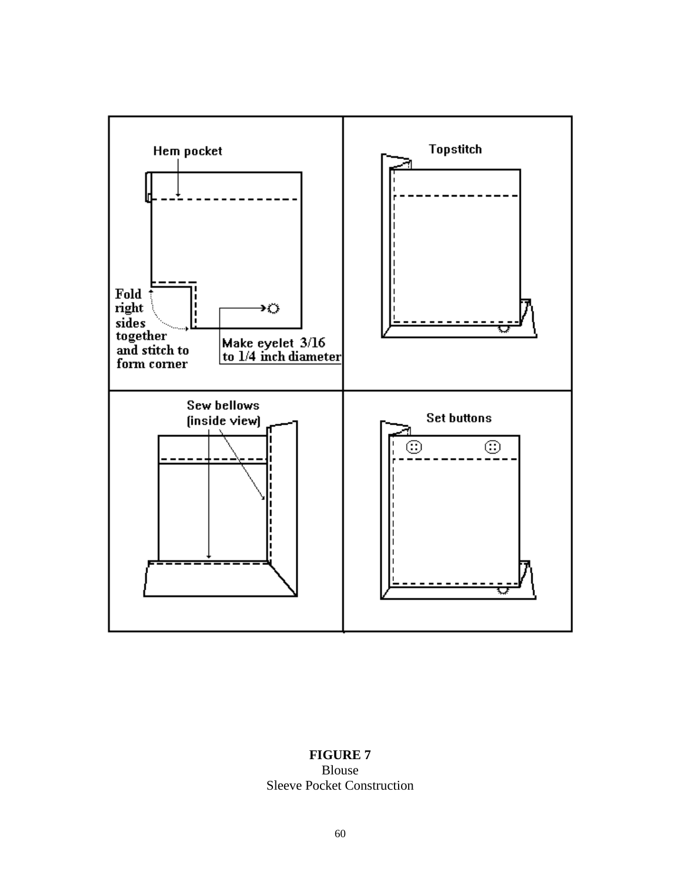Hem pocket

Fold right sides together and stitch to form corner

Make eyelet 3/16 to 1/4 inch diameter

Topstitch

Sew bellows (inside view)

Set buttons

**FIGURE 7**
Blouse
Sleeve Pocket Construction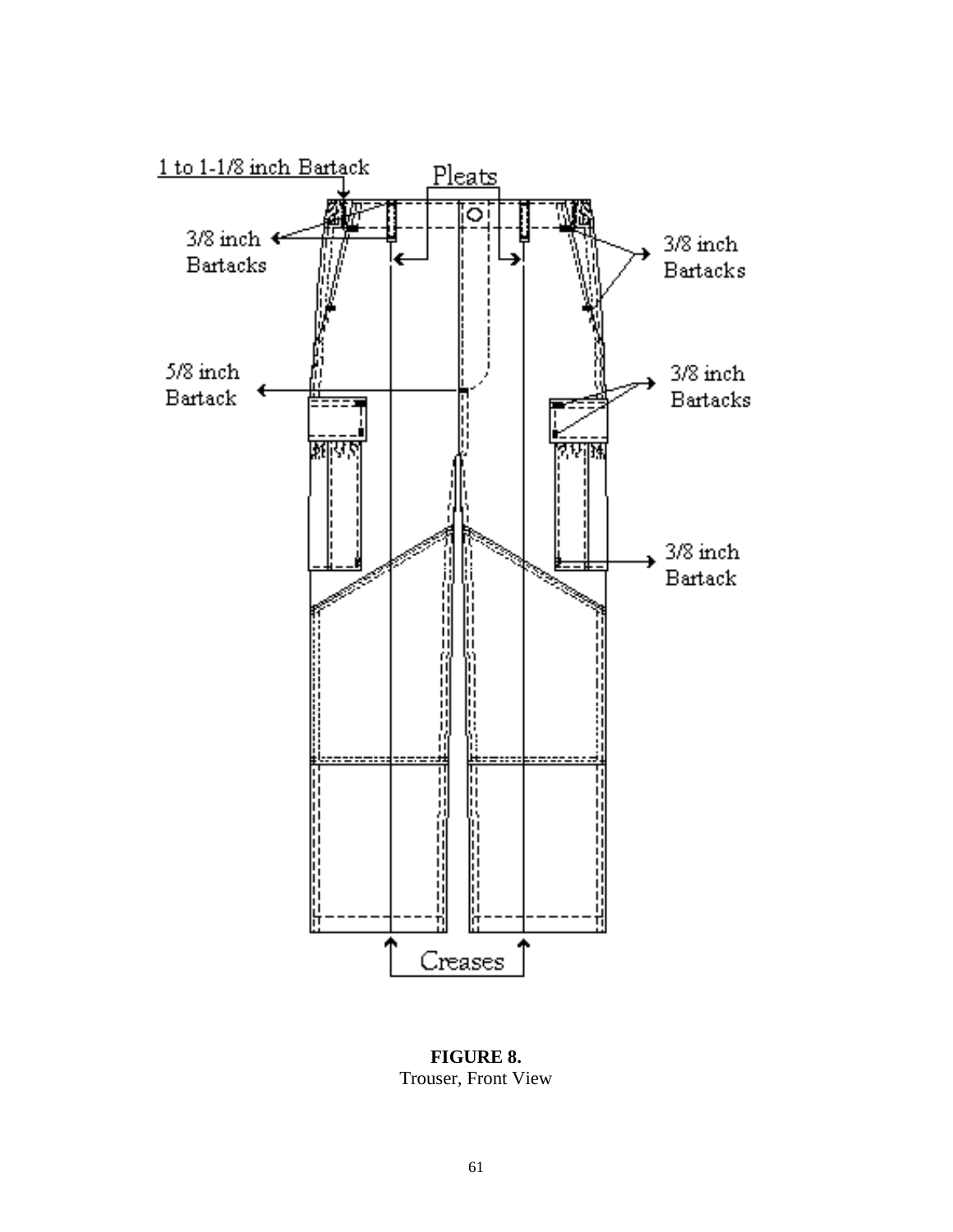1 to 1-1/8 inch Bartack

Pleats

3/8 inch Bartacks

3/8 inch Bartacks

5/8 inch Bartack

3/8 inch Bartacks

3/8 inch Bartack

Creases

**FIGURE 8.**
Trouser, Front View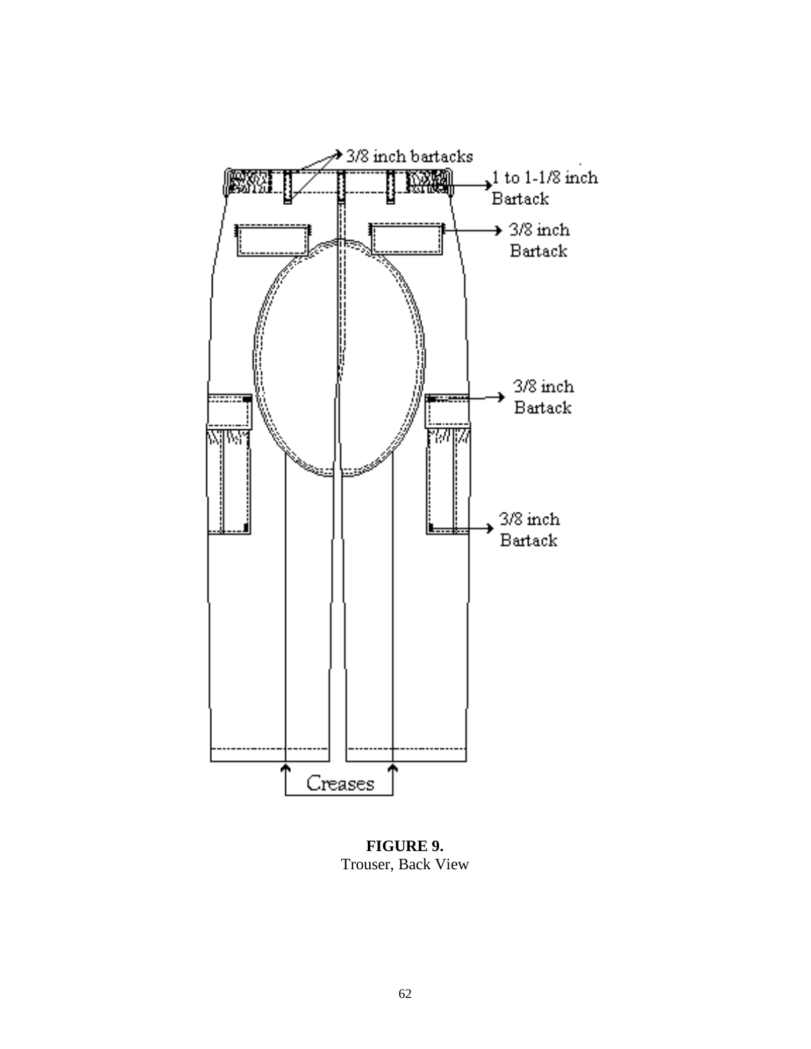3/8 inch bartacks

1 to 1-1/8 inch Bartack

3/8 inch Bartack

3/8 inch Bartack

3/8 inch Bartack

Creases

**FIGURE 9.**
Trouser, Back View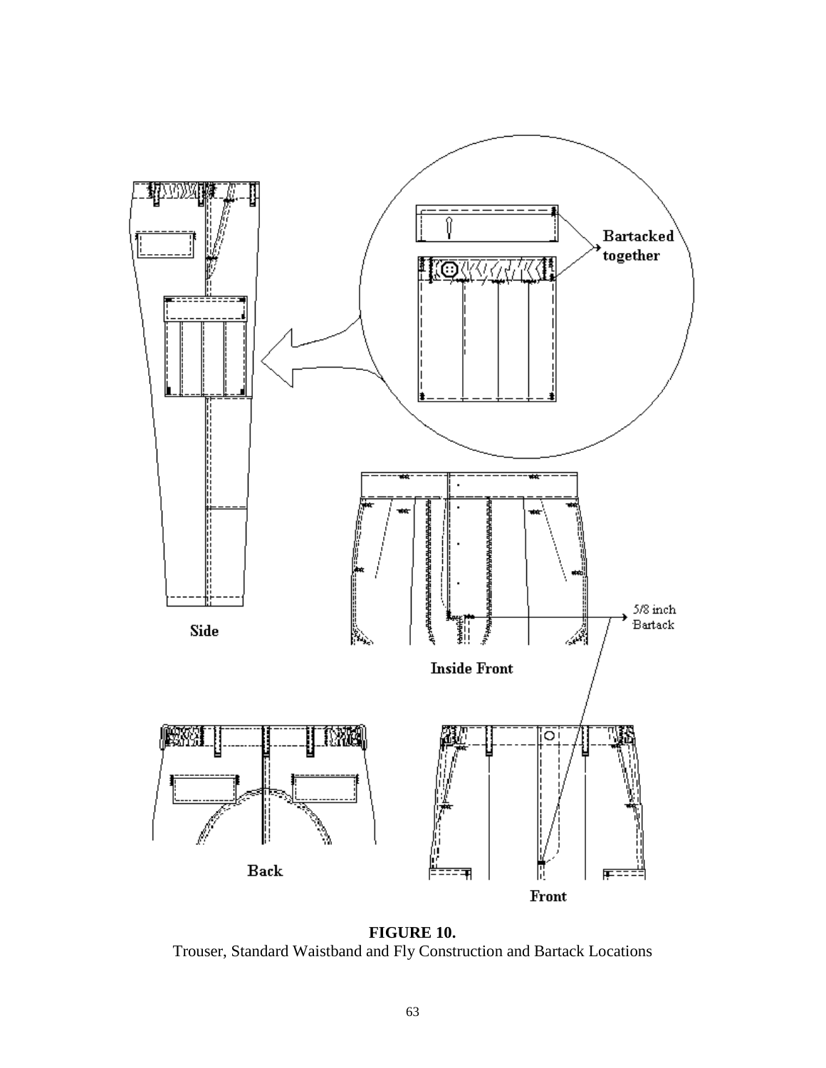**FIGURE 10.**
Trouser, Standard Waistband and Fly Construction and Bartack Locations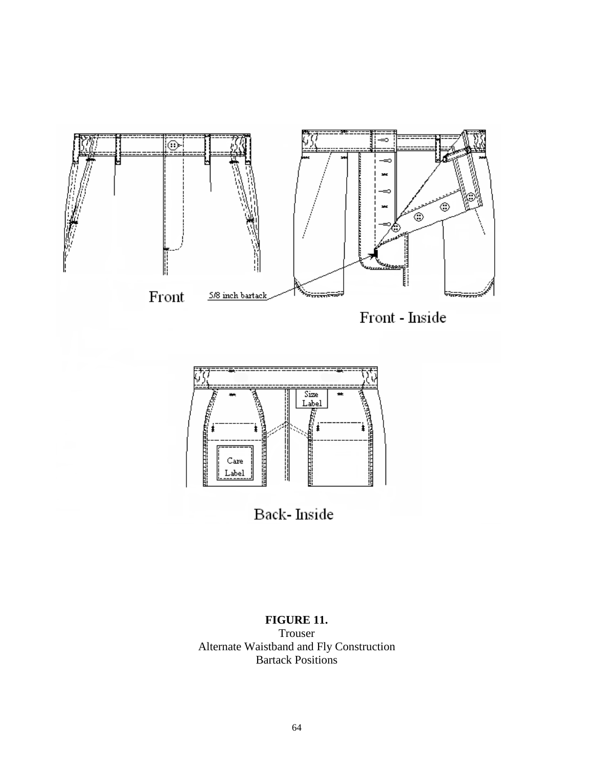Front

5/8 inch bartack

Front - Inside

Size Label

Care Label

Back- Inside

**FIGURE 11.**
Trouser
Alternate Waistband and Fly Construction
Bartack Positions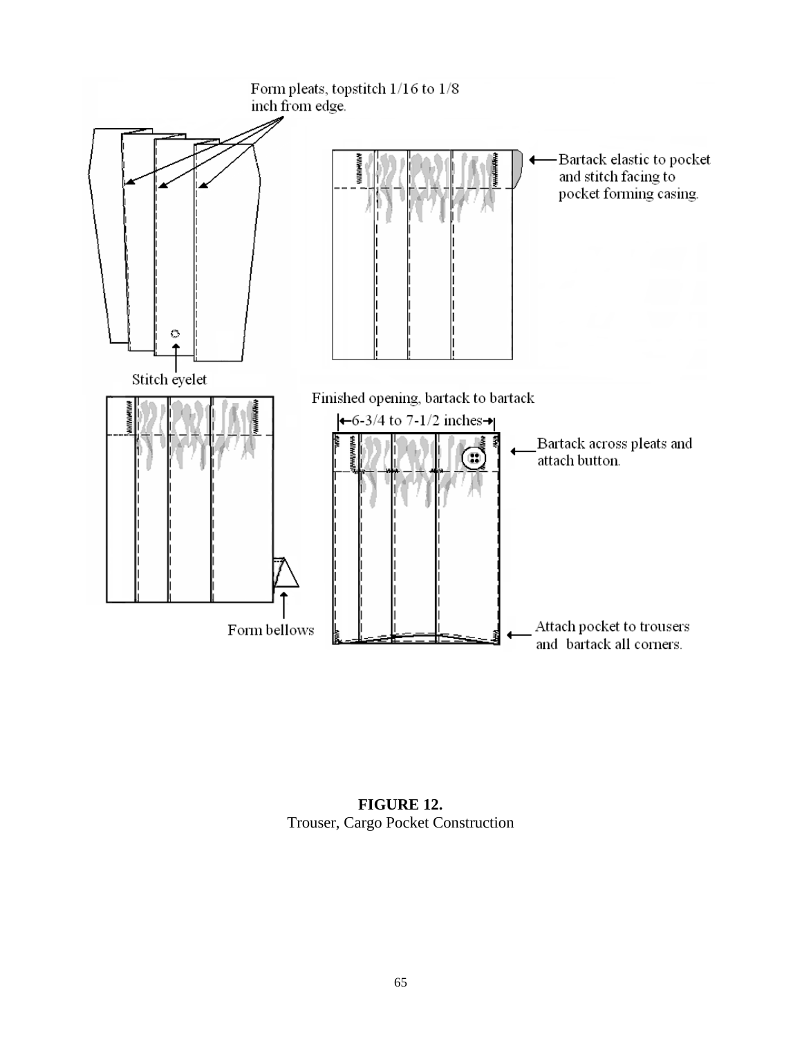Form pleats, topstitch 1/16 to 1/8 inch from edge.

Bartack elastic to pocket and stitch facing to pocket forming casing.

Stitch eyelet

Finished opening, bartack to bartack

←6-3/4 to 7-1/2 inches→

Bartack across pleats and attach button.

Form bellows

Attach pocket to trousers and bartack all corners.

**FIGURE 12.**
Trouser, Cargo Pocket Construction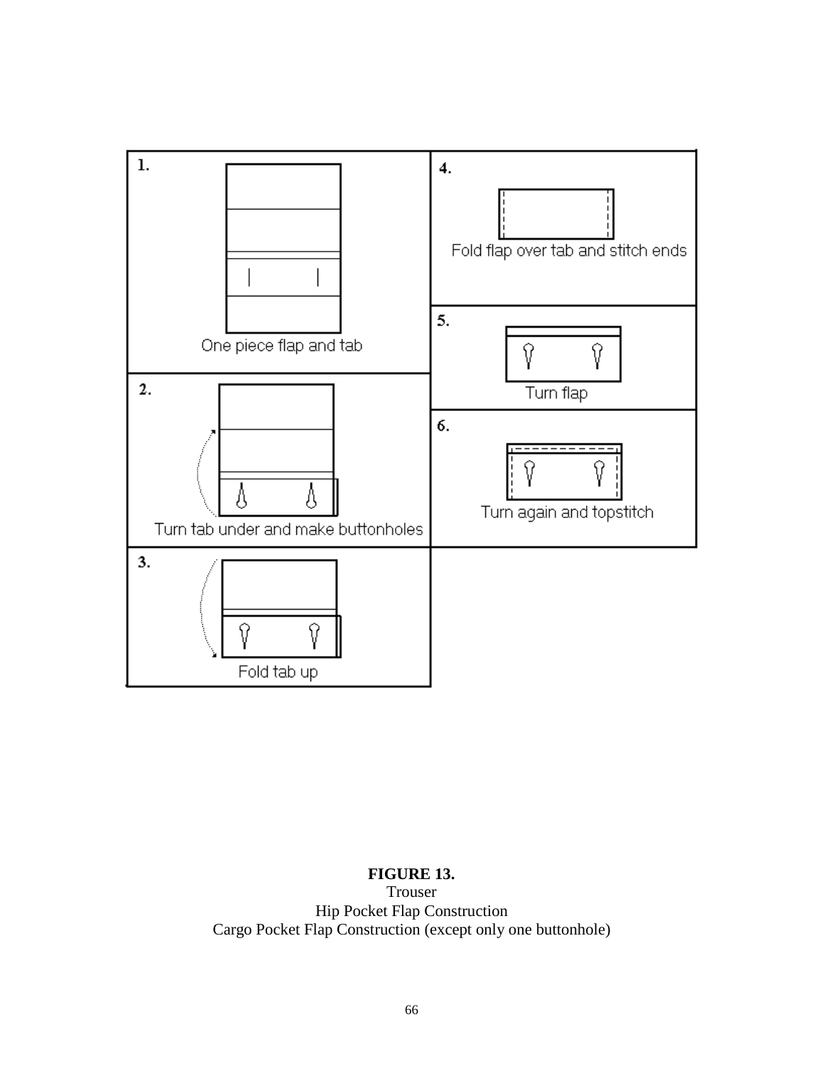1\. One piece flap and tab

2\. Turn tab under and make buttonholes

3\. Fold tab up

4\. Fold flap over tab and stitch ends

5\. Turn flap

6\. Turn again and topstitch

**FIGURE 13.**
Trouser
Hip Pocket Flap Construction
Cargo Pocket Flap Construction (except only one buttonhole)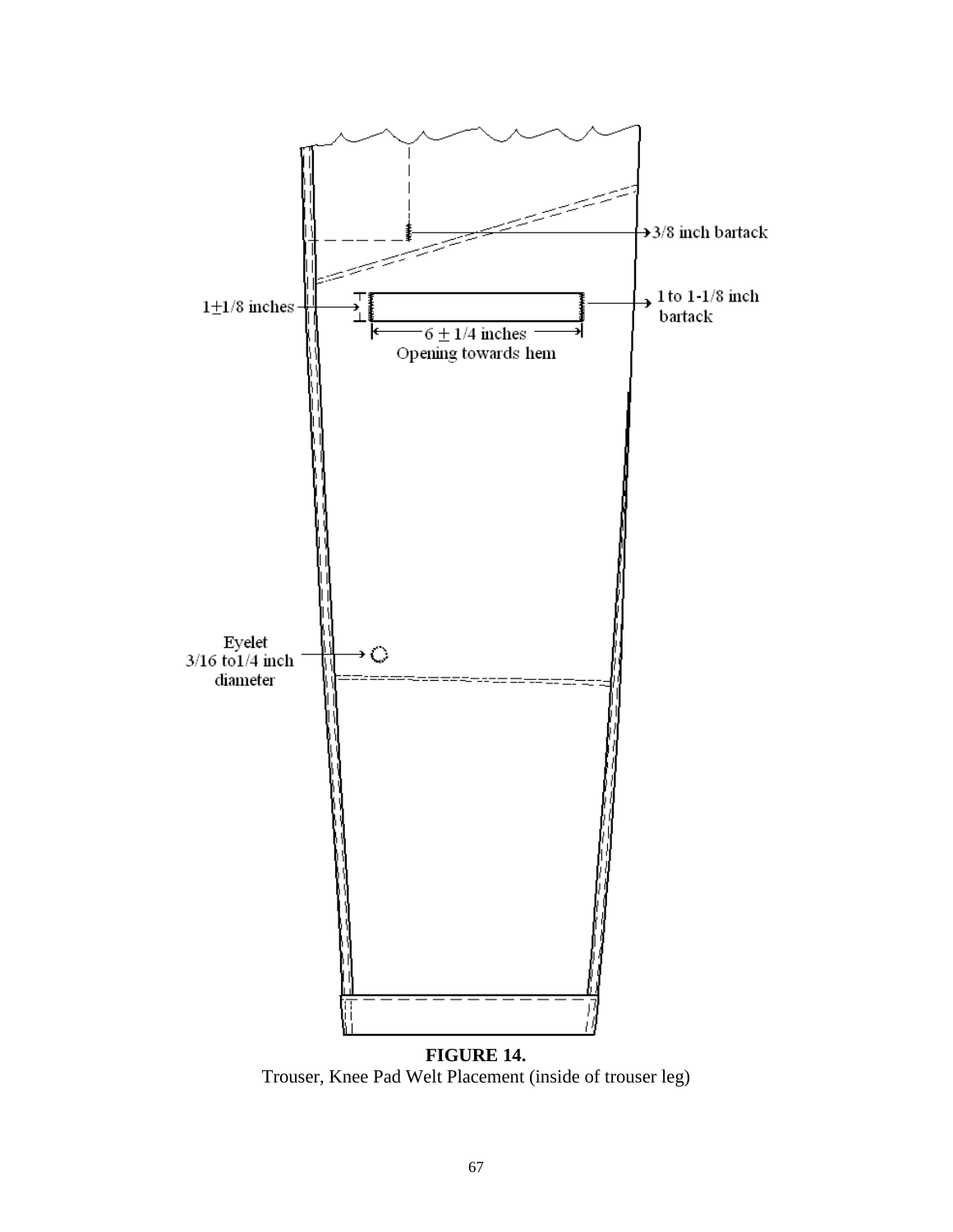3/8 inch bartack

$1 \pm 1/8$ inches

1 to 1-1/8 inch bartack

$6 \pm 1/4$ inches

Opening towards hem

Eyelet 3/16 to 1/4 inch diameter

**FIGURE 14.**

Trouser, Knee Pad Welt Placement (inside of trouser leg)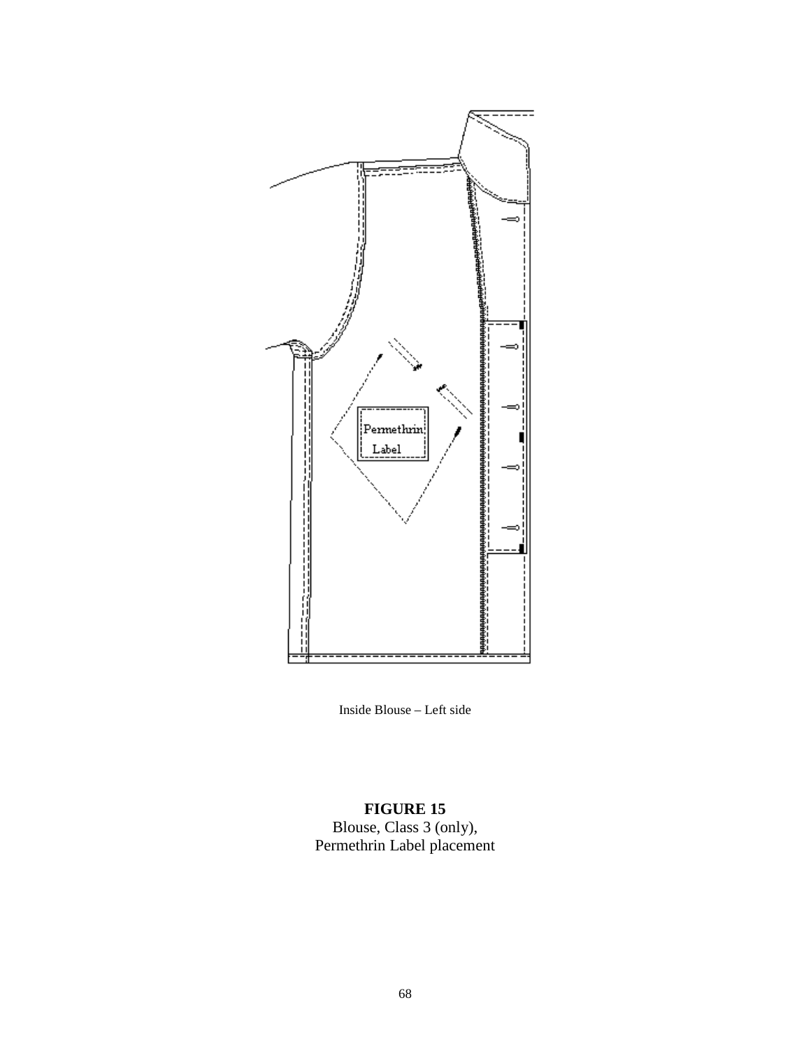Inside Blouse – Left side

**FIGURE 15**
Blouse, Class 3 (only),
Permethrin Label placement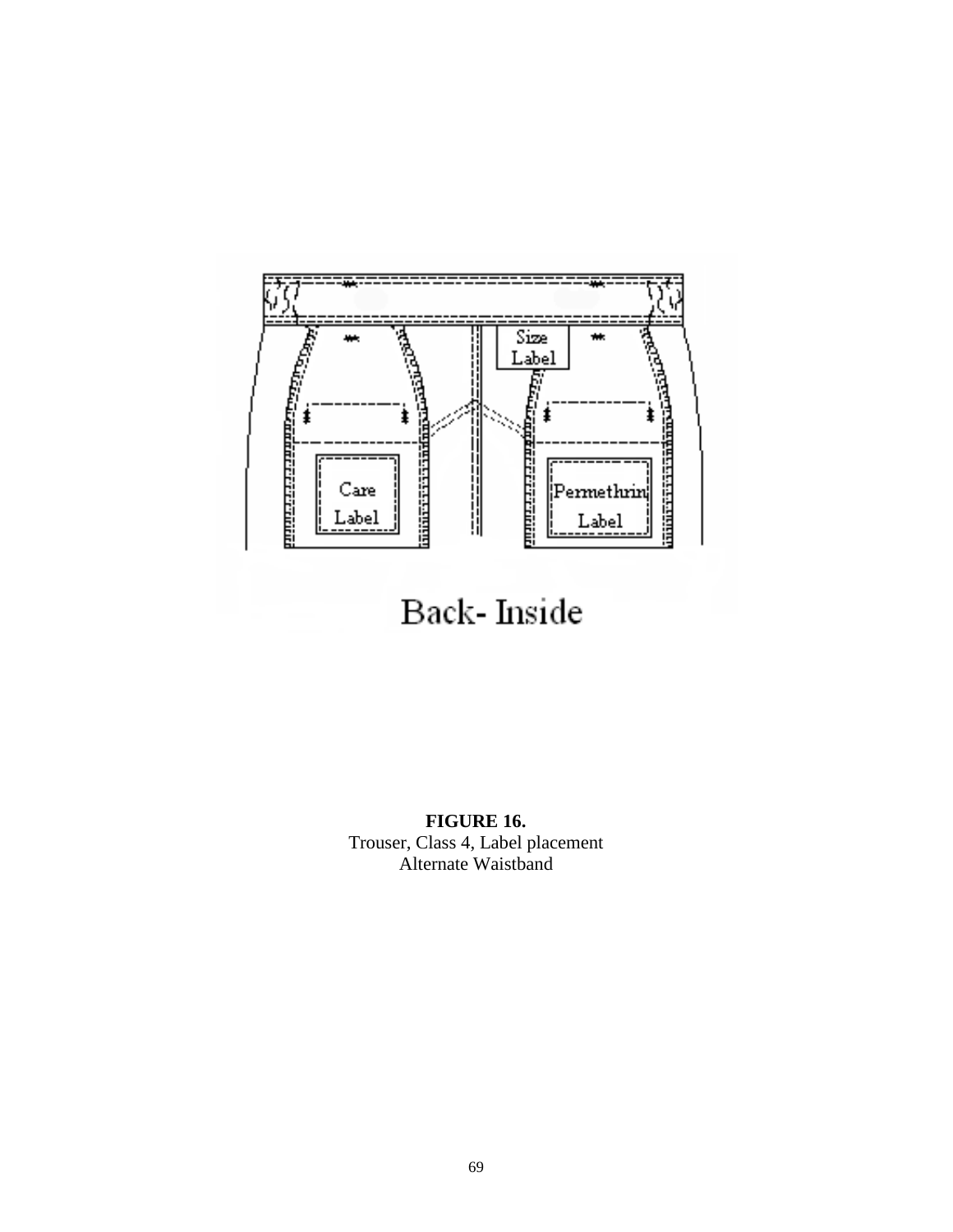**FIGURE 16.**
Trouser, Class 4, Label placement
Alternate Waistband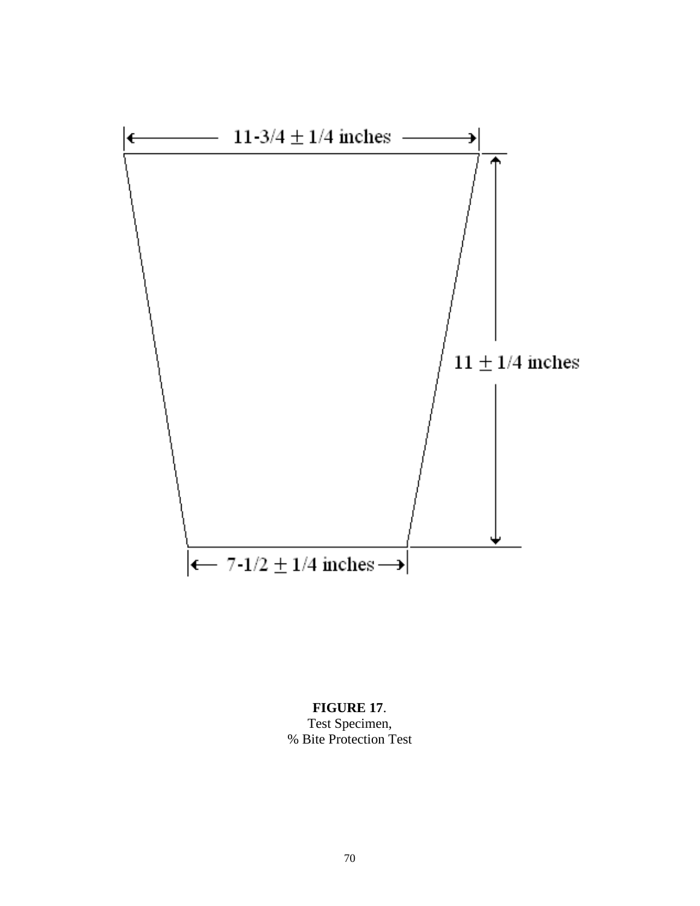11-3/4 ± 1/4 inches

11 ± 1/4 inches

7-1/2 ± 1/4 inches

**FIGURE 17**.
Test Specimen,
% Bite Protection Test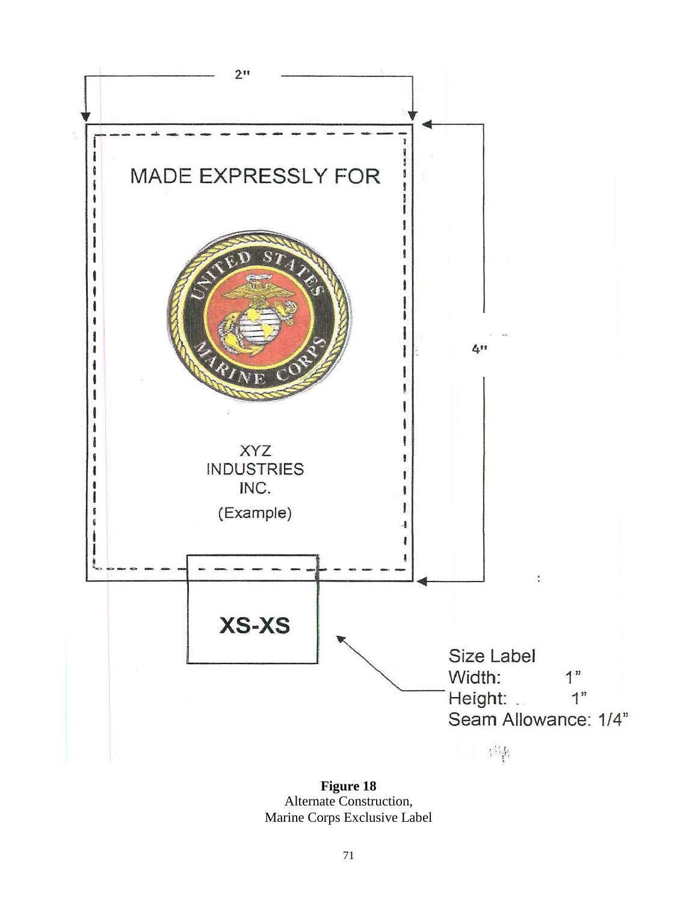2"

MADE EXPRESSLY FOR

XYZ
INDUSTRIES
INC.
(Example)

4"

XS-XS

Size Label
Width: 1"
Height: 1"
Seam Allowance: 1/4"

**Figure 18**
Alternate Construction,
Marine Corps Exclusive Label